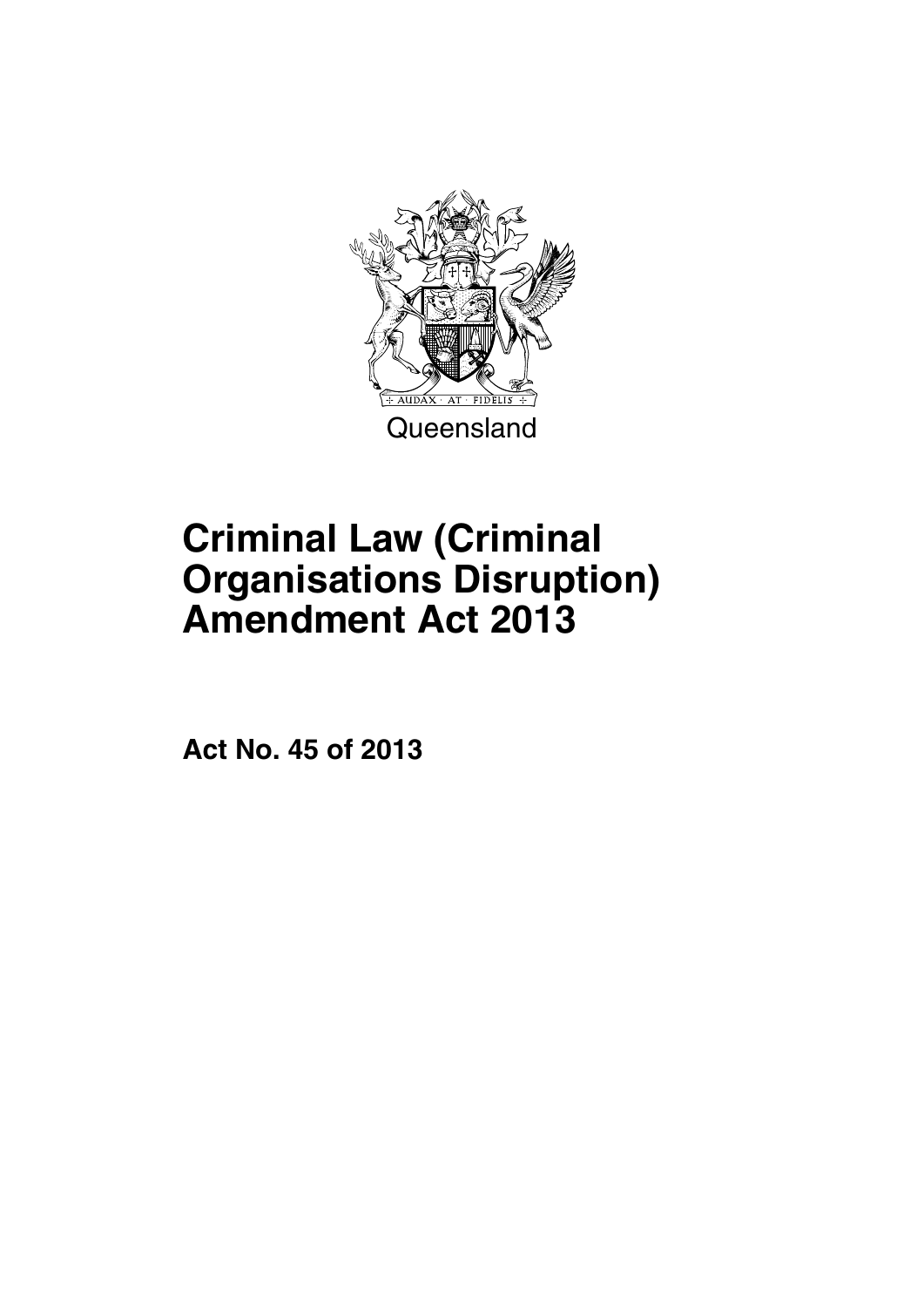Queensland

# Criminal Law (Criminal Organisations Disruption) Amendment Act 2013

**Act No. 45 of 2013**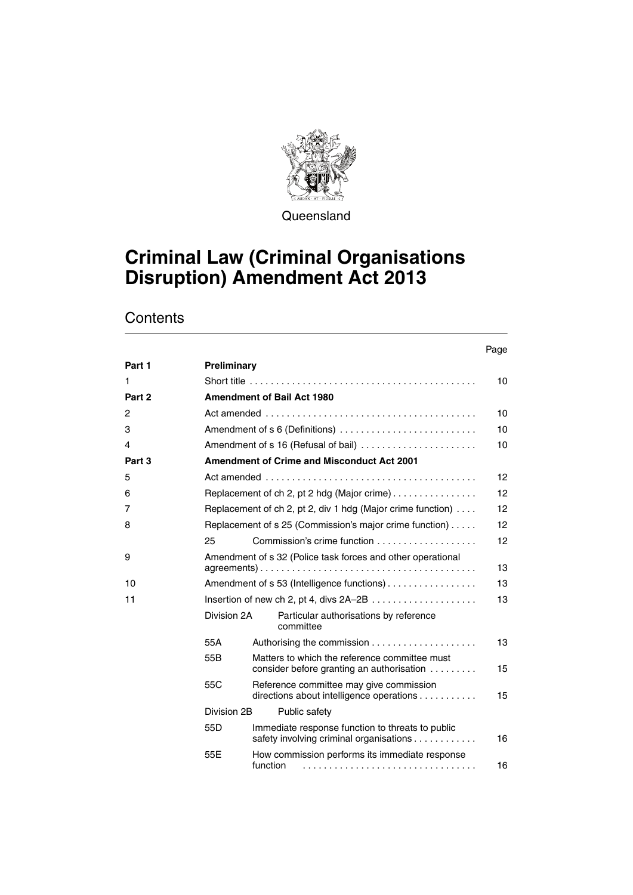Queensland

# Criminal Law (Criminal Organisations Disruption) Amendment Act 2013

## Contents

| | | | Page |
|---|---|---|---|
| **Part 1** | **Preliminary** | | |
| 1 | Short title | | 10 |
| **Part 2** | **Amendment of Bail Act 1980** | | |
| 2 | Act amended | | 10 |
| 3 | Amendment of s 6 (Definitions) | | 10 |
| 4 | Amendment of s 16 (Refusal of bail) | | 10 |
| **Part 3** | **Amendment of Crime and Misconduct Act 2001** | | |
| 5 | Act amended | | 12 |
| 6 | Replacement of ch 2, pt 2 hdg (Major crime) | | 12 |
| 7 | Replacement of ch 2, pt 2, div 1 hdg (Major crime function) | | 12 |
| 8 | Replacement of s 25 (Commission's major crime function) | | 12 |
| | 25 | Commission's crime function | 12 |
| 9 | Amendment of s 32 (Police task forces and other operational agreements) | | 13 |
| 10 | Amendment of s 53 (Intelligence functions) | | 13 |
| 11 | Insertion of new ch 2, pt 4, divs 2A–2B | | 13 |
| | Division 2A | Particular authorisations by reference committee | |
| | 55A | Authorising the commission | 13 |
| | 55B | Matters to which the reference committee must consider before granting an authorisation | 15 |
| | 55C | Reference committee may give commission directions about intelligence operations | 15 |
| | Division 2B | Public safety | |
| | 55D | Immediate response function to threats to public safety involving criminal organisations | 16 |
| | 55E | How commission performs its immediate response function | 16 |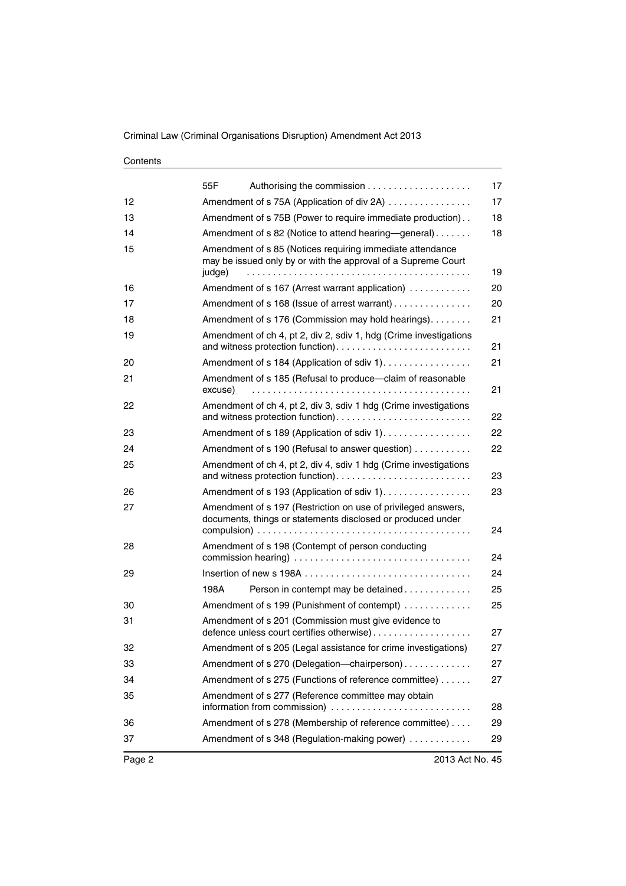| | | | |
|---|---|---|---|
| | 55F | Authorising the commission | 17 |
| 12 | Amendment of s 75A (Application of div 2A) | | 17 |
| 13 | Amendment of s 75B (Power to require immediate production) | | 18 |
| 14 | Amendment of s 82 (Notice to attend hearing—general) | | 18 |
| 15 | Amendment of s 85 (Notices requiring immediate attendance may be issued only by or with the approval of a Supreme Court judge) | | 19 |
| 16 | Amendment of s 167 (Arrest warrant application) | | 20 |
| 17 | Amendment of s 168 (Issue of arrest warrant) | | 20 |
| 18 | Amendment of s 176 (Commission may hold hearings) | | 21 |
| 19 | Amendment of ch 4, pt 2, div 2, sdiv 1, hdg (Crime investigations and witness protection function) | | 21 |
| 20 | Amendment of s 184 (Application of sdiv 1) | | 21 |
| 21 | Amendment of s 185 (Refusal to produce—claim of reasonable excuse) | | 21 |
| 22 | Amendment of ch 4, pt 2, div 3, sdiv 1 hdg (Crime investigations and witness protection function) | | 22 |
| 23 | Amendment of s 189 (Application of sdiv 1) | | 22 |
| 24 | Amendment of s 190 (Refusal to answer question) | | 22 |
| 25 | Amendment of ch 4, pt 2, div 4, sdiv 1 hdg (Crime investigations and witness protection function) | | 23 |
| 26 | Amendment of s 193 (Application of sdiv 1) | | 23 |
| 27 | Amendment of s 197 (Restriction on use of privileged answers, documents, things or statements disclosed or produced under compulsion) | | 24 |
| 28 | Amendment of s 198 (Contempt of person conducting commission hearing) | | 24 |
| 29 | Insertion of new s 198A | | 24 |
| | 198A | Person in contempt may be detained | 25 |
| 30 | Amendment of s 199 (Punishment of contempt) | | 25 |
| 31 | Amendment of s 201 (Commission must give evidence to defence unless court certifies otherwise) | | 27 |
| 32 | Amendment of s 205 (Legal assistance for crime investigations) | | 27 |
| 33 | Amendment of s 270 (Delegation—chairperson) | | 27 |
| 34 | Amendment of s 275 (Functions of reference committee) | | 27 |
| 35 | Amendment of s 277 (Reference committee may obtain information from commission) | | 28 |
| 36 | Amendment of s 278 (Membership of reference committee) | | 29 |
| 37 | Amendment of s 348 (Regulation-making power) | | 29 |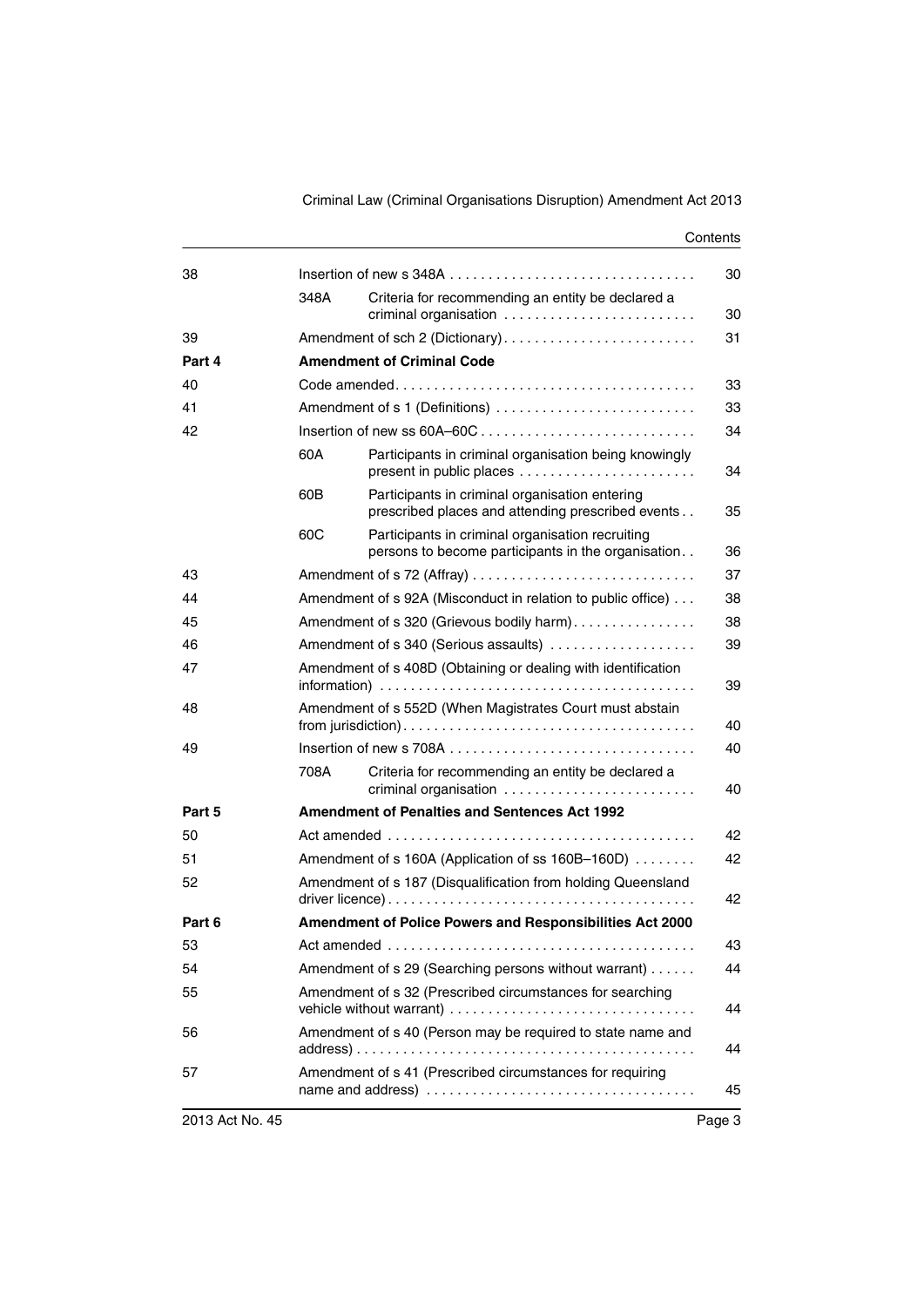| | | | |
|---|---|---|---|
| 38 | | Insertion of new s 348A | 30 |
| | 348A | Criteria for recommending an entity be declared a criminal organisation | 30 |
| 39 | | Amendment of sch 2 (Dictionary) | 31 |
| **Part 4** | | **Amendment of Criminal Code** | |
| 40 | | Code amended | 33 |
| 41 | | Amendment of s 1 (Definitions) | 33 |
| 42 | | Insertion of new ss 60A–60C | 34 |
| | 60A | Participants in criminal organisation being knowingly present in public places | 34 |
| | 60B | Participants in criminal organisation entering prescribed places and attending prescribed events | 35 |
| | 60C | Participants in criminal organisation recruiting persons to become participants in the organisation | 36 |
| 43 | | Amendment of s 72 (Affray) | 37 |
| 44 | | Amendment of s 92A (Misconduct in relation to public office) | 38 |
| 45 | | Amendment of s 320 (Grievous bodily harm) | 38 |
| 46 | | Amendment of s 340 (Serious assaults) | 39 |
| 47 | | Amendment of s 408D (Obtaining or dealing with identification information) | 39 |
| 48 | | Amendment of s 552D (When Magistrates Court must abstain from jurisdiction) | 40 |
| 49 | | Insertion of new s 708A | 40 |
| | 708A | Criteria for recommending an entity be declared a criminal organisation | 40 |
| **Part 5** | | **Amendment of Penalties and Sentences Act 1992** | |
| 50 | | Act amended | 42 |
| 51 | | Amendment of s 160A (Application of ss 160B–160D) | 42 |
| 52 | | Amendment of s 187 (Disqualification from holding Queensland driver licence) | 42 |
| **Part 6** | | **Amendment of Police Powers and Responsibilities Act 2000** | |
| 53 | | Act amended | 43 |
| 54 | | Amendment of s 29 (Searching persons without warrant) | 44 |
| 55 | | Amendment of s 32 (Prescribed circumstances for searching vehicle without warrant) | 44 |
| 56 | | Amendment of s 40 (Person may be required to state name and address) | 44 |
| 57 | | Amendment of s 41 (Prescribed circumstances for requiring name and address) | 45 |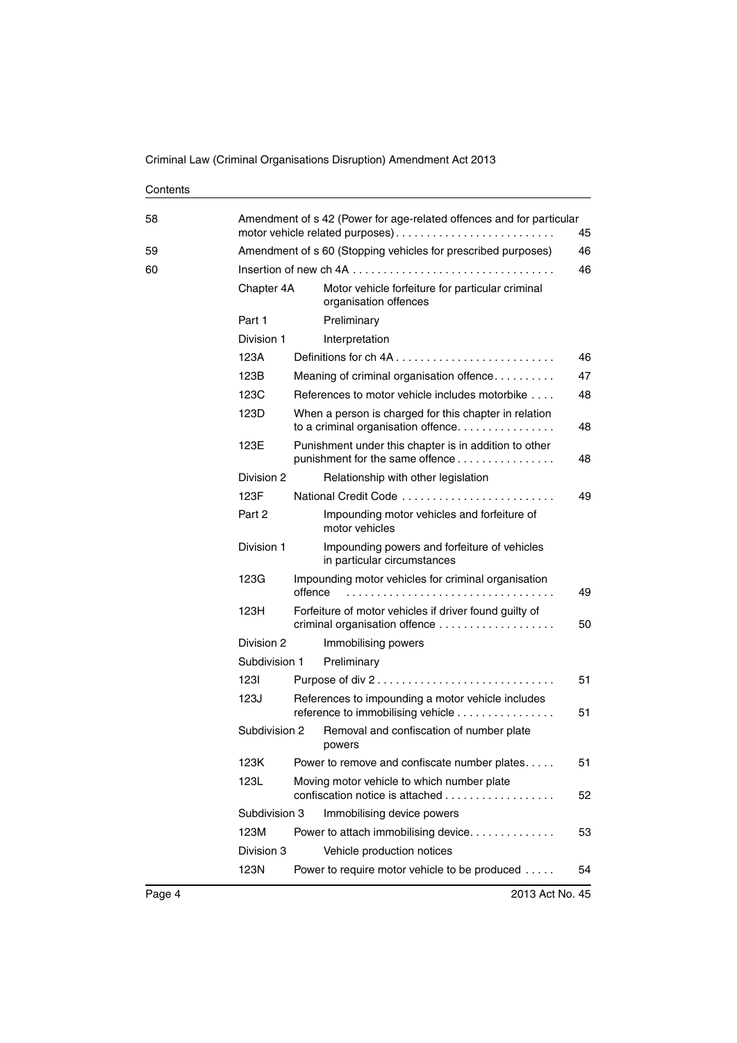| | | | |
|---|---|---|---|
| 58 | Amendment of s 42 (Power for age-related offences and for particular motor vehicle related purposes) | | 45 |
| 59 | Amendment of s 60 (Stopping vehicles for prescribed purposes) | | 46 |
| 60 | Insertion of new ch 4A | | 46 |
| | Chapter 4A | Motor vehicle forfeiture for particular criminal organisation offences | |
| | Part 1 | Preliminary | |
| | Division 1 | Interpretation | |
| | 123A | Definitions for ch 4A | 46 |
| | 123B | Meaning of criminal organisation offence | 47 |
| | 123C | References to motor vehicle includes motorbike | 48 |
| | 123D | When a person is charged for this chapter in relation to a criminal organisation offence | 48 |
| | 123E | Punishment under this chapter is in addition to other punishment for the same offence | 48 |
| | Division 2 | Relationship with other legislation | |
| | 123F | National Credit Code | 49 |
| | Part 2 | Impounding motor vehicles and forfeiture of motor vehicles | |
| | Division 1 | Impounding powers and forfeiture of vehicles in particular circumstances | |
| | 123G | Impounding motor vehicles for criminal organisation offence | 49 |
| | 123H | Forfeiture of motor vehicles if driver found guilty of criminal organisation offence | 50 |
| | Division 2 | Immobilising powers | |
| | Subdivision 1 | Preliminary | |
| | 123I | Purpose of div 2 | 51 |
| | 123J | References to impounding a motor vehicle includes reference to immobilising vehicle | 51 |
| | Subdivision 2 | Removal and confiscation of number plate powers | |
| | 123K | Power to remove and confiscate number plates | 51 |
| | 123L | Moving motor vehicle to which number plate confiscation notice is attached | 52 |
| | Subdivision 3 | Immobilising device powers | |
| | 123M | Power to attach immobilising device | 53 |
| | Division 3 | Vehicle production notices | |
| | 123N | Power to require motor vehicle to be produced | 54 |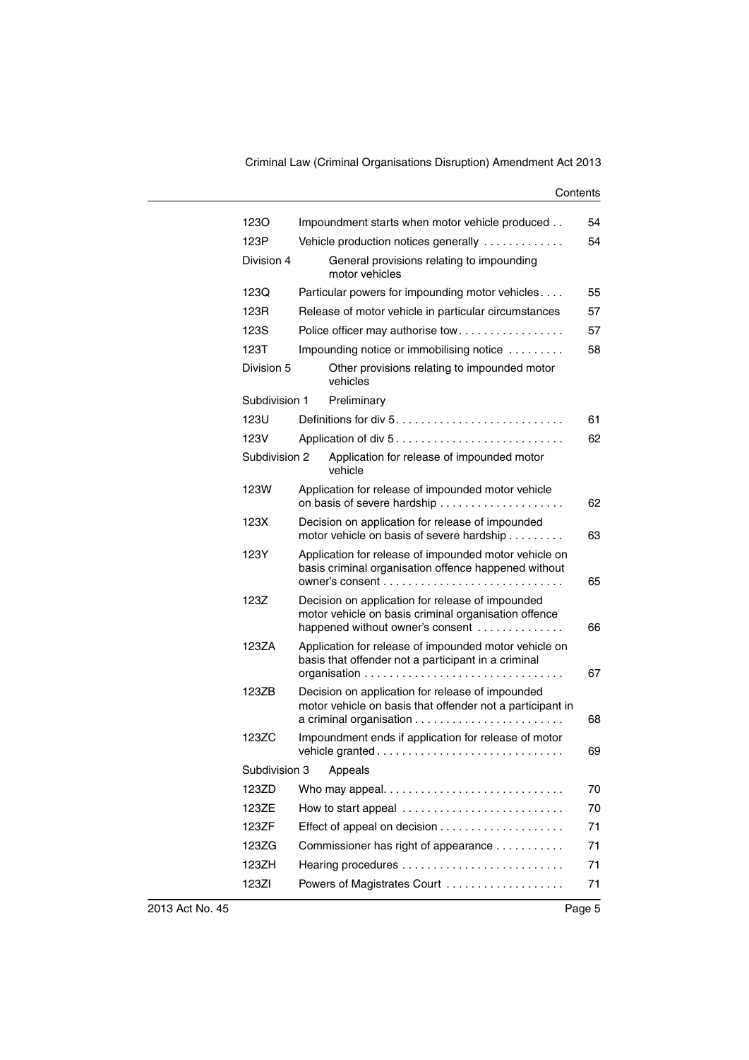| | | |
|---|---|---|
| 123O | Impoundment starts when motor vehicle produced | 54 |
| 123P | Vehicle production notices generally | 54 |
| Division 4 | General provisions relating to impounding motor vehicles | |
| 123Q | Particular powers for impounding motor vehicles | 55 |
| 123R | Release of motor vehicle in particular circumstances | 57 |
| 123S | Police officer may authorise tow | 57 |
| 123T | Impounding notice or immobilising notice | 58 |
| Division 5 | Other provisions relating to impounded motor vehicles | |
| Subdivision 1 | Preliminary | |
| 123U | Definitions for div 5 | 61 |
| 123V | Application of div 5 | 62 |
| Subdivision 2 | Application for release of impounded motor vehicle | |
| 123W | Application for release of impounded motor vehicle on basis of severe hardship | 62 |
| 123X | Decision on application for release of impounded motor vehicle on basis of severe hardship | 63 |
| 123Y | Application for release of impounded motor vehicle on basis criminal organisation offence happened without owner's consent | 65 |
| 123Z | Decision on application for release of impounded motor vehicle on basis criminal organisation offence happened without owner's consent | 66 |
| 123ZA | Application for release of impounded motor vehicle on basis that offender not a participant in a criminal organisation | 67 |
| 123ZB | Decision on application for release of impounded motor vehicle on basis that offender not a participant in a criminal organisation | 68 |
| 123ZC | Impoundment ends if application for release of motor vehicle granted | 69 |
| Subdivision 3 | Appeals | |
| 123ZD | Who may appeal | 70 |
| 123ZE | How to start appeal | 70 |
| 123ZF | Effect of appeal on decision | 71 |
| 123ZG | Commissioner has right of appearance | 71 |
| 123ZH | Hearing procedures | 71 |
| 123ZI | Powers of Magistrates Court | 71 |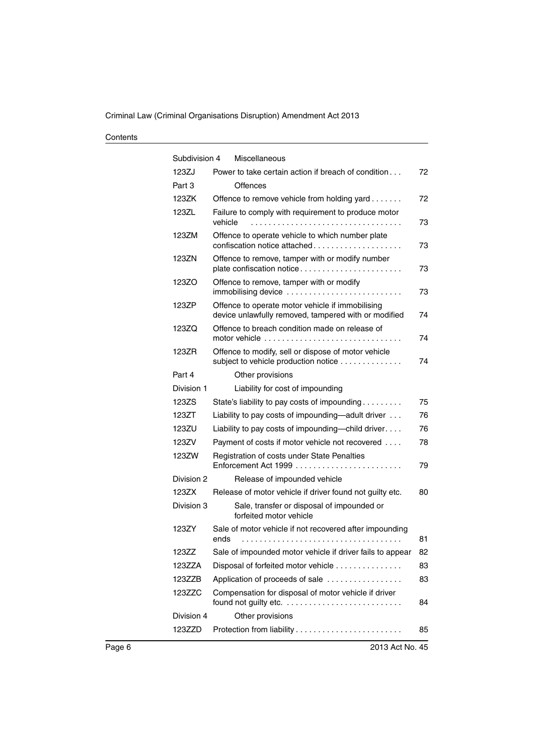| | | |
|---|---|---|
| Subdivision 4 | Miscellaneous | |
| 123ZJ | Power to take certain action if breach of condition | 72 |
| Part 3 | Offences | |
| 123ZK | Offence to remove vehicle from holding yard | 72 |
| 123ZL | Failure to comply with requirement to produce motor vehicle | 73 |
| 123ZM | Offence to operate vehicle to which number plate confiscation notice attached | 73 |
| 123ZN | Offence to remove, tamper with or modify number plate confiscation notice | 73 |
| 123ZO | Offence to remove, tamper with or modify immobilising device | 73 |
| 123ZP | Offence to operate motor vehicle if immobilising device unlawfully removed, tampered with or modified | 74 |
| 123ZQ | Offence to breach condition made on release of motor vehicle | 74 |
| 123ZR | Offence to modify, sell or dispose of motor vehicle subject to vehicle production notice | 74 |
| Part 4 | Other provisions | |
| Division 1 | Liability for cost of impounding | |
| 123ZS | State's liability to pay costs of impounding | 75 |
| 123ZT | Liability to pay costs of impounding—adult driver | 76 |
| 123ZU | Liability to pay costs of impounding—child driver | 76 |
| 123ZV | Payment of costs if motor vehicle not recovered | 78 |
| 123ZW | Registration of costs under State Penalties Enforcement Act 1999 | 79 |
| Division 2 | Release of impounded vehicle | |
| 123ZX | Release of motor vehicle if driver found not guilty etc. | 80 |
| Division 3 | Sale, transfer or disposal of impounded or forfeited motor vehicle | |
| 123ZY | Sale of motor vehicle if not recovered after impounding ends | 81 |
| 123ZZ | Sale of impounded motor vehicle if driver fails to appear | 82 |
| 123ZZA | Disposal of forfeited motor vehicle | 83 |
| 123ZZB | Application of proceeds of sale | 83 |
| 123ZZC | Compensation for disposal of motor vehicle if driver found not guilty etc. | 84 |
| Division 4 | Other provisions | |
| 123ZZD | Protection from liability | 85 |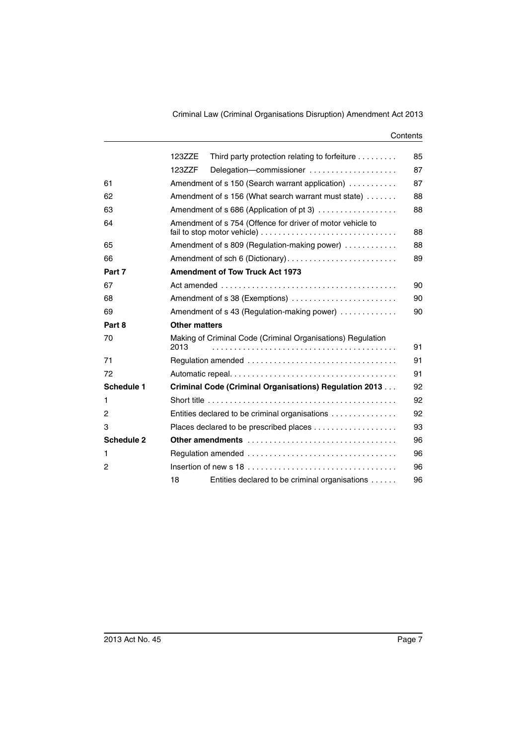| | | | |
|---|---|---|---|
| | 123ZZE | Third party protection relating to forfeiture | 85 |
| | 123ZZF | Delegation—commissioner | 87 |
| 61 | Amendment of s 150 (Search warrant application) | | 87 |
| 62 | Amendment of s 156 (What search warrant must state) | | 88 |
| 63 | Amendment of s 686 (Application of pt 3) | | 88 |
| 64 | Amendment of s 754 (Offence for driver of motor vehicle to fail to stop motor vehicle) | | 88 |
| 65 | Amendment of s 809 (Regulation-making power) | | 88 |
| 66 | Amendment of sch 6 (Dictionary) | | 89 |
| **Part 7** | **Amendment of Tow Truck Act 1973** | | |
| 67 | Act amended | | 90 |
| 68 | Amendment of s 38 (Exemptions) | | 90 |
| 69 | Amendment of s 43 (Regulation-making power) | | 90 |
| **Part 8** | **Other matters** | | |
| 70 | Making of Criminal Code (Criminal Organisations) Regulation 2013 | | 91 |
| 71 | Regulation amended | | 91 |
| 72 | Automatic repeal | | 91 |
| **Schedule 1** | **Criminal Code (Criminal Organisations) Regulation 2013** | | 92 |
| 1 | Short title | | 92 |
| 2 | Entities declared to be criminal organisations | | 92 |
| 3 | Places declared to be prescribed places | | 93 |
| **Schedule 2** | **Other amendments** | | 96 |
| 1 | Regulation amended | | 96 |
| 2 | Insertion of new s 18 | | 96 |
| | 18 | Entities declared to be criminal organisations | 96 |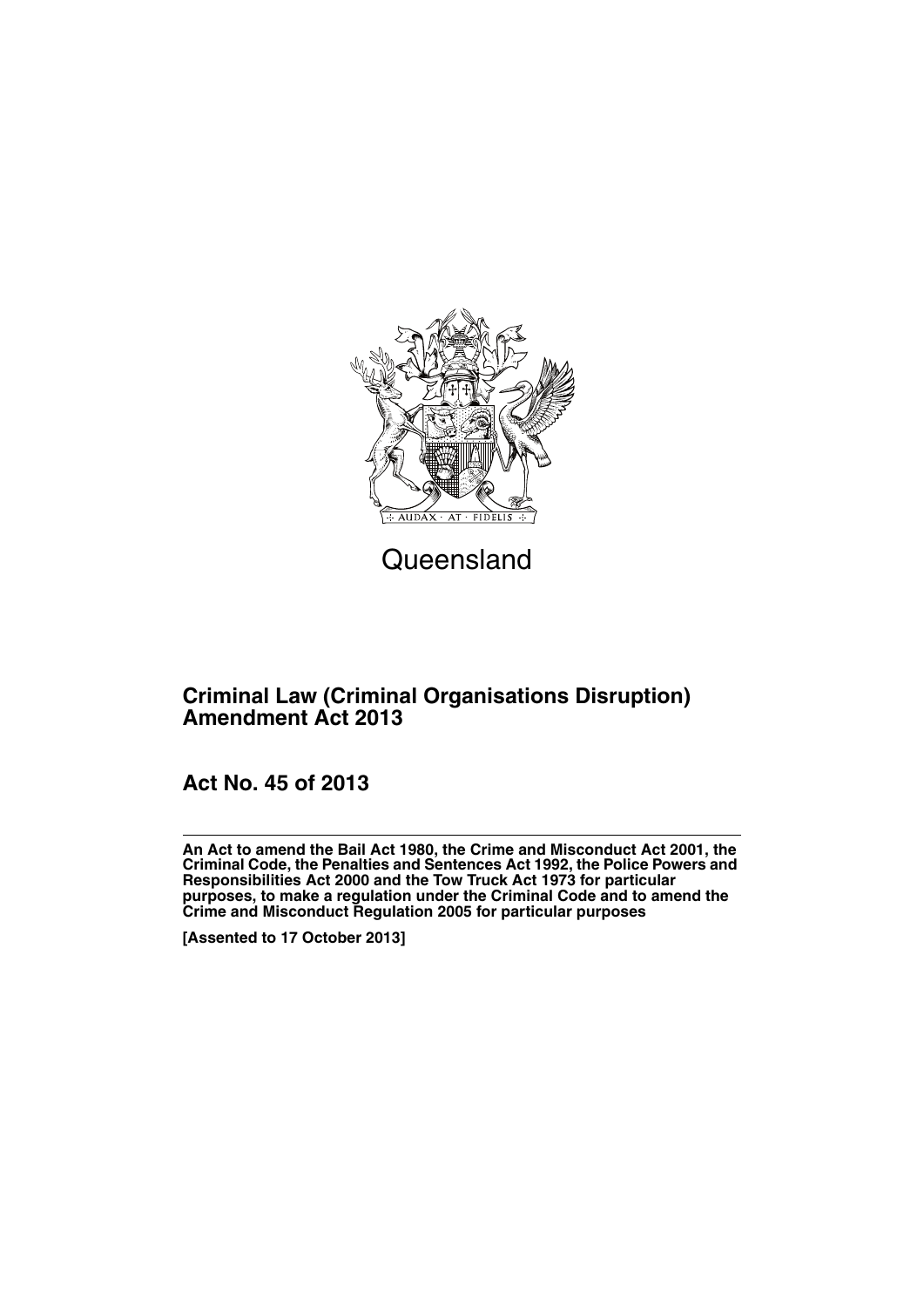Queensland

## Criminal Law (Criminal Organisations Disruption) Amendment Act 2013

## Act No. 45 of 2013

**An Act to amend the Bail Act 1980, the Crime and Misconduct Act 2001, the Criminal Code, the Penalties and Sentences Act 1992, the Police Powers and Responsibilities Act 2000 and the Tow Truck Act 1973 for particular purposes, to make a regulation under the Criminal Code and to amend the Crime and Misconduct Regulation 2005 for particular purposes**

**[Assented to 17 October 2013]**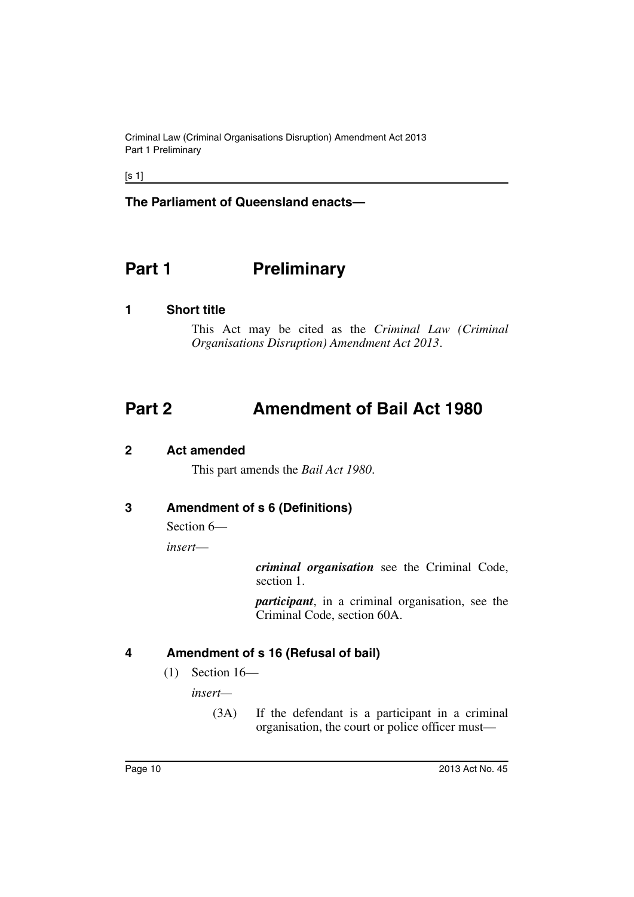**The Parliament of Queensland enacts—**

# Part 1 Preliminary

### 1 Short title

This Act may be cited as the *Criminal Law (Criminal Organisations Disruption) Amendment Act 2013*.

# Part 2 Amendment of Bail Act 1980

### 2 Act amended

This part amends the *Bail Act 1980*.

### 3 Amendment of s 6 (Definitions)

Section 6—

*insert*—

> ***criminal organisation*** see the Criminal Code, section 1.
>
> ***participant***, in a criminal organisation, see the Criminal Code, section 60A.

### 4 Amendment of s 16 (Refusal of bail)

(1) Section 16—

*insert*—

> (3A) If the defendant is a participant in a criminal organisation, the court or police officer must—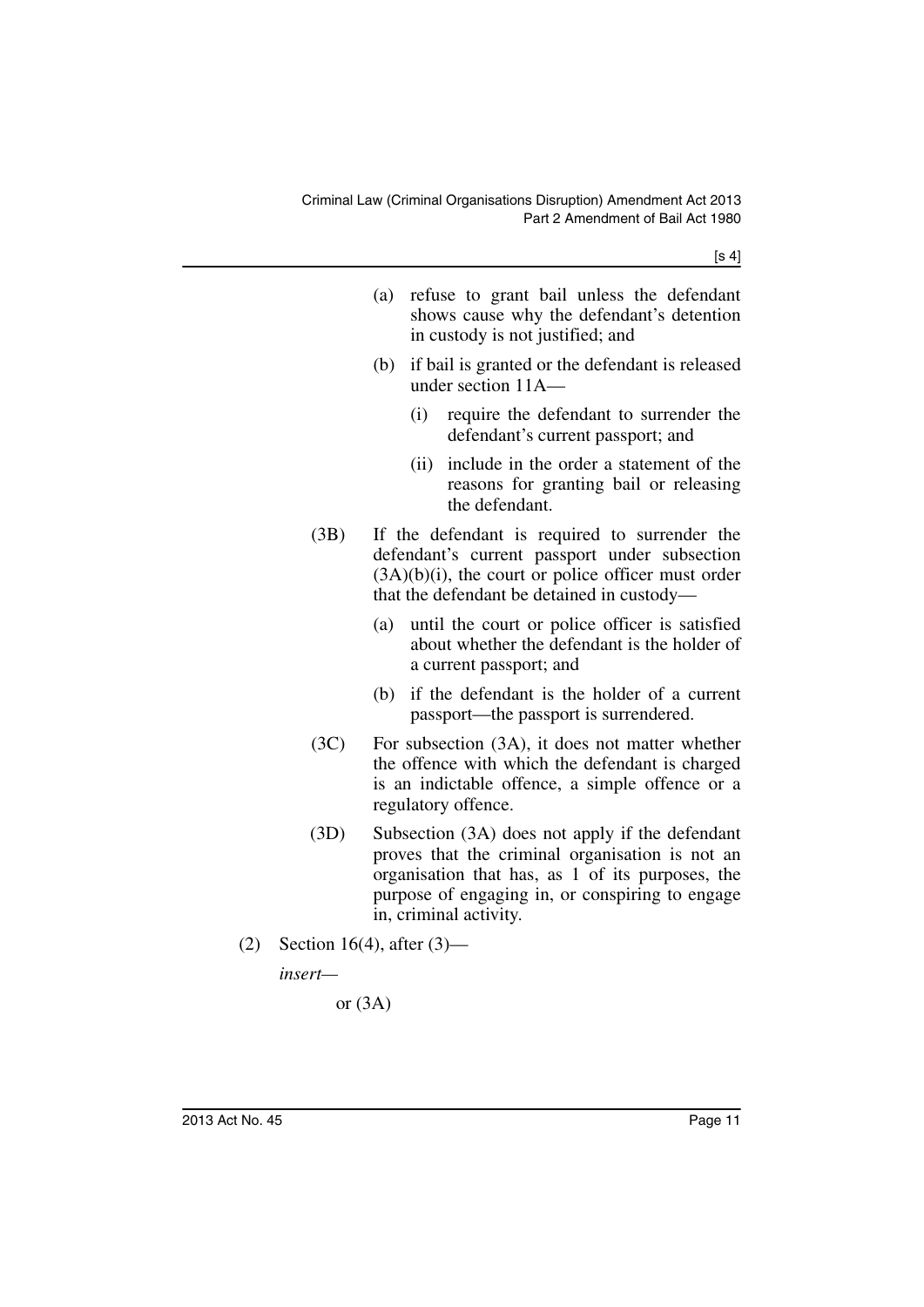(a) refuse to grant bail unless the defendant shows cause why the defendant's detention in custody is not justified; and

(b) if bail is granted or the defendant is released under section 11A—

(i) require the defendant to surrender the defendant's current passport; and

(ii) include in the order a statement of the reasons for granting bail or releasing the defendant.

(3B) If the defendant is required to surrender the defendant's current passport under subsection (3A)(b)(i), the court or police officer must order that the defendant be detained in custody—

(a) until the court or police officer is satisfied about whether the defendant is the holder of a current passport; and

(b) if the defendant is the holder of a current passport—the passport is surrendered.

(3C) For subsection (3A), it does not matter whether the offence with which the defendant is charged is an indictable offence, a simple offence or a regulatory offence.

(3D) Subsection (3A) does not apply if the defendant proves that the criminal organisation is not an organisation that has, as 1 of its purposes, the purpose of engaging in, or conspiring to engage in, criminal activity.

(2) Section 16(4), after (3)—

*insert—*

or (3A)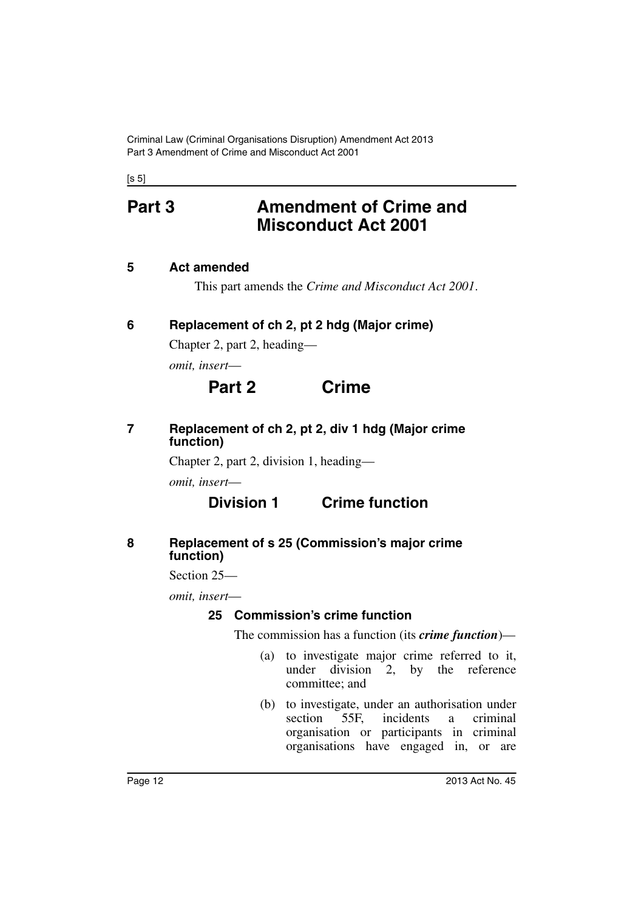# Part 3 Amendment of Crime and Misconduct Act 2001

## 5 Act amended

This part amends the *Crime and Misconduct Act 2001*.

## 6 Replacement of ch 2, pt 2 hdg (Major crime)

Chapter 2, part 2, heading—

*omit, insert*—

### Part 2 Crime

## 7 Replacement of ch 2, pt 2, div 1 hdg (Major crime function)

Chapter 2, part 2, division 1, heading—

*omit, insert*—

### Division 1 Crime function

## 8 Replacement of s 25 (Commission's major crime function)

Section 25—

*omit, insert*—

#### 25 Commission's crime function

The commission has a function (its ***crime function***)—

(a) to investigate major crime referred to it, under division 2, by the reference committee; and

(b) to investigate, under an authorisation under section 55F, incidents a criminal organisation or participants in criminal organisations have engaged in, or are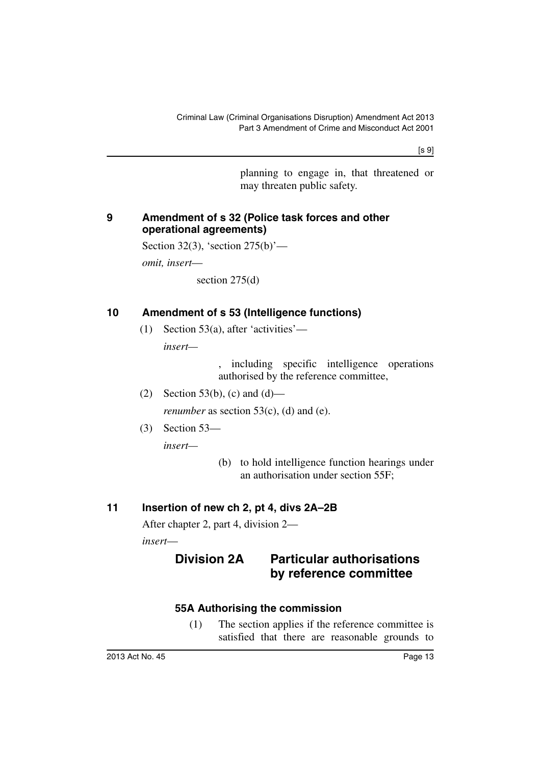planning to engage in, that threatened or may threaten public safety.

## 9 Amendment of s 32 (Police task forces and other operational agreements)

Section 32(3), 'section 275(b)'—

*omit, insert*—

section 275(d)

## 10 Amendment of s 53 (Intelligence functions)

(1) Section 53(a), after 'activities'—

*insert*—

, including specific intelligence operations authorised by the reference committee,

(2) Section 53(b), (c) and (d)—

*renumber* as section 53(c), (d) and (e).

(3) Section 53—

*insert*—

(b) to hold intelligence function hearings under an authorisation under section 55F;

## 11 Insertion of new ch 2, pt 4, divs 2A–2B

After chapter 2, part 4, division 2—

*insert*—

# Division 2A Particular authorisations by reference committee

### 55A Authorising the commission

(1) The section applies if the reference committee is satisfied that there are reasonable grounds to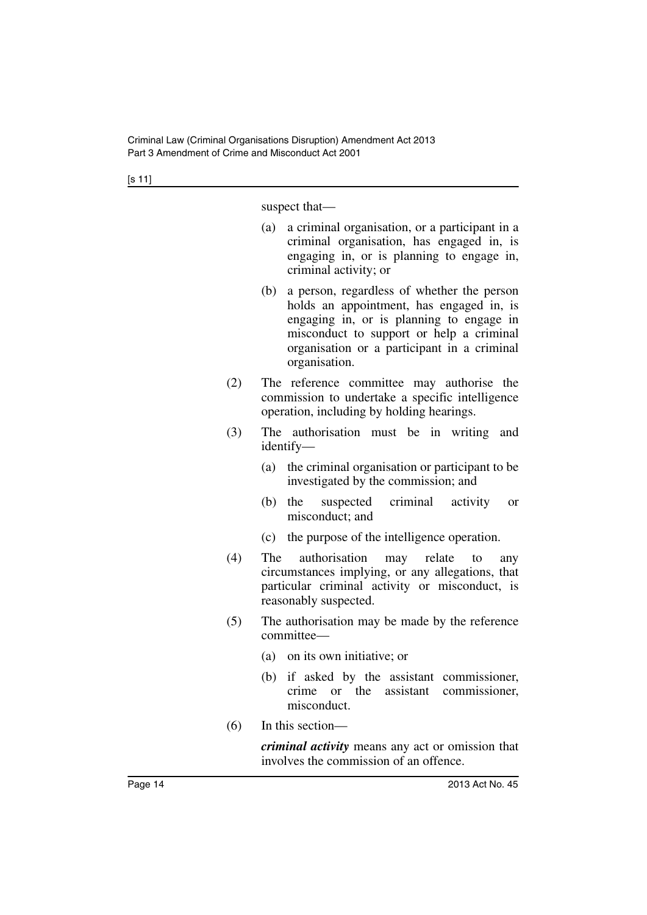suspect that—

(a) a criminal organisation, or a participant in a criminal organisation, has engaged in, is engaging in, or is planning to engage in, criminal activity; or

(b) a person, regardless of whether the person holds an appointment, has engaged in, is engaging in, or is planning to engage in misconduct to support or help a criminal organisation or a participant in a criminal organisation.

(2) The reference committee may authorise the commission to undertake a specific intelligence operation, including by holding hearings.

(3) The authorisation must be in writing and identify—

(a) the criminal organisation or participant to be investigated by the commission; and

(b) the suspected criminal activity or misconduct; and

(c) the purpose of the intelligence operation.

(4) The authorisation may relate to any circumstances implying, or any allegations, that particular criminal activity or misconduct, is reasonably suspected.

(5) The authorisation may be made by the reference committee—

(a) on its own initiative; or

(b) if asked by the assistant commissioner, crime or the assistant commissioner, misconduct.

(6) In this section—

***criminal activity*** means any act or omission that involves the commission of an offence.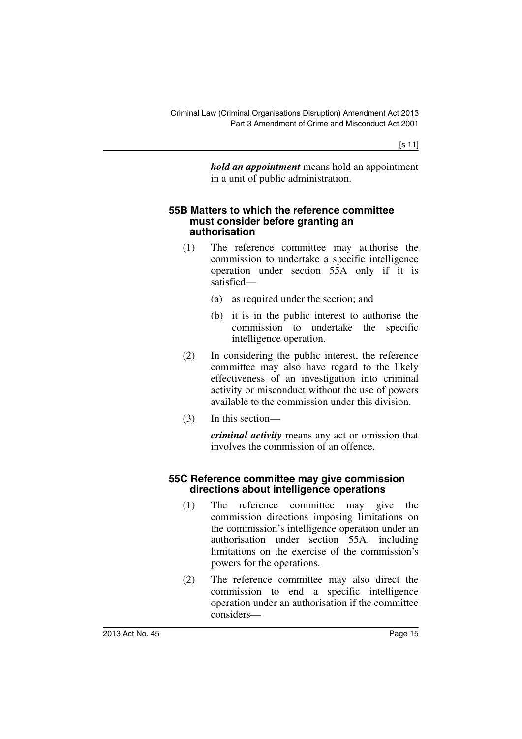***hold an appointment*** means hold an appointment in a unit of public administration.

### 55B Matters to which the reference committee must consider before granting an authorisation

(1) The reference committee may authorise the commission to undertake a specific intelligence operation under section 55A only if it is satisfied—

(a) as required under the section; and

(b) it is in the public interest to authorise the commission to undertake the specific intelligence operation.

(2) In considering the public interest, the reference committee may also have regard to the likely effectiveness of an investigation into criminal activity or misconduct without the use of powers available to the commission under this division.

(3) In this section—

***criminal activity*** means any act or omission that involves the commission of an offence.

### 55C Reference committee may give commission directions about intelligence operations

(1) The reference committee may give the commission directions imposing limitations on the commission's intelligence operation under an authorisation under section 55A, including limitations on the exercise of the commission's powers for the operations.

(2) The reference committee may also direct the commission to end a specific intelligence operation under an authorisation if the committee considers—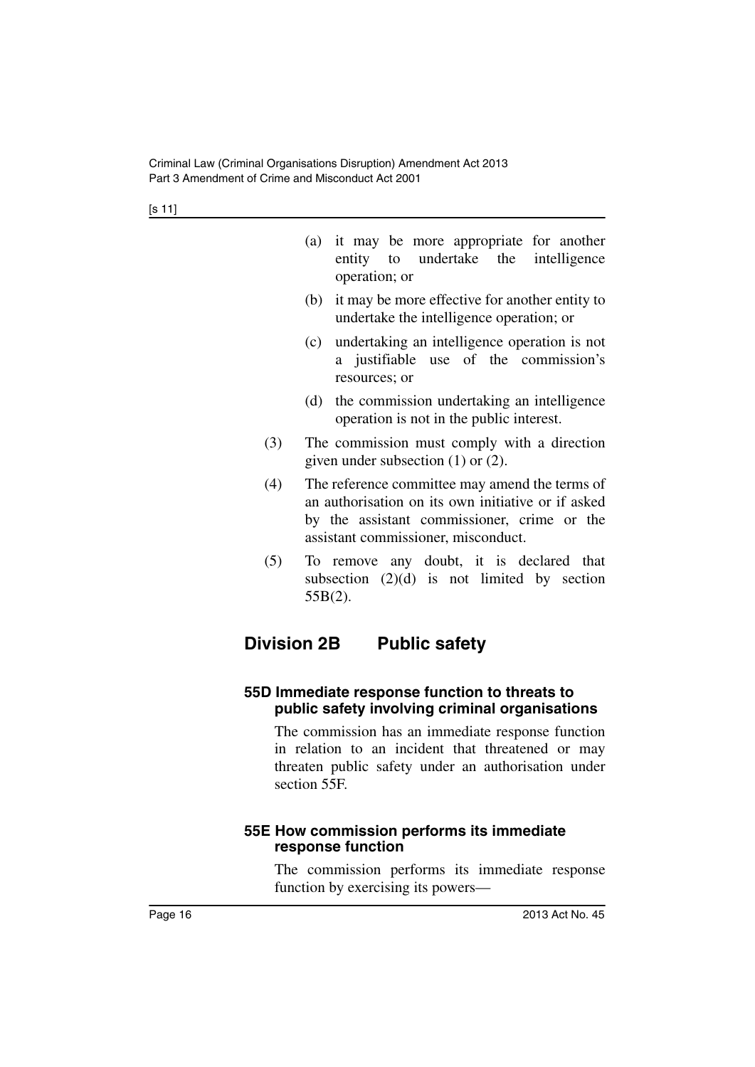(a) it may be more appropriate for another entity to undertake the intelligence operation; or

(b) it may be more effective for another entity to undertake the intelligence operation; or

(c) undertaking an intelligence operation is not a justifiable use of the commission's resources; or

(d) the commission undertaking an intelligence operation is not in the public interest.

(3) The commission must comply with a direction given under subsection (1) or (2).

(4) The reference committee may amend the terms of an authorisation on its own initiative or if asked by the assistant commissioner, crime or the assistant commissioner, misconduct.

(5) To remove any doubt, it is declared that subsection (2)(d) is not limited by section 55B(2).

## Division 2B Public safety

### 55D Immediate response function to threats to public safety involving criminal organisations

The commission has an immediate response function in relation to an incident that threatened or may threaten public safety under an authorisation under section 55F.

### 55E How commission performs its immediate response function

The commission performs its immediate response function by exercising its powers—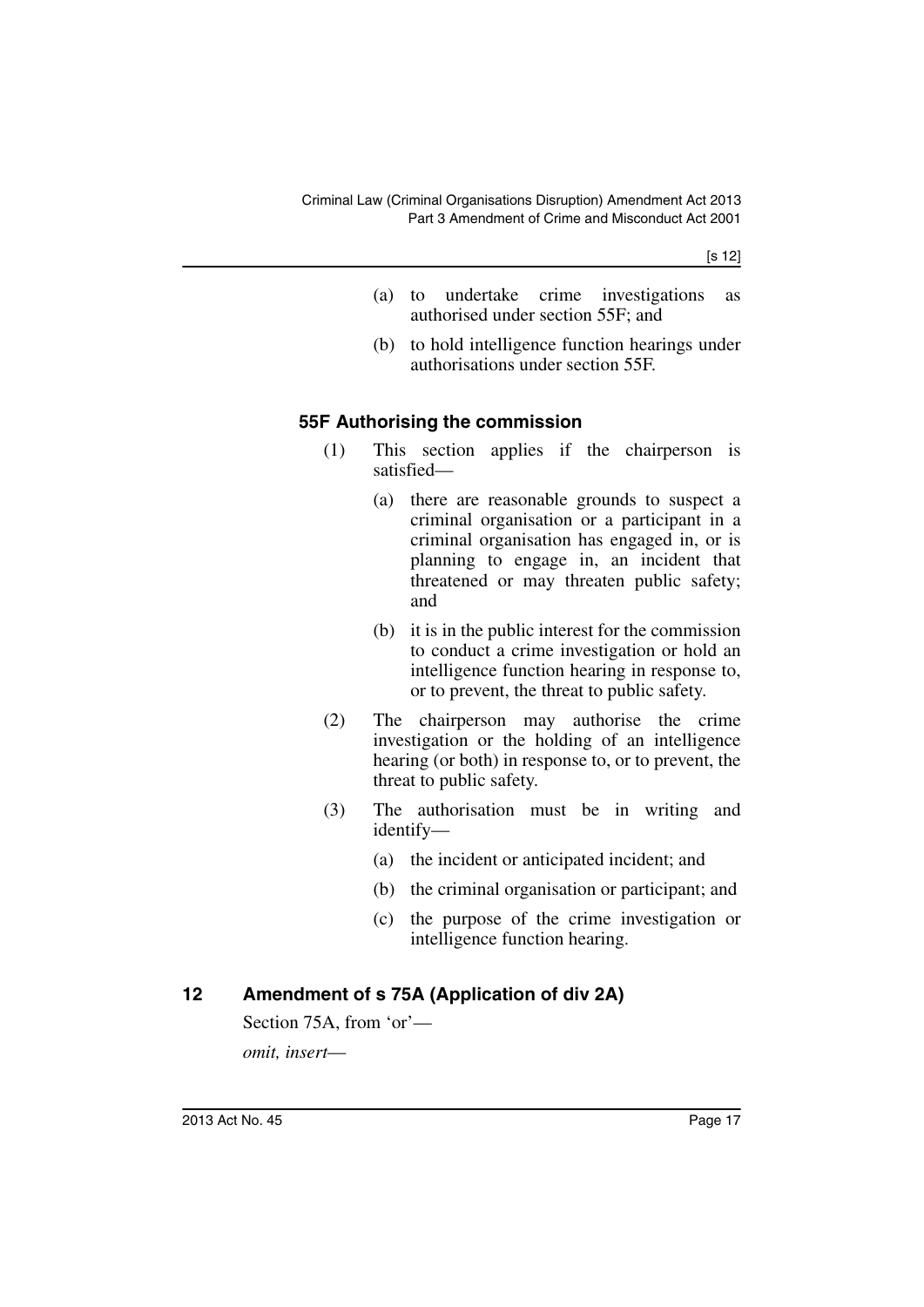(a) to undertake crime investigations as authorised under section 55F; and

(b) to hold intelligence function hearings under authorisations under section 55F.

### 55F Authorising the commission

(1) This section applies if the chairperson is satisfied—

(a) there are reasonable grounds to suspect a criminal organisation or a participant in a criminal organisation has engaged in, or is planning to engage in, an incident that threatened or may threaten public safety; and

(b) it is in the public interest for the commission to conduct a crime investigation or hold an intelligence function hearing in response to, or to prevent, the threat to public safety.

(2) The chairperson may authorise the crime investigation or the holding of an intelligence hearing (or both) in response to, or to prevent, the threat to public safety.

(3) The authorisation must be in writing and identify—

(a) the incident or anticipated incident; and

(b) the criminal organisation or participant; and

(c) the purpose of the crime investigation or intelligence function hearing.

## 12 Amendment of s 75A (Application of div 2A)

Section 75A, from 'or'—

*omit, insert—*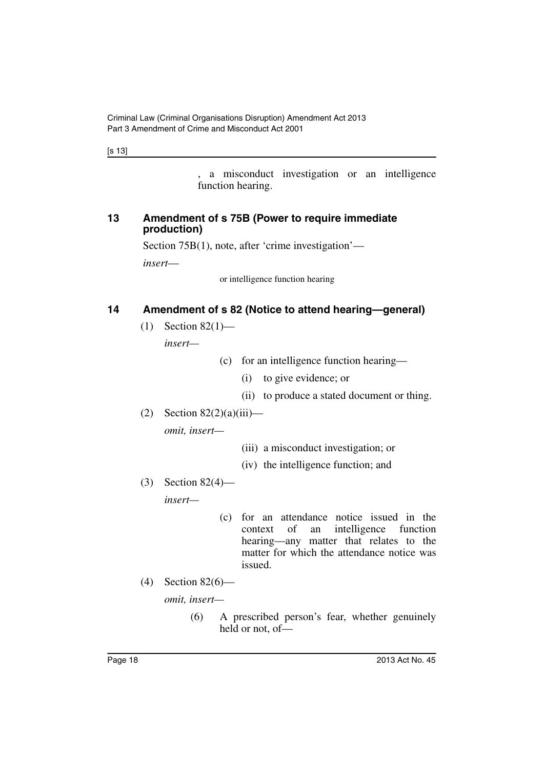, a misconduct investigation or an intelligence function hearing.

## 13 Amendment of s 75B (Power to require immediate production)

Section 75B(1), note, after 'crime investigation'—

*insert*—

or intelligence function hearing

## 14 Amendment of s 82 (Notice to attend hearing—general)

(1) Section 82(1)—

*insert*—

(c) for an intelligence function hearing—

(i) to give evidence; or

(ii) to produce a stated document or thing.

(2) Section 82(2)(a)(iii)—

*omit, insert*—

(iii) a misconduct investigation; or

(iv) the intelligence function; and

(3) Section 82(4)—

*insert*—

(c) for an attendance notice issued in the context of an intelligence function hearing—any matter that relates to the matter for which the attendance notice was issued.

(4) Section 82(6)—

*omit, insert*—

(6) A prescribed person's fear, whether genuinely held or not, of—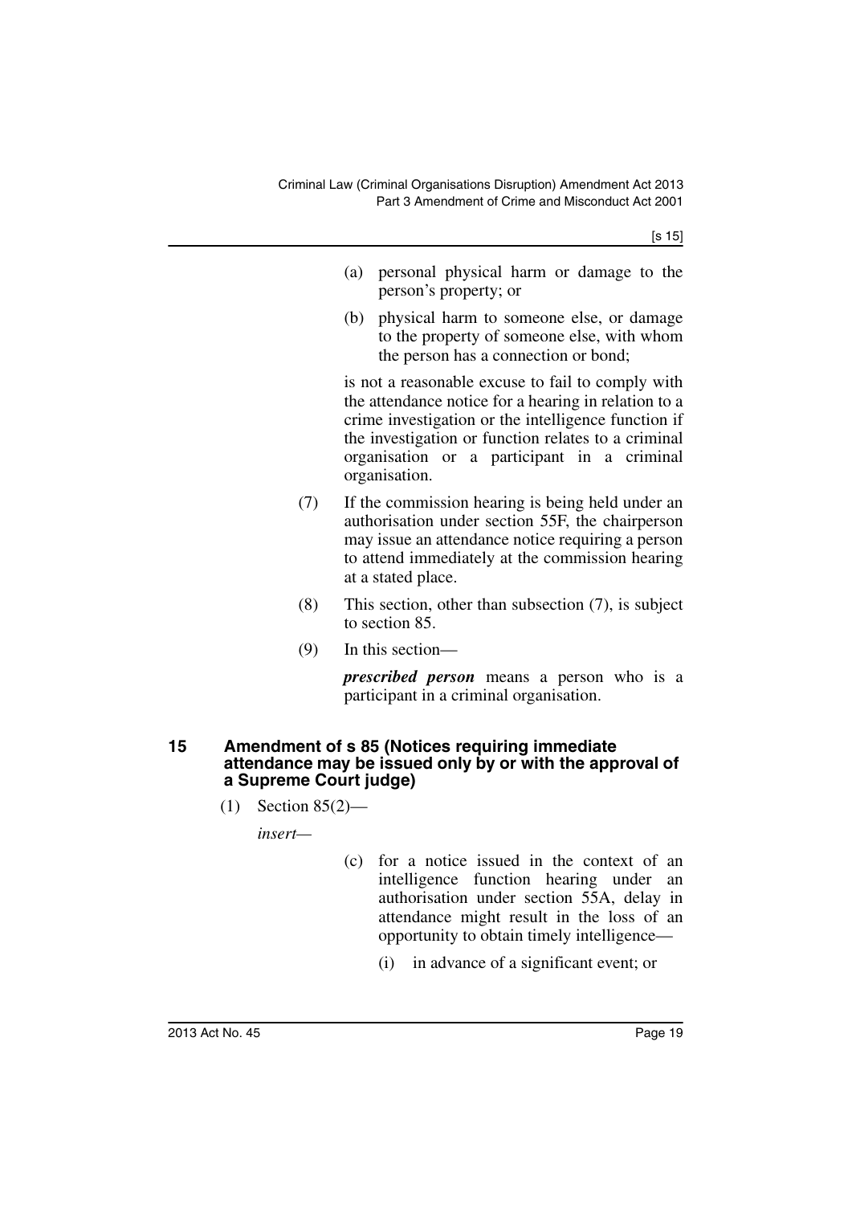(a) personal physical harm or damage to the person's property; or

(b) physical harm to someone else, or damage to the property of someone else, with whom the person has a connection or bond;

is not a reasonable excuse to fail to comply with the attendance notice for a hearing in relation to a crime investigation or the intelligence function if the investigation or function relates to a criminal organisation or a participant in a criminal organisation.

(7) If the commission hearing is being held under an authorisation under section 55F, the chairperson may issue an attendance notice requiring a person to attend immediately at the commission hearing at a stated place.

(8) This section, other than subsection (7), is subject to section 85.

(9) In this section—

***prescribed person*** means a person who is a participant in a criminal organisation.

### 15 Amendment of s 85 (Notices requiring immediate attendance may be issued only by or with the approval of a Supreme Court judge)

(1) Section 85(2)—

*insert—*

(c) for a notice issued in the context of an intelligence function hearing under an authorisation under section 55A, delay in attendance might result in the loss of an opportunity to obtain timely intelligence—

(i) in advance of a significant event; or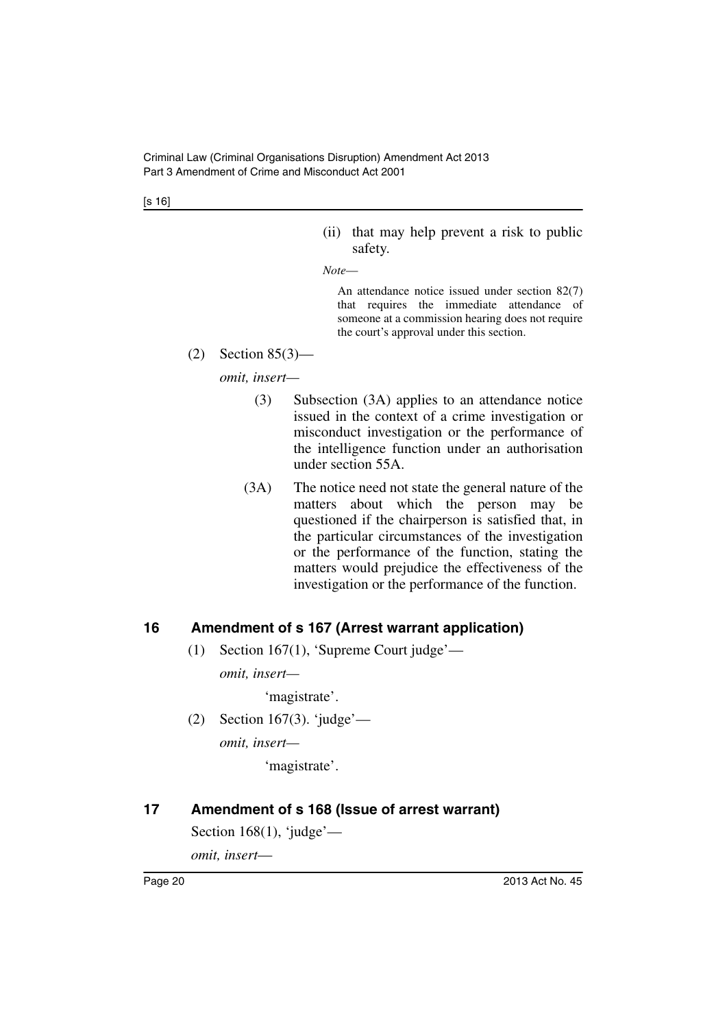(ii) that may help prevent a risk to public safety.

*Note—*

An attendance notice issued under section 82(7) that requires the immediate attendance of someone at a commission hearing does not require the court's approval under this section.

(2) Section 85(3)—

*omit, insert—*

(3) Subsection (3A) applies to an attendance notice issued in the context of a crime investigation or misconduct investigation or the performance of the intelligence function under an authorisation under section 55A.

(3A) The notice need not state the general nature of the matters about which the person may be questioned if the chairperson is satisfied that, in the particular circumstances of the investigation or the performance of the function, stating the matters would prejudice the effectiveness of the investigation or the performance of the function.

## 16 Amendment of s 167 (Arrest warrant application)

(1) Section 167(1), 'Supreme Court judge'—

*omit, insert—*

'magistrate'.

(2) Section 167(3). 'judge'—

*omit, insert—*

'magistrate'.

## 17 Amendment of s 168 (Issue of arrest warrant)

Section 168(1), 'judge'—

*omit, insert—*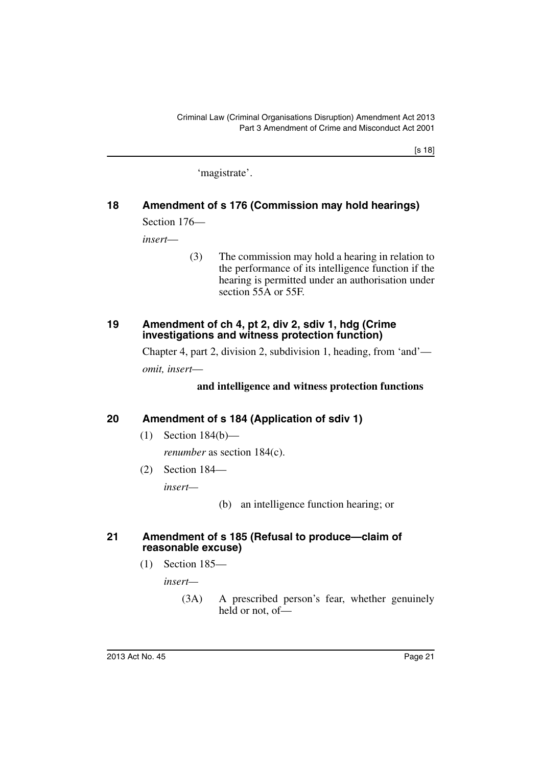'magistrate'.

## 18 Amendment of s 176 (Commission may hold hearings)

Section 176—

*insert*—

(3) The commission may hold a hearing in relation to the performance of its intelligence function if the hearing is permitted under an authorisation under section 55A or 55F.

## 19 Amendment of ch 4, pt 2, div 2, sdiv 1, hdg (Crime investigations and witness protection function)

Chapter 4, part 2, division 2, subdivision 1, heading, from 'and'—

*omit, insert*—

**and intelligence and witness protection functions**

## 20 Amendment of s 184 (Application of sdiv 1)

(1) Section 184(b)—

*renumber* as section 184(c).

(2) Section 184—

*insert*—

(b) an intelligence function hearing; or

## 21 Amendment of s 185 (Refusal to produce—claim of reasonable excuse)

(1) Section 185—

*insert*—

(3A) A prescribed person's fear, whether genuinely held or not, of—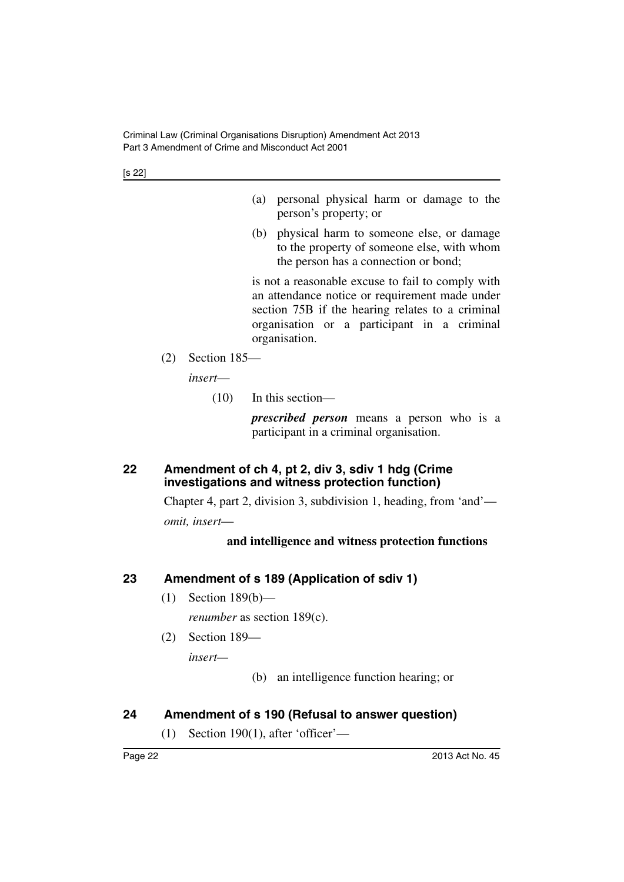(a) personal physical harm or damage to the person's property; or

(b) physical harm to someone else, or damage to the property of someone else, with whom the person has a connection or bond;

is not a reasonable excuse to fail to comply with an attendance notice or requirement made under section 75B if the hearing relates to a criminal organisation or a participant in a criminal organisation.

(2) Section 185—

*insert*—

(10) In this section—

***prescribed person*** means a person who is a participant in a criminal organisation.

## 22 Amendment of ch 4, pt 2, div 3, sdiv 1 hdg (Crime investigations and witness protection function)

Chapter 4, part 2, division 3, subdivision 1, heading, from 'and'—

*omit, insert*—

**and intelligence and witness protection functions**

## 23 Amendment of s 189 (Application of sdiv 1)

(1) Section 189(b)—

*renumber* as section 189(c).

(2) Section 189—

*insert*—

(b) an intelligence function hearing; or

## 24 Amendment of s 190 (Refusal to answer question)

(1) Section 190(1), after 'officer'—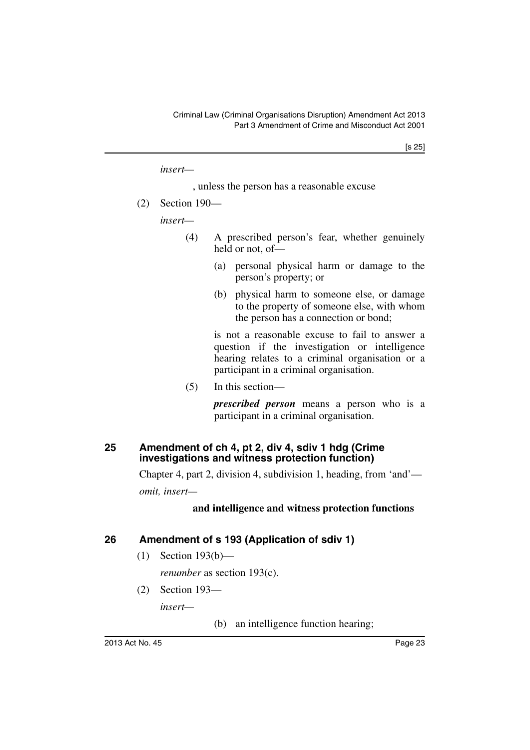*insert—*

, unless the person has a reasonable excuse

(2) Section 190—

*insert—*

(4) A prescribed person's fear, whether genuinely held or not, of—

(a) personal physical harm or damage to the person's property; or

(b) physical harm to someone else, or damage to the property of someone else, with whom the person has a connection or bond;

is not a reasonable excuse to fail to answer a question if the investigation or intelligence hearing relates to a criminal organisation or a participant in a criminal organisation.

(5) In this section—

***prescribed person*** means a person who is a participant in a criminal organisation.

## 25 Amendment of ch 4, pt 2, div 4, sdiv 1 hdg (Crime investigations and witness protection function)

Chapter 4, part 2, division 4, subdivision 1, heading, from 'and'—

*omit, insert—*

**and intelligence and witness protection functions**

## 26 Amendment of s 193 (Application of sdiv 1)

(1) Section 193(b)—

*renumber* as section 193(c).

(2) Section 193—

*insert—*

(b) an intelligence function hearing;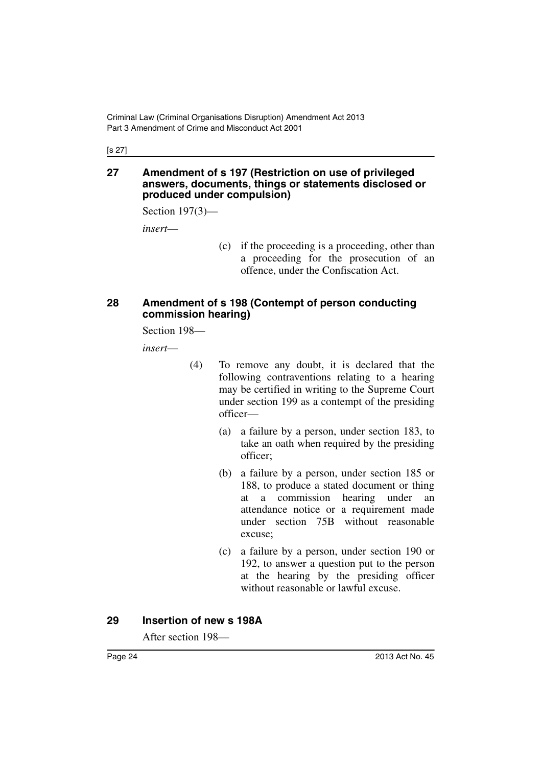## 27 Amendment of s 197 (Restriction on use of privileged answers, documents, things or statements disclosed or produced under compulsion)

Section 197(3)—

*insert*—

(c) if the proceeding is a proceeding, other than a proceeding for the prosecution of an offence, under the Confiscation Act.

## 28 Amendment of s 198 (Contempt of person conducting commission hearing)

Section 198—

*insert*—

(4) To remove any doubt, it is declared that the following contraventions relating to a hearing may be certified in writing to the Supreme Court under section 199 as a contempt of the presiding officer—

(a) a failure by a person, under section 183, to take an oath when required by the presiding officer;

(b) a failure by a person, under section 185 or 188, to produce a stated document or thing at a commission hearing under an attendance notice or a requirement made under section 75B without reasonable excuse;

(c) a failure by a person, under section 190 or 192, to answer a question put to the person at the hearing by the presiding officer without reasonable or lawful excuse.

## 29 Insertion of new s 198A

After section 198—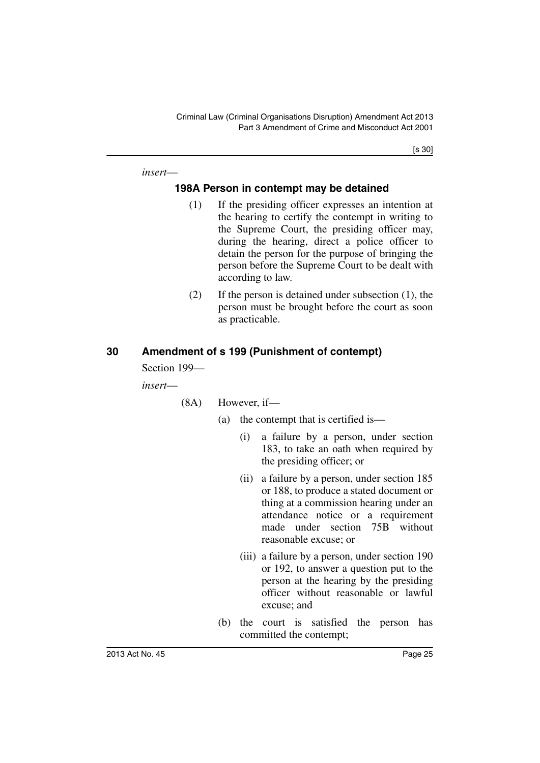*insert*—

### 198A Person in contempt may be detained

(1) If the presiding officer expresses an intention at the hearing to certify the contempt in writing to the Supreme Court, the presiding officer may, during the hearing, direct a police officer to detain the person for the purpose of bringing the person before the Supreme Court to be dealt with according to law.

(2) If the person is detained under subsection (1), the person must be brought before the court as soon as practicable.

## 30 Amendment of s 199 (Punishment of contempt)

Section 199—

*insert*—

(8A) However, if—

(a) the contempt that is certified is—

(i) a failure by a person, under section 183, to take an oath when required by the presiding officer; or

(ii) a failure by a person, under section 185 or 188, to produce a stated document or thing at a commission hearing under an attendance notice or a requirement made under section 75B without reasonable excuse; or

(iii) a failure by a person, under section 190 or 192, to answer a question put to the person at the hearing by the presiding officer without reasonable or lawful excuse; and

(b) the court is satisfied the person has committed the contempt;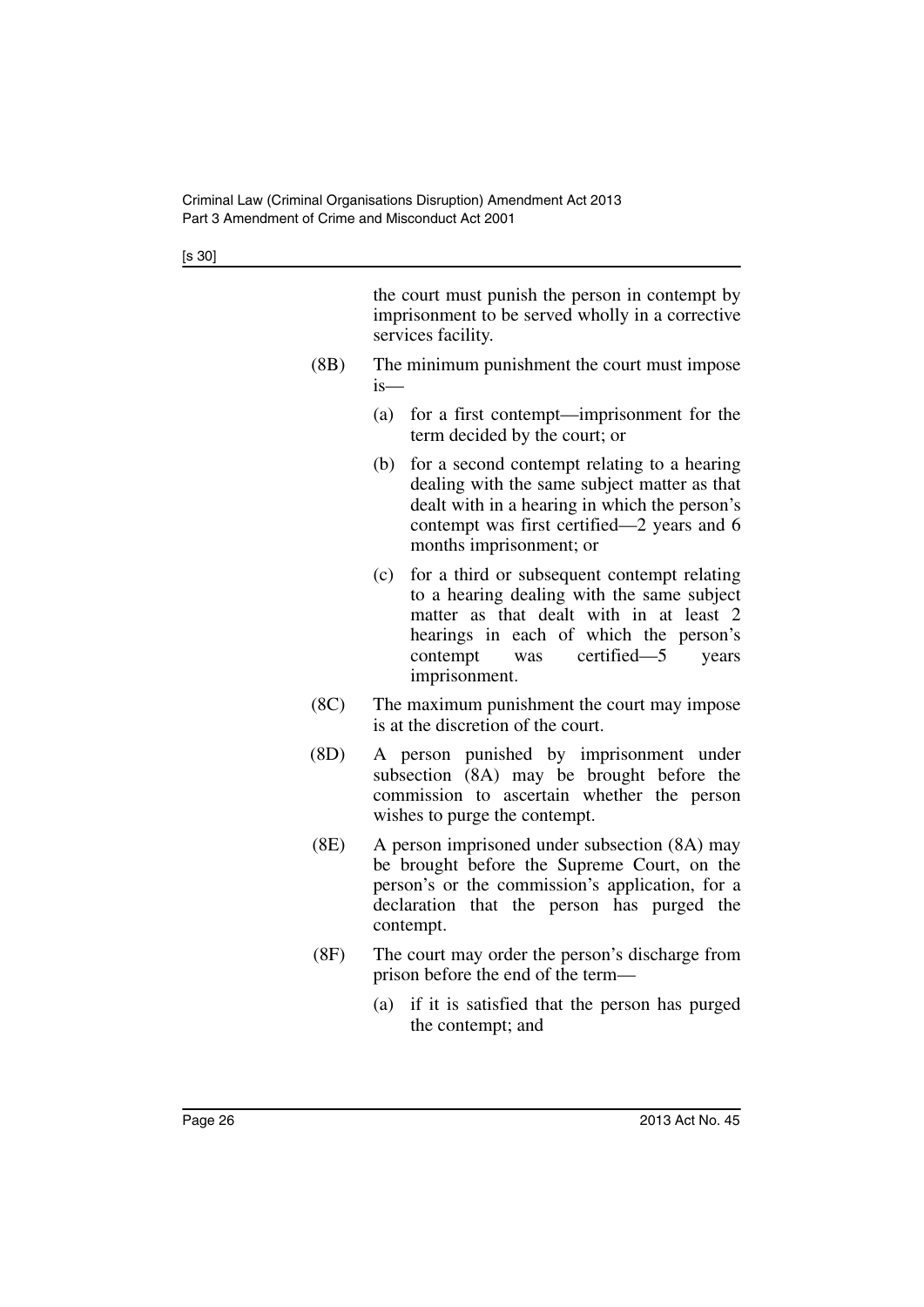the court must punish the person in contempt by imprisonment to be served wholly in a corrective services facility.

(8B) The minimum punishment the court must impose is—

(a) for a first contempt—imprisonment for the term decided by the court; or

(b) for a second contempt relating to a hearing dealing with the same subject matter as that dealt with in a hearing in which the person's contempt was first certified—2 years and 6 months imprisonment; or

(c) for a third or subsequent contempt relating to a hearing dealing with the same subject matter as that dealt with in at least 2 hearings in each of which the person's contempt was certified—5 years imprisonment.

(8C) The maximum punishment the court may impose is at the discretion of the court.

(8D) A person punished by imprisonment under subsection (8A) may be brought before the commission to ascertain whether the person wishes to purge the contempt.

(8E) A person imprisoned under subsection (8A) may be brought before the Supreme Court, on the person's or the commission's application, for a declaration that the person has purged the contempt.

(8F) The court may order the person's discharge from prison before the end of the term—

(a) if it is satisfied that the person has purged the contempt; and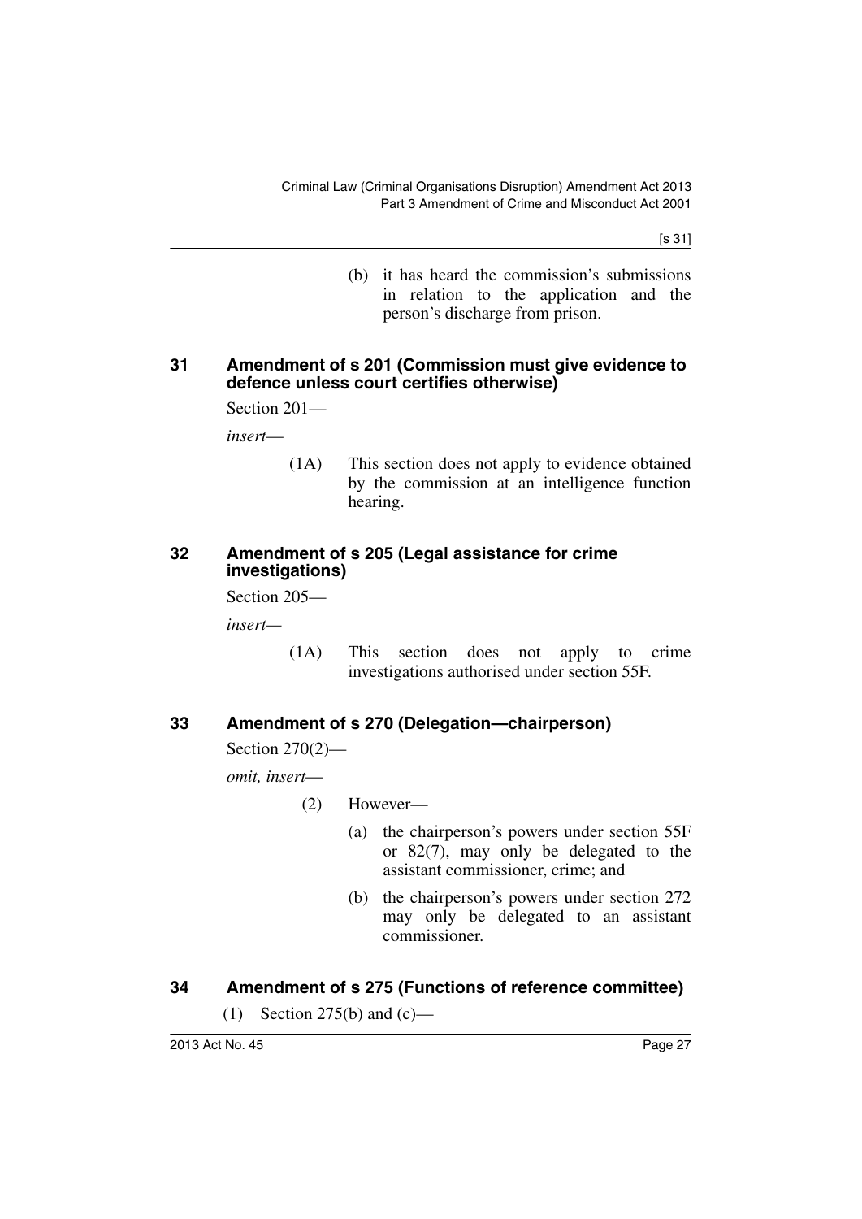(b) it has heard the commission's submissions in relation to the application and the person's discharge from prison.

## 31 Amendment of s 201 (Commission must give evidence to defence unless court certifies otherwise)

Section 201—

*insert*—

(1A) This section does not apply to evidence obtained by the commission at an intelligence function hearing.

## 32 Amendment of s 205 (Legal assistance for crime investigations)

Section 205—

*insert*—

(1A) This section does not apply to crime investigations authorised under section 55F.

## 33 Amendment of s 270 (Delegation—chairperson)

Section 270(2)—

*omit, insert*—

(2) However—

(a) the chairperson's powers under section 55F or 82(7), may only be delegated to the assistant commissioner, crime; and

(b) the chairperson's powers under section 272 may only be delegated to an assistant commissioner.

## 34 Amendment of s 275 (Functions of reference committee)

(1) Section 275(b) and (c)—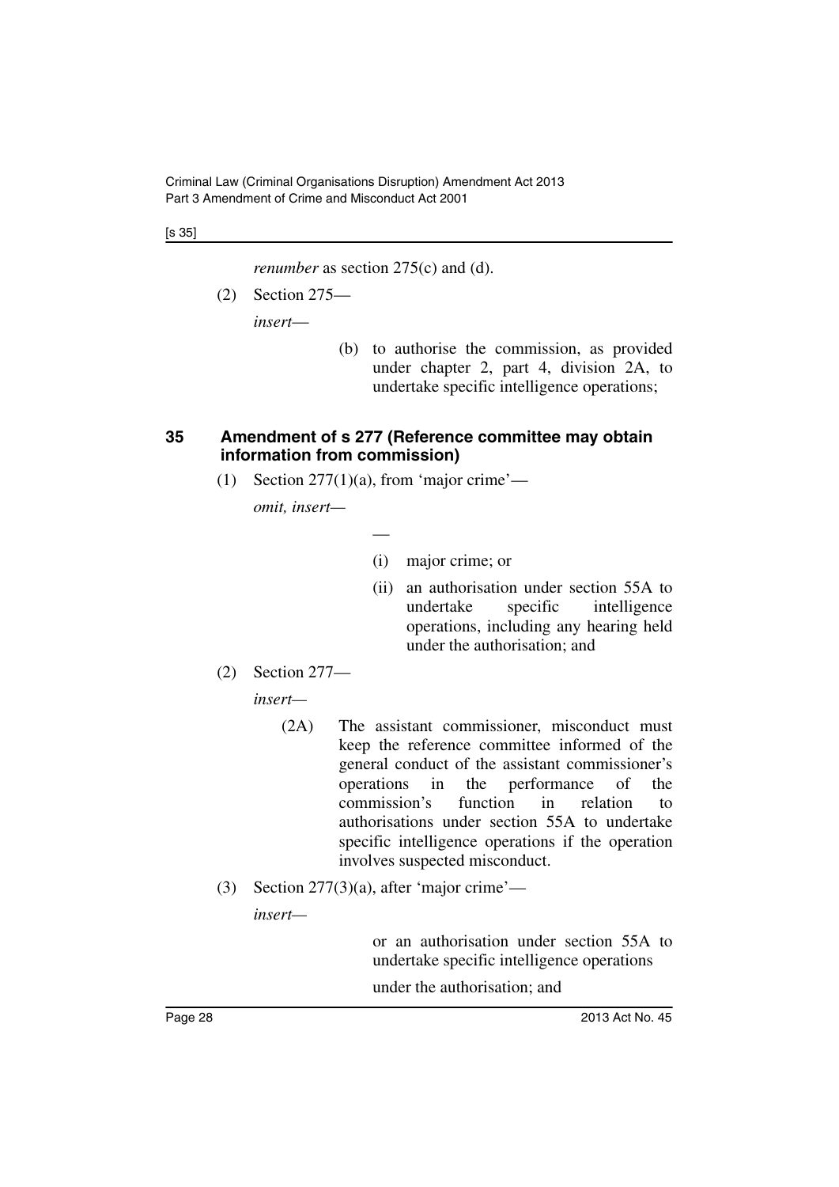*renumber* as section 275(c) and (d).

(2) Section 275—

*insert*—

(b) to authorise the commission, as provided under chapter 2, part 4, division 2A, to undertake specific intelligence operations;

### 35 Amendment of s 277 (Reference committee may obtain information from commission)

(1) Section 277(1)(a), from 'major crime'—

*omit, insert*—

—

(i) major crime; or

(ii) an authorisation under section 55A to undertake specific intelligence operations, including any hearing held under the authorisation; and

(2) Section 277—

*insert*—

(2A) The assistant commissioner, misconduct must keep the reference committee informed of the general conduct of the assistant commissioner's operations in the performance of the commission's function in relation to authorisations under section 55A to undertake specific intelligence operations if the operation involves suspected misconduct.

(3) Section 277(3)(a), after 'major crime'—

*insert*—

or an authorisation under section 55A to undertake specific intelligence operations

under the authorisation; and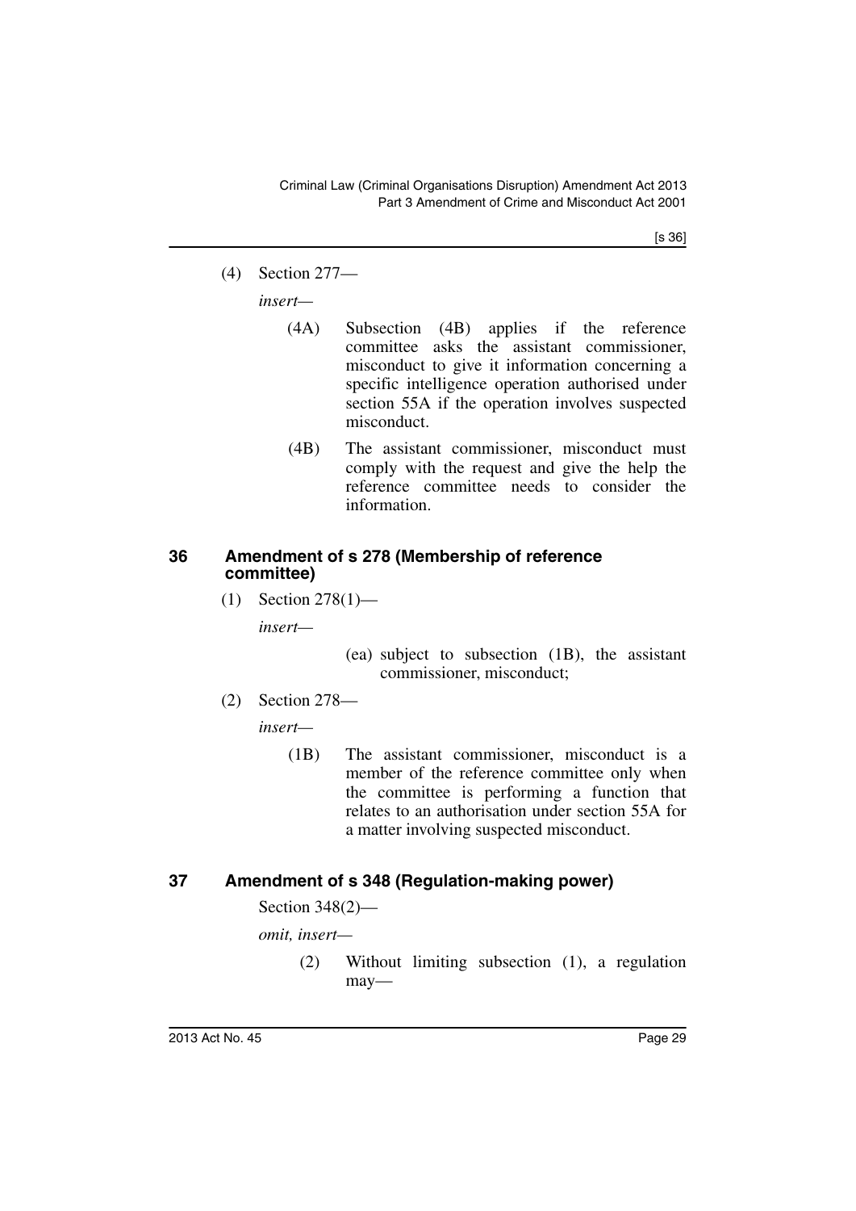(4) Section 277—

*insert—*

(4A) Subsection (4B) applies if the reference committee asks the assistant commissioner, misconduct to give it information concerning a specific intelligence operation authorised under section 55A if the operation involves suspected misconduct.

(4B) The assistant commissioner, misconduct must comply with the request and give the help the reference committee needs to consider the information.

## 36 Amendment of s 278 (Membership of reference committee)

(1) Section 278(1)—

*insert—*

(ea) subject to subsection (1B), the assistant commissioner, misconduct;

(2) Section 278—

*insert—*

(1B) The assistant commissioner, misconduct is a member of the reference committee only when the committee is performing a function that relates to an authorisation under section 55A for a matter involving suspected misconduct.

## 37 Amendment of s 348 (Regulation-making power)

Section 348(2)—

*omit, insert—*

(2) Without limiting subsection (1), a regulation may—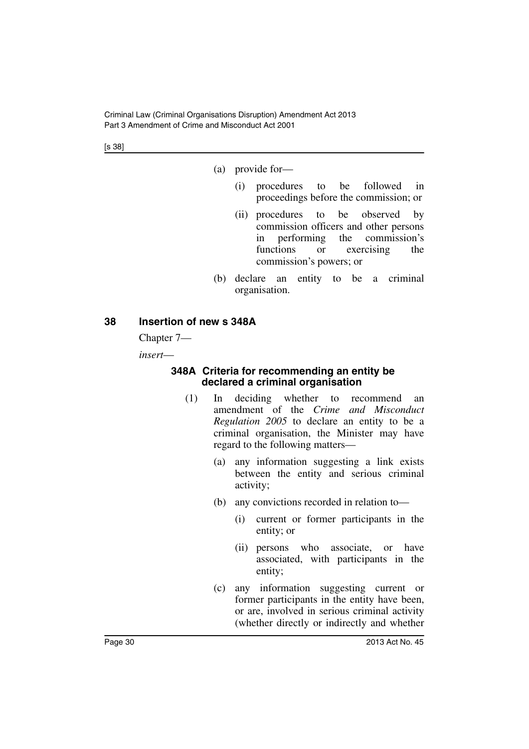(a) provide for—

(i) procedures to be followed in proceedings before the commission; or

(ii) procedures to be observed by commission officers and other persons in performing the commission's functions or exercising the commission's powers; or

(b) declare an entity to be a criminal organisation.

## 38 Insertion of new s 348A

Chapter 7—

*insert*—

### 348A Criteria for recommending an entity be declared a criminal organisation

(1) In deciding whether to recommend an amendment of the *Crime and Misconduct Regulation 2005* to declare an entity to be a criminal organisation, the Minister may have regard to the following matters—

(a) any information suggesting a link exists between the entity and serious criminal activity;

(b) any convictions recorded in relation to—

(i) current or former participants in the entity; or

(ii) persons who associate, or have associated, with participants in the entity;

(c) any information suggesting current or former participants in the entity have been, or are, involved in serious criminal activity (whether directly or indirectly and whether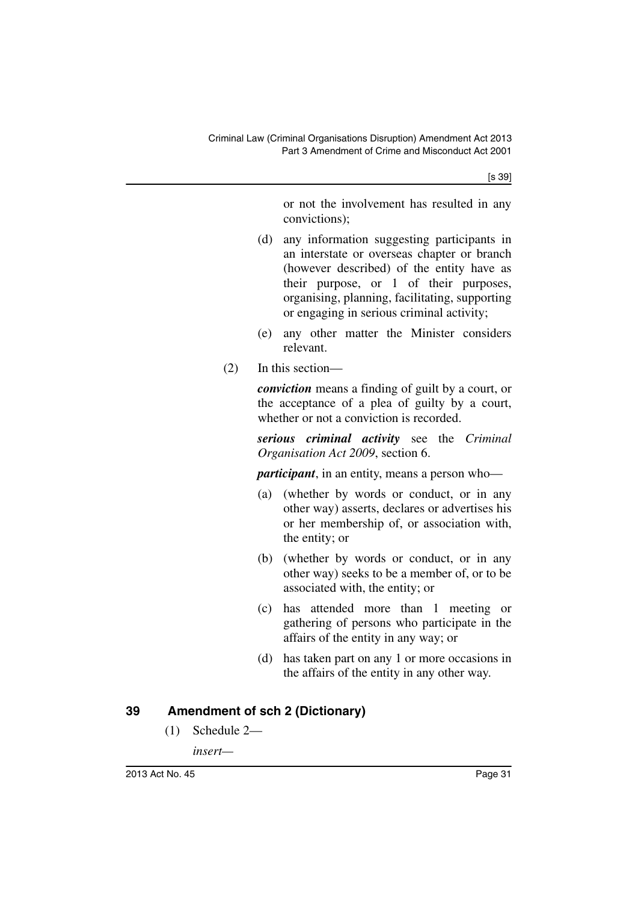or not the involvement has resulted in any convictions);

(d) any information suggesting participants in an interstate or overseas chapter or branch (however described) of the entity have as their purpose, or 1 of their purposes, organising, planning, facilitating, supporting or engaging in serious criminal activity;

(e) any other matter the Minister considers relevant.

(2) In this section—

***conviction*** means a finding of guilt by a court, or the acceptance of a plea of guilty by a court, whether or not a conviction is recorded.

***serious criminal activity*** see the *Criminal Organisation Act 2009*, section 6.

***participant***, in an entity, means a person who—

(a) (whether by words or conduct, or in any other way) asserts, declares or advertises his or her membership of, or association with, the entity; or

(b) (whether by words or conduct, or in any other way) seeks to be a member of, or to be associated with, the entity; or

(c) has attended more than 1 meeting or gathering of persons who participate in the affairs of the entity in any way; or

(d) has taken part on any 1 or more occasions in the affairs of the entity in any other way.

## 39 Amendment of sch 2 (Dictionary)

(1) Schedule 2—

*insert*—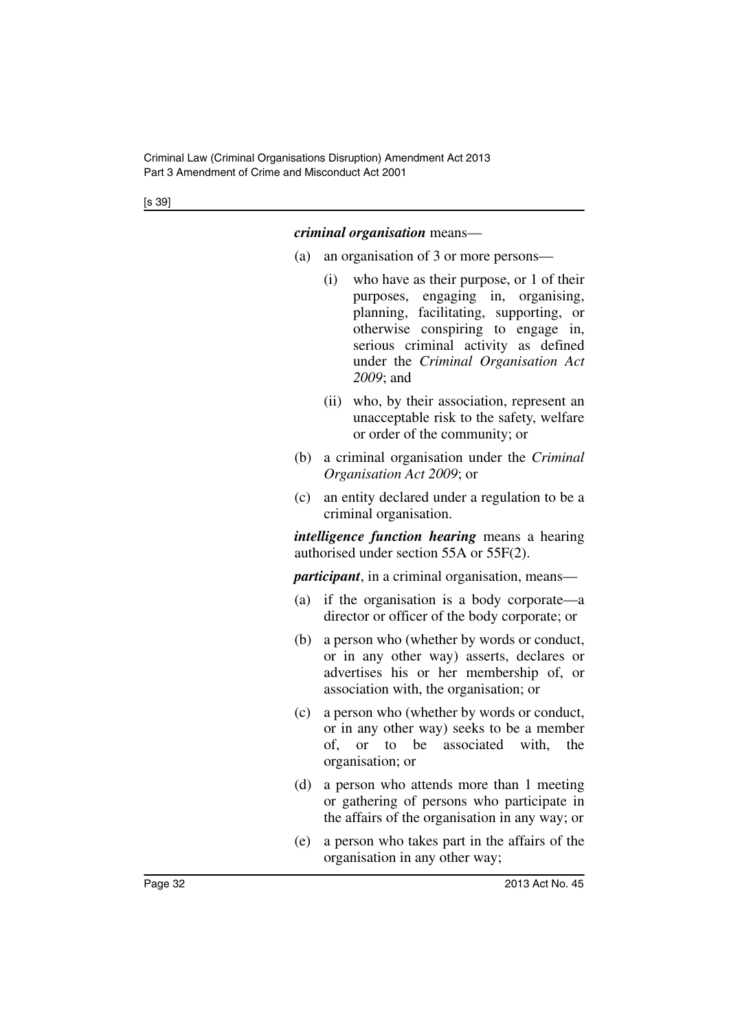***criminal organisation*** means—

(a) an organisation of 3 or more persons—

  (i) who have as their purpose, or 1 of their purposes, engaging in, organising, planning, facilitating, supporting, or otherwise conspiring to engage in, serious criminal activity as defined under the *Criminal Organisation Act 2009*; and

  (ii) who, by their association, represent an unacceptable risk to the safety, welfare or order of the community; or

(b) a criminal organisation under the *Criminal Organisation Act 2009*; or

(c) an entity declared under a regulation to be a criminal organisation.

***intelligence function hearing*** means a hearing authorised under section 55A or 55F(2).

***participant***, in a criminal organisation, means—

(a) if the organisation is a body corporate—a director or officer of the body corporate; or

(b) a person who (whether by words or conduct, or in any other way) asserts, declares or advertises his or her membership of, or association with, the organisation; or

(c) a person who (whether by words or conduct, or in any other way) seeks to be a member of, or to be associated with, the organisation; or

(d) a person who attends more than 1 meeting or gathering of persons who participate in the affairs of the organisation in any way; or

(e) a person who takes part in the affairs of the organisation in any other way;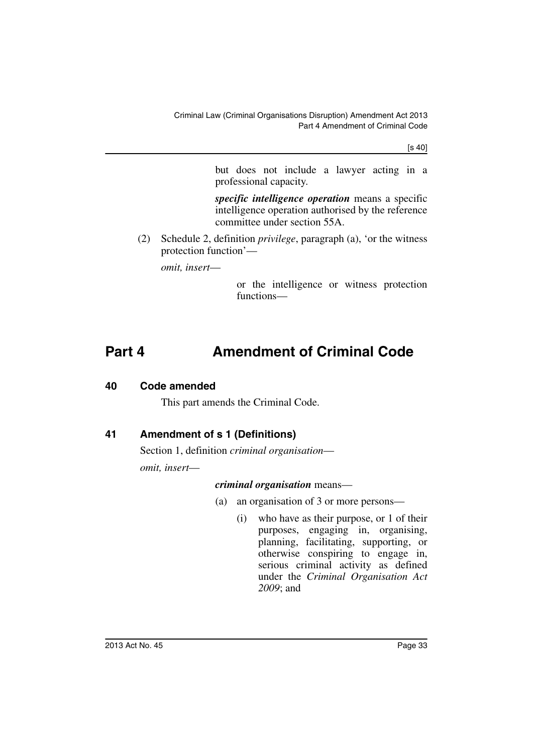but does not include a lawyer acting in a professional capacity.

***specific intelligence operation*** means a specific intelligence operation authorised by the reference committee under section 55A.

(2) Schedule 2, definition *privilege*, paragraph (a), 'or the witness protection function'—

*omit, insert*—

or the intelligence or witness protection functions—

# Part 4 Amendment of Criminal Code

## 40 Code amended

This part amends the Criminal Code.

## 41 Amendment of s 1 (Definitions)

Section 1, definition *criminal organisation*—

*omit, insert*—

***criminal organisation*** means—

(a) an organisation of 3 or more persons—

(i) who have as their purpose, or 1 of their purposes, engaging in, organising, planning, facilitating, supporting, or otherwise conspiring to engage in, serious criminal activity as defined under the *Criminal Organisation Act 2009*; and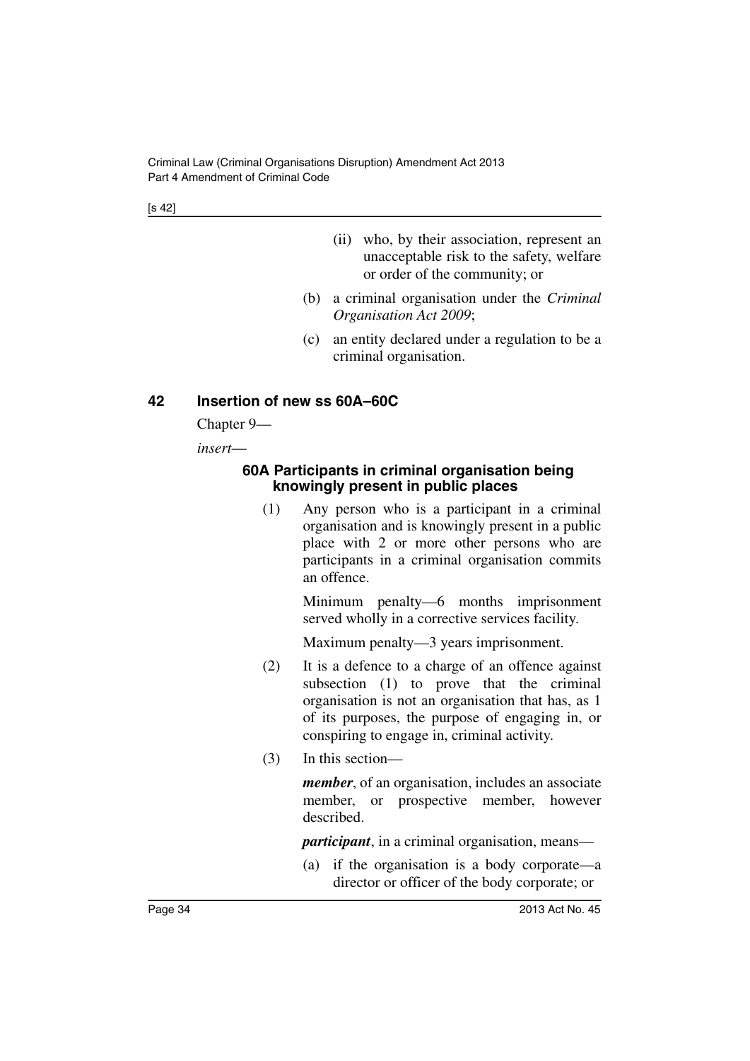(ii) who, by their association, represent an unacceptable risk to the safety, welfare or order of the community; or

(b) a criminal organisation under the *Criminal Organisation Act 2009*;

(c) an entity declared under a regulation to be a criminal organisation.

## 42 Insertion of new ss 60A–60C

Chapter 9—

*insert*—

### 60A Participants in criminal organisation being knowingly present in public places

(1) Any person who is a participant in a criminal organisation and is knowingly present in a public place with 2 or more other persons who are participants in a criminal organisation commits an offence.

Minimum penalty—6 months imprisonment served wholly in a corrective services facility.

Maximum penalty—3 years imprisonment.

(2) It is a defence to a charge of an offence against subsection (1) to prove that the criminal organisation is not an organisation that has, as 1 of its purposes, the purpose of engaging in, or conspiring to engage in, criminal activity.

(3) In this section—

***member***, of an organisation, includes an associate member, or prospective member, however described.

***participant***, in a criminal organisation, means—

(a) if the organisation is a body corporate—a director or officer of the body corporate; or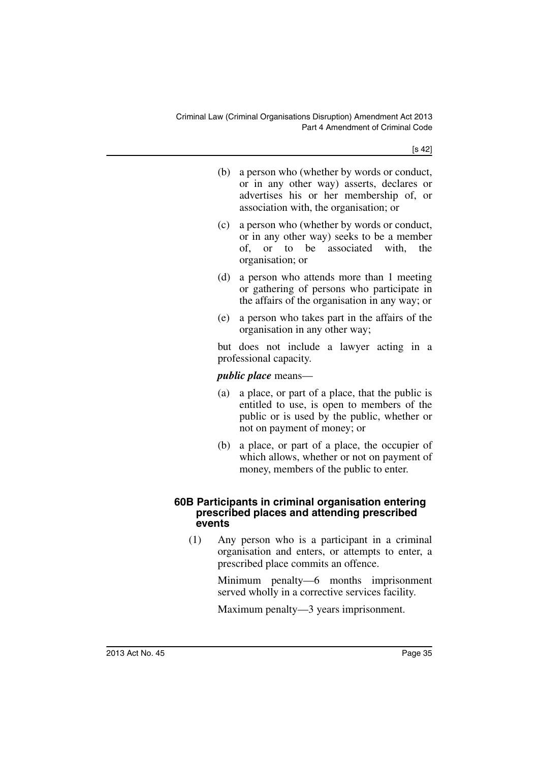(b) a person who (whether by words or conduct, or in any other way) asserts, declares or advertises his or her membership of, or association with, the organisation; or

(c) a person who (whether by words or conduct, or in any other way) seeks to be a member of, or to be associated with, the organisation; or

(d) a person who attends more than 1 meeting or gathering of persons who participate in the affairs of the organisation in any way; or

(e) a person who takes part in the affairs of the organisation in any other way;

but does not include a lawyer acting in a professional capacity.

***public place*** means—

(a) a place, or part of a place, that the public is entitled to use, is open to members of the public or is used by the public, whether or not on payment of money; or

(b) a place, or part of a place, the occupier of which allows, whether or not on payment of money, members of the public to enter.

#### 60B Participants in criminal organisation entering prescribed places and attending prescribed events

(1) Any person who is a participant in a criminal organisation and enters, or attempts to enter, a prescribed place commits an offence.

Minimum penalty—6 months imprisonment served wholly in a corrective services facility.

Maximum penalty—3 years imprisonment.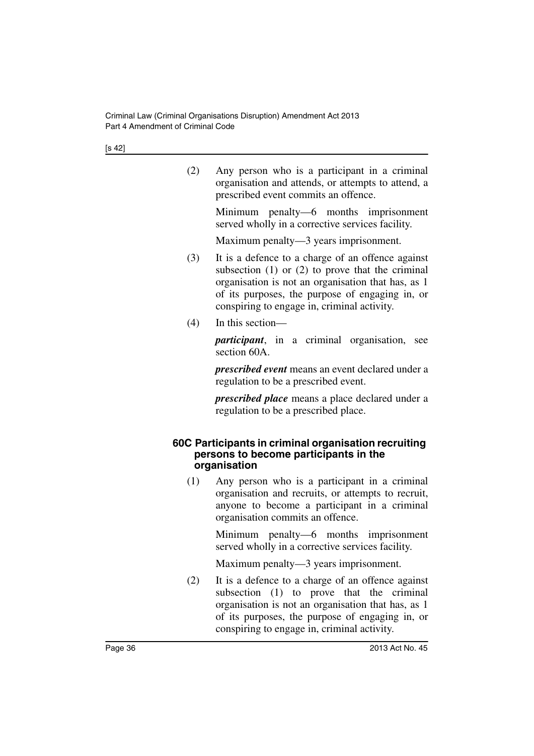(2) Any person who is a participant in a criminal organisation and attends, or attempts to attend, a prescribed event commits an offence.

Minimum penalty—6 months imprisonment served wholly in a corrective services facility.

Maximum penalty—3 years imprisonment.

(3) It is a defence to a charge of an offence against subsection (1) or (2) to prove that the criminal organisation is not an organisation that has, as 1 of its purposes, the purpose of engaging in, or conspiring to engage in, criminal activity.

(4) In this section—

***participant***, in a criminal organisation, see section 60A.

***prescribed event*** means an event declared under a regulation to be a prescribed event.

***prescribed place*** means a place declared under a regulation to be a prescribed place.

#### 60C Participants in criminal organisation recruiting persons to become participants in the organisation

(1) Any person who is a participant in a criminal organisation and recruits, or attempts to recruit, anyone to become a participant in a criminal organisation commits an offence.

Minimum penalty—6 months imprisonment served wholly in a corrective services facility.

Maximum penalty—3 years imprisonment.

(2) It is a defence to a charge of an offence against subsection (1) to prove that the criminal organisation is not an organisation that has, as 1 of its purposes, the purpose of engaging in, or conspiring to engage in, criminal activity.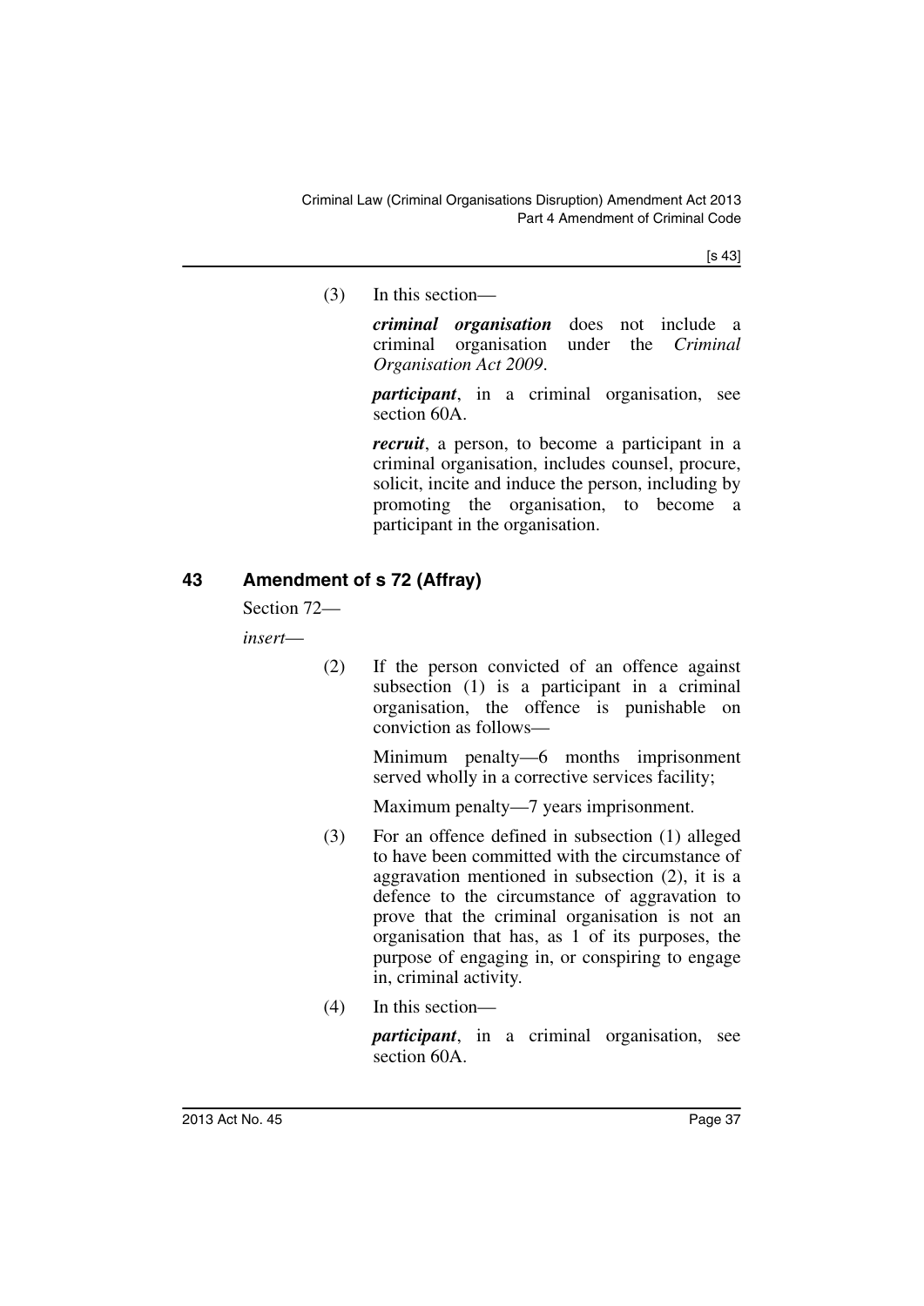(3) In this section—

***criminal organisation*** does not include a criminal organisation under the *Criminal Organisation Act 2009*.

***participant***, in a criminal organisation, see section 60A.

***recruit***, a person, to become a participant in a criminal organisation, includes counsel, procure, solicit, incite and induce the person, including by promoting the organisation, to become a participant in the organisation.

## 43 Amendment of s 72 (Affray)

Section 72—

*insert*—

(2) If the person convicted of an offence against subsection (1) is a participant in a criminal organisation, the offence is punishable on conviction as follows—

Minimum penalty—6 months imprisonment served wholly in a corrective services facility;

Maximum penalty—7 years imprisonment.

(3) For an offence defined in subsection (1) alleged to have been committed with the circumstance of aggravation mentioned in subsection (2), it is a defence to the circumstance of aggravation to prove that the criminal organisation is not an organisation that has, as 1 of its purposes, the purpose of engaging in, or conspiring to engage in, criminal activity.

(4) In this section—

***participant***, in a criminal organisation, see section 60A.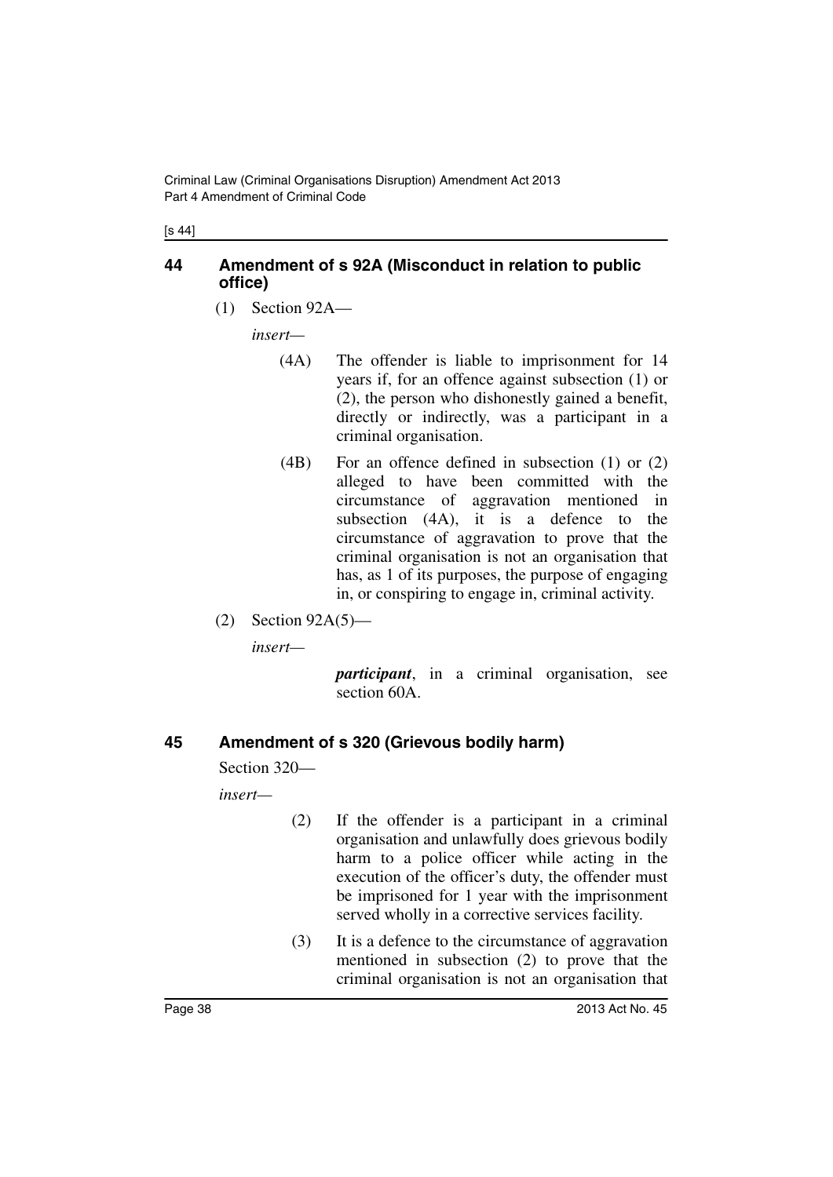## 44 Amendment of s 92A (Misconduct in relation to public office)

(1) Section 92A—

*insert*—

> (4A) The offender is liable to imprisonment for 14 years if, for an offence against subsection (1) or (2), the person who dishonestly gained a benefit, directly or indirectly, was a participant in a criminal organisation.
>
> (4B) For an offence defined in subsection (1) or (2) alleged to have been committed with the circumstance of aggravation mentioned in subsection (4A), it is a defence to the circumstance of aggravation to prove that the criminal organisation is not an organisation that has, as 1 of its purposes, the purpose of engaging in, or conspiring to engage in, criminal activity.

(2) Section 92A(5)—

*insert*—

> ***participant***, in a criminal organisation, see section 60A.

## 45 Amendment of s 320 (Grievous bodily harm)

Section 320—

*insert*—

> (2) If the offender is a participant in a criminal organisation and unlawfully does grievous bodily harm to a police officer while acting in the execution of the officer's duty, the offender must be imprisoned for 1 year with the imprisonment served wholly in a corrective services facility.
>
> (3) It is a defence to the circumstance of aggravation mentioned in subsection (2) to prove that the criminal organisation is not an organisation that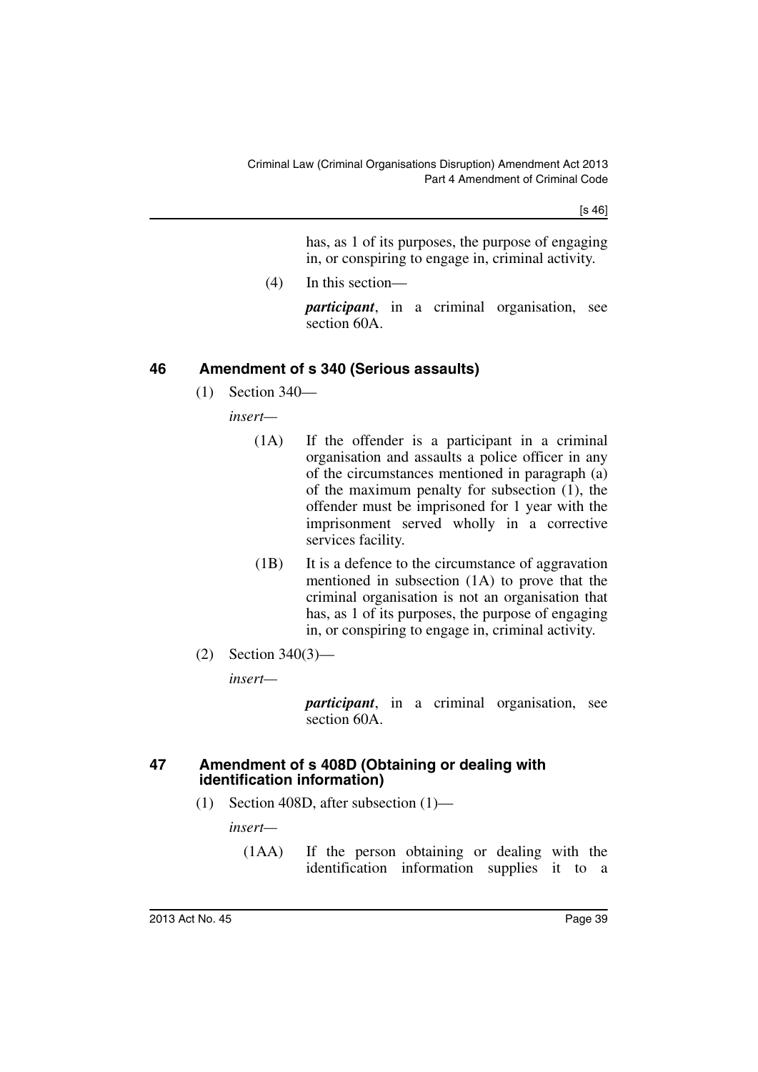has, as 1 of its purposes, the purpose of engaging in, or conspiring to engage in, criminal activity.

(4) In this section—

***participant***, in a criminal organisation, see section 60A.

## 46 Amendment of s 340 (Serious assaults)

(1) Section 340—

*insert*—

(1A) If the offender is a participant in a criminal organisation and assaults a police officer in any of the circumstances mentioned in paragraph (a) of the maximum penalty for subsection (1), the offender must be imprisoned for 1 year with the imprisonment served wholly in a corrective services facility.

(1B) It is a defence to the circumstance of aggravation mentioned in subsection (1A) to prove that the criminal organisation is not an organisation that has, as 1 of its purposes, the purpose of engaging in, or conspiring to engage in, criminal activity.

(2) Section 340(3)—

*insert*—

***participant***, in a criminal organisation, see section 60A.

## 47 Amendment of s 408D (Obtaining or dealing with identification information)

(1) Section 408D, after subsection (1)—

*insert*—

(1AA) If the person obtaining or dealing with the identification information supplies it to a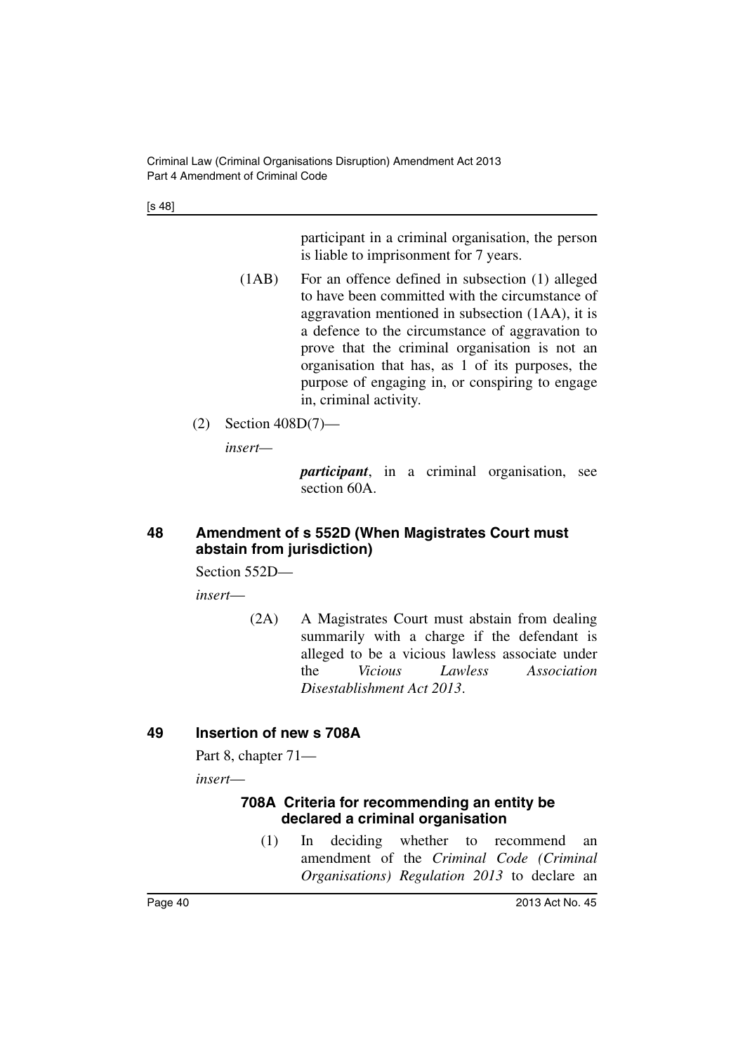participant in a criminal organisation, the person is liable to imprisonment for 7 years.

(1AB) For an offence defined in subsection (1) alleged to have been committed with the circumstance of aggravation mentioned in subsection (1AA), it is a defence to the circumstance of aggravation to prove that the criminal organisation is not an organisation that has, as 1 of its purposes, the purpose of engaging in, or conspiring to engage in, criminal activity.

(2) Section 408D(7)—

*insert*—

***participant***, in a criminal organisation, see section 60A.

## 48 Amendment of s 552D (When Magistrates Court must abstain from jurisdiction)

Section 552D—

*insert*—

(2A) A Magistrates Court must abstain from dealing summarily with a charge if the defendant is alleged to be a vicious lawless associate under the *Vicious Lawless Association Disestablishment Act 2013*.

## 49 Insertion of new s 708A

Part 8, chapter 71—

*insert*—

### 708A Criteria for recommending an entity be declared a criminal organisation

(1) In deciding whether to recommend an amendment of the *Criminal Code (Criminal Organisations) Regulation 2013* to declare an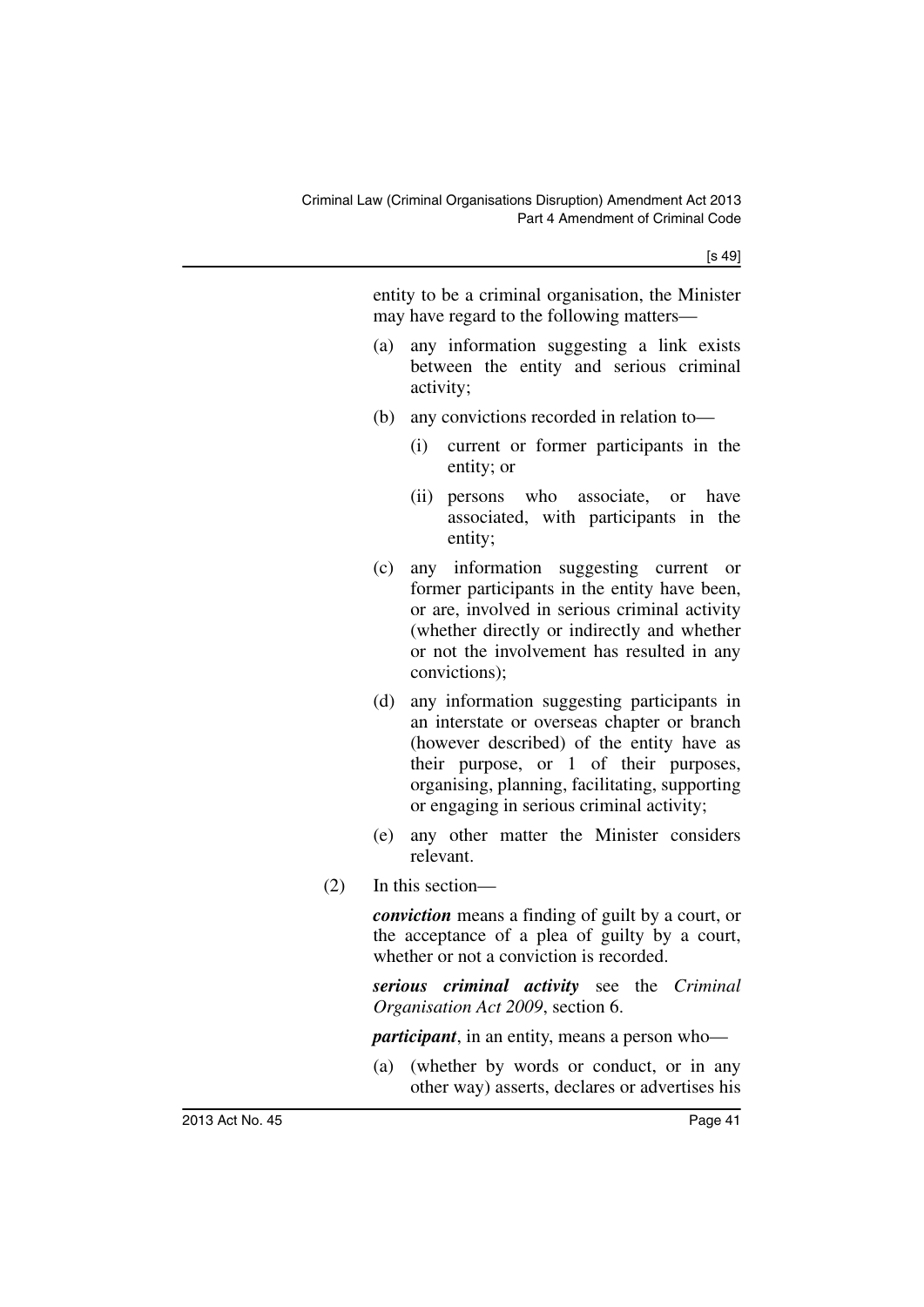entity to be a criminal organisation, the Minister may have regard to the following matters—

(a) any information suggesting a link exists between the entity and serious criminal activity;

(b) any convictions recorded in relation to—

(i) current or former participants in the entity; or

(ii) persons who associate, or have associated, with participants in the entity;

(c) any information suggesting current or former participants in the entity have been, or are, involved in serious criminal activity (whether directly or indirectly and whether or not the involvement has resulted in any convictions);

(d) any information suggesting participants in an interstate or overseas chapter or branch (however described) of the entity have as their purpose, or 1 of their purposes, organising, planning, facilitating, supporting or engaging in serious criminal activity;

(e) any other matter the Minister considers relevant.

(2) In this section—

***conviction*** means a finding of guilt by a court, or the acceptance of a plea of guilty by a court, whether or not a conviction is recorded.

***serious criminal activity*** see the *Criminal Organisation Act 2009*, section 6.

***participant***, in an entity, means a person who—

(a) (whether by words or conduct, or in any other way) asserts, declares or advertises his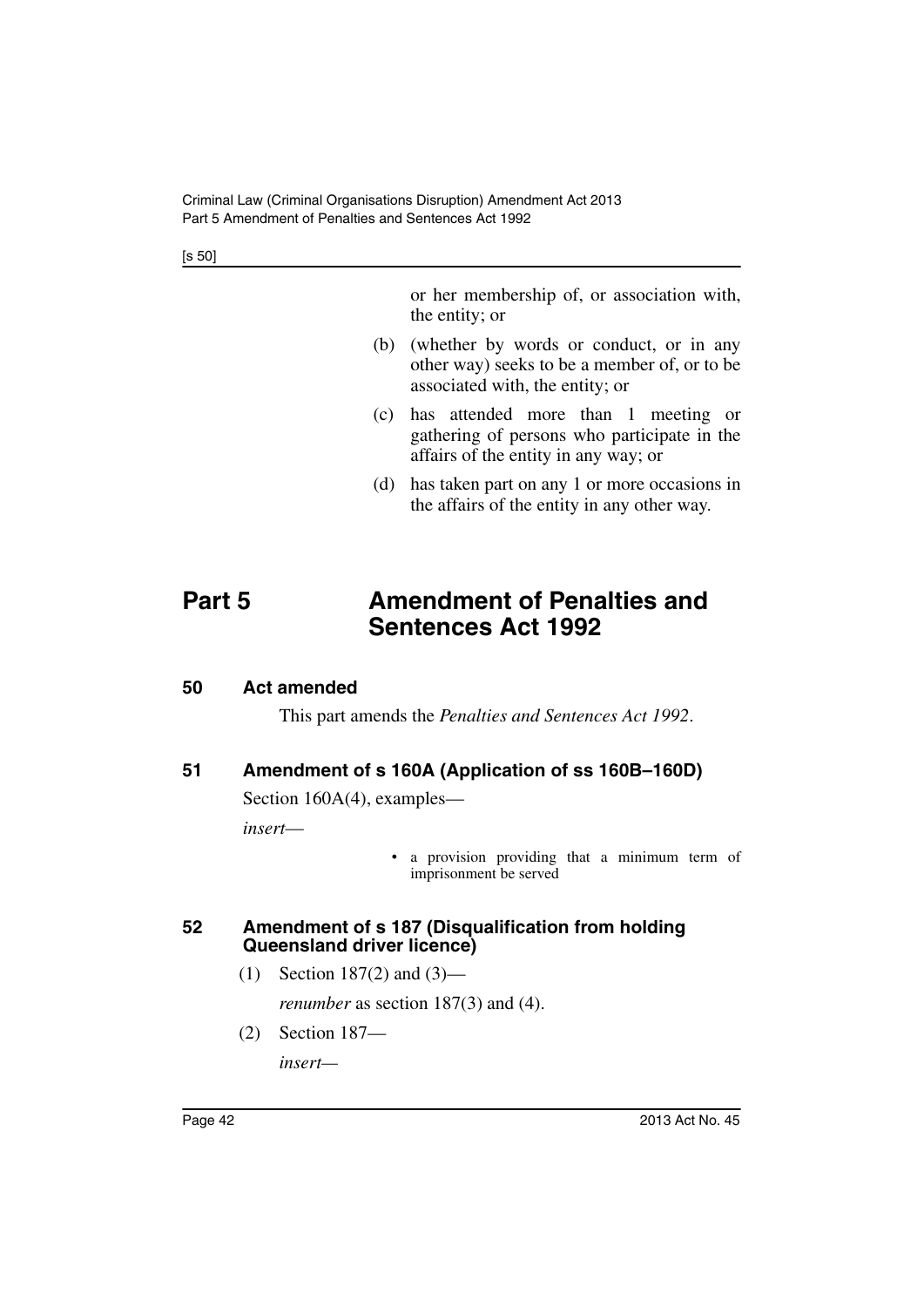or her membership of, or association with, the entity; or

(b) (whether by words or conduct, or in any other way) seeks to be a member of, or to be associated with, the entity; or

(c) has attended more than 1 meeting or gathering of persons who participate in the affairs of the entity in any way; or

(d) has taken part on any 1 or more occasions in the affairs of the entity in any other way.

# Part 5 Amendment of Penalties and Sentences Act 1992

## 50 Act amended

This part amends the *Penalties and Sentences Act 1992*.

## 51 Amendment of s 160A (Application of ss 160B–160D)

Section 160A(4), examples—

*insert*—

- a provision providing that a minimum term of imprisonment be served

## 52 Amendment of s 187 (Disqualification from holding Queensland driver licence)

(1) Section 187(2) and (3)—

*renumber* as section 187(3) and (4).

(2) Section 187—

*insert*—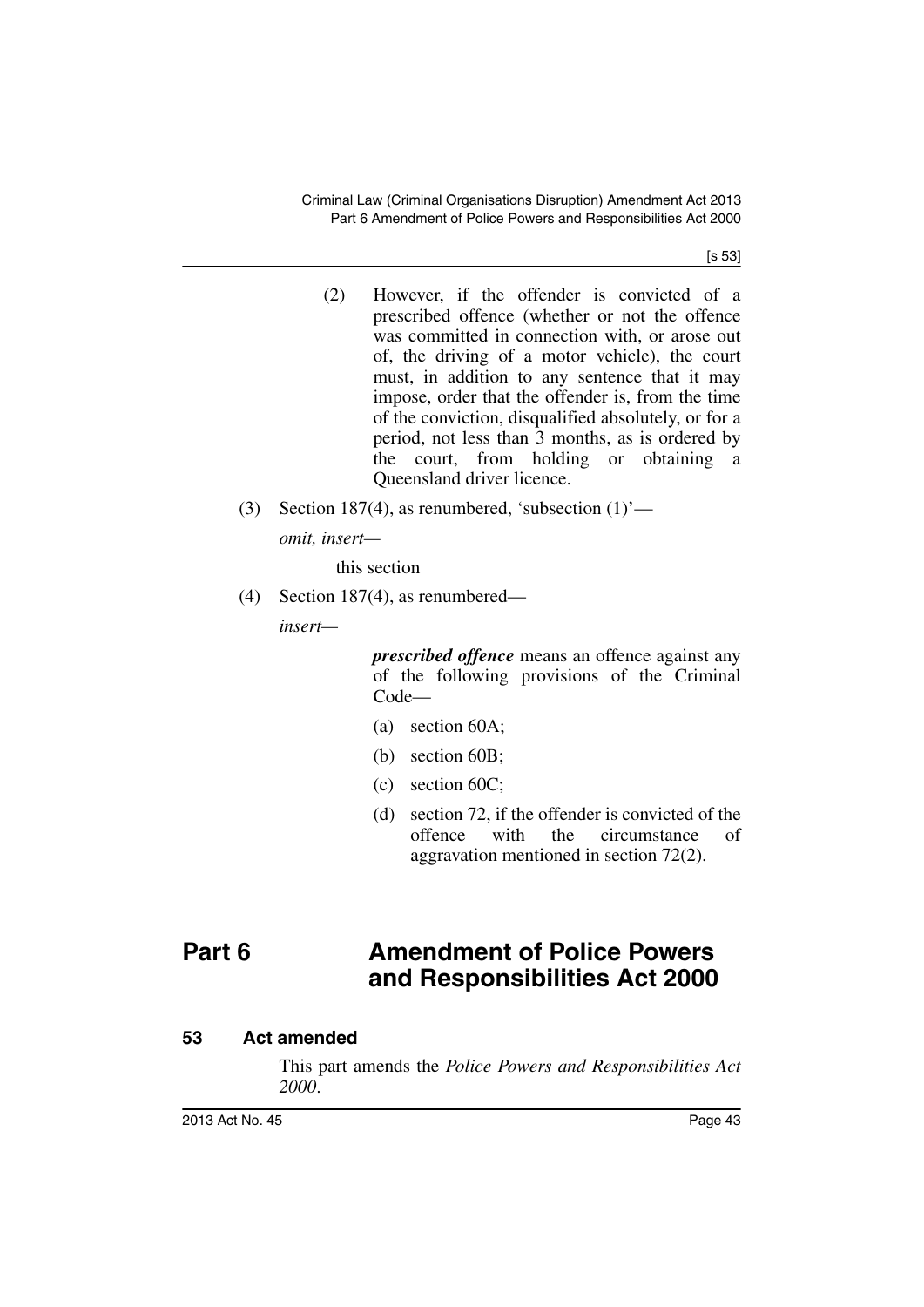(2) However, if the offender is convicted of a prescribed offence (whether or not the offence was committed in connection with, or arose out of, the driving of a motor vehicle), the court must, in addition to any sentence that it may impose, order that the offender is, from the time of the conviction, disqualified absolutely, or for a period, not less than 3 months, as is ordered by the court, from holding or obtaining a Queensland driver licence.

(3) Section 187(4), as renumbered, 'subsection (1)'—

*omit, insert—*

this section

(4) Section 187(4), as renumbered—

*insert—*

***prescribed offence*** means an offence against any of the following provisions of the Criminal Code—

(a) section 60A;

(b) section 60B;

(c) section 60C;

(d) section 72, if the offender is convicted of the offence with the circumstance of aggravation mentioned in section 72(2).

# Part 6 Amendment of Police Powers and Responsibilities Act 2000

## 53 Act amended

This part amends the *Police Powers and Responsibilities Act 2000*.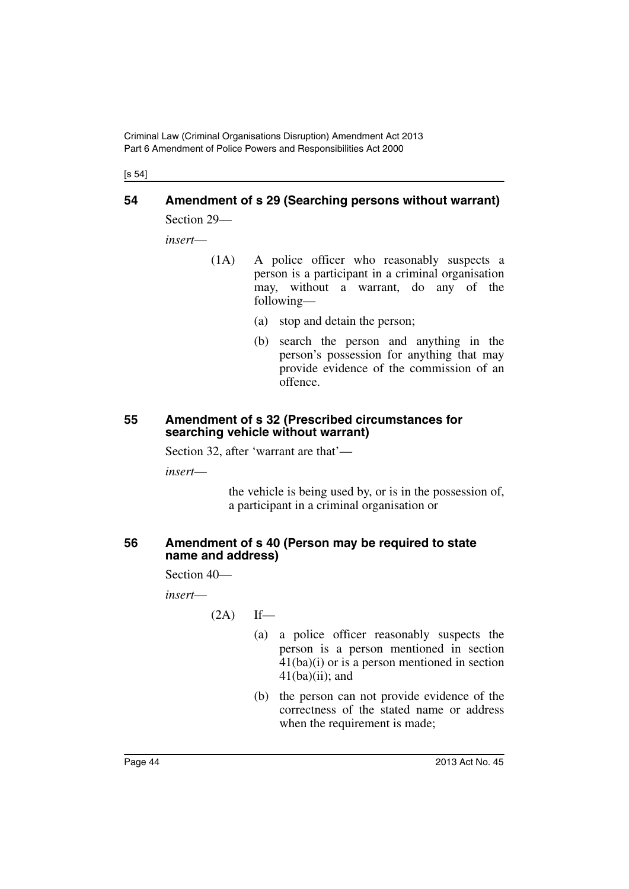[s 54]

## 54 Amendment of s 29 (Searching persons without warrant)

Section 29—

*insert*—

(1A) A police officer who reasonably suspects a person is a participant in a criminal organisation may, without a warrant, do any of the following—

(a) stop and detain the person;

(b) search the person and anything in the person's possession for anything that may provide evidence of the commission of an offence.

## 55 Amendment of s 32 (Prescribed circumstances for searching vehicle without warrant)

Section 32, after 'warrant are that'—

*insert*—

the vehicle is being used by, or is in the possession of, a participant in a criminal organisation or

## 56 Amendment of s 40 (Person may be required to state name and address)

Section 40—

*insert*—

(2A) If—

(a) a police officer reasonably suspects the person is a person mentioned in section 41(ba)(i) or is a person mentioned in section 41(ba)(ii); and

(b) the person can not provide evidence of the correctness of the stated name or address when the requirement is made;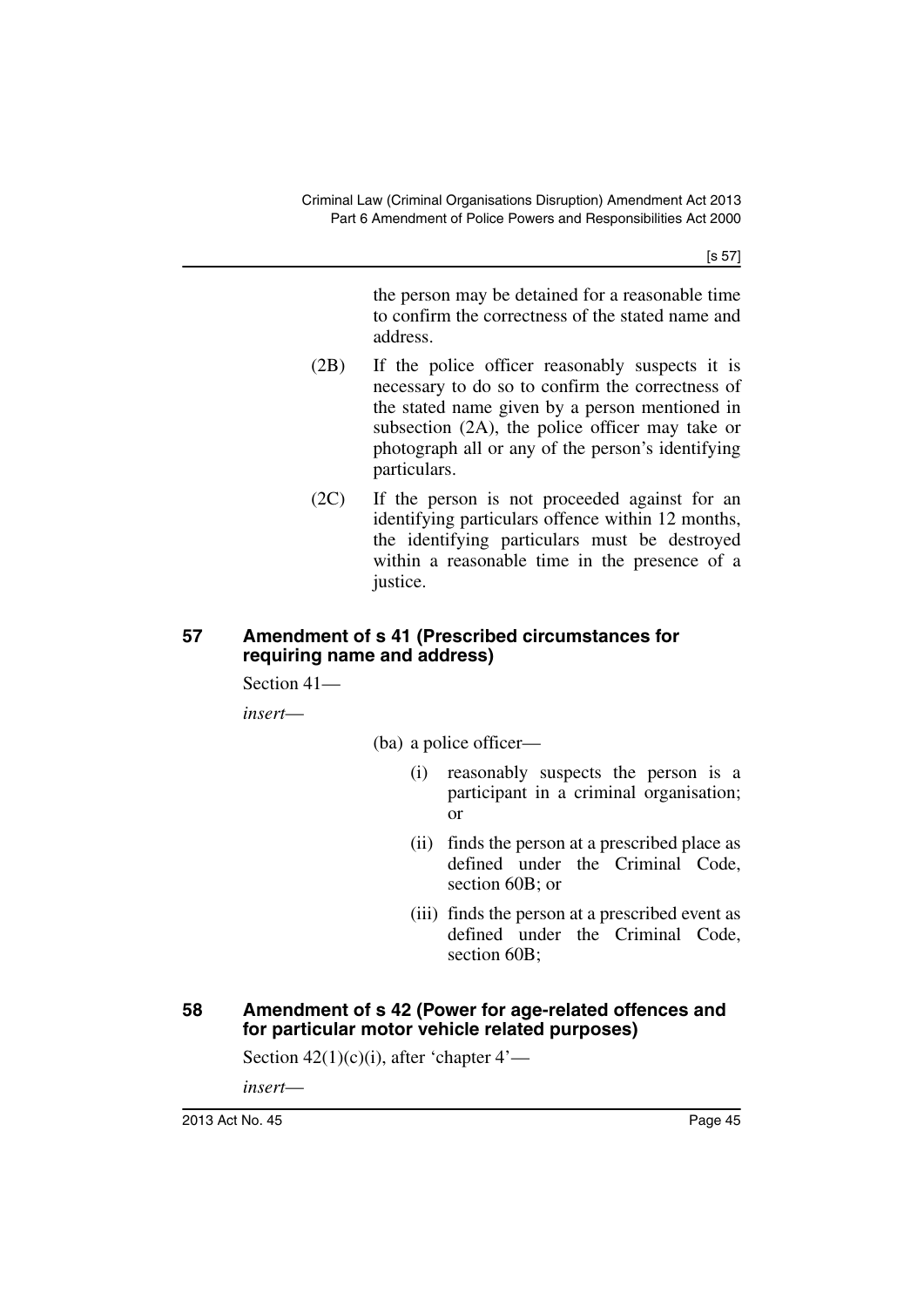the person may be detained for a reasonable time to confirm the correctness of the stated name and address.

(2B) If the police officer reasonably suspects it is necessary to do so to confirm the correctness of the stated name given by a person mentioned in subsection (2A), the police officer may take or photograph all or any of the person's identifying particulars.

(2C) If the person is not proceeded against for an identifying particulars offence within 12 months, the identifying particulars must be destroyed within a reasonable time in the presence of a justice.

## 57 Amendment of s 41 (Prescribed circumstances for requiring name and address)

Section 41—

*insert*—

(ba) a police officer—

(i) reasonably suspects the person is a participant in a criminal organisation; or

(ii) finds the person at a prescribed place as defined under the Criminal Code, section 60B; or

(iii) finds the person at a prescribed event as defined under the Criminal Code, section 60B;

## 58 Amendment of s 42 (Power for age-related offences and for particular motor vehicle related purposes)

Section 42(1)(c)(i), after 'chapter 4'—

*insert*—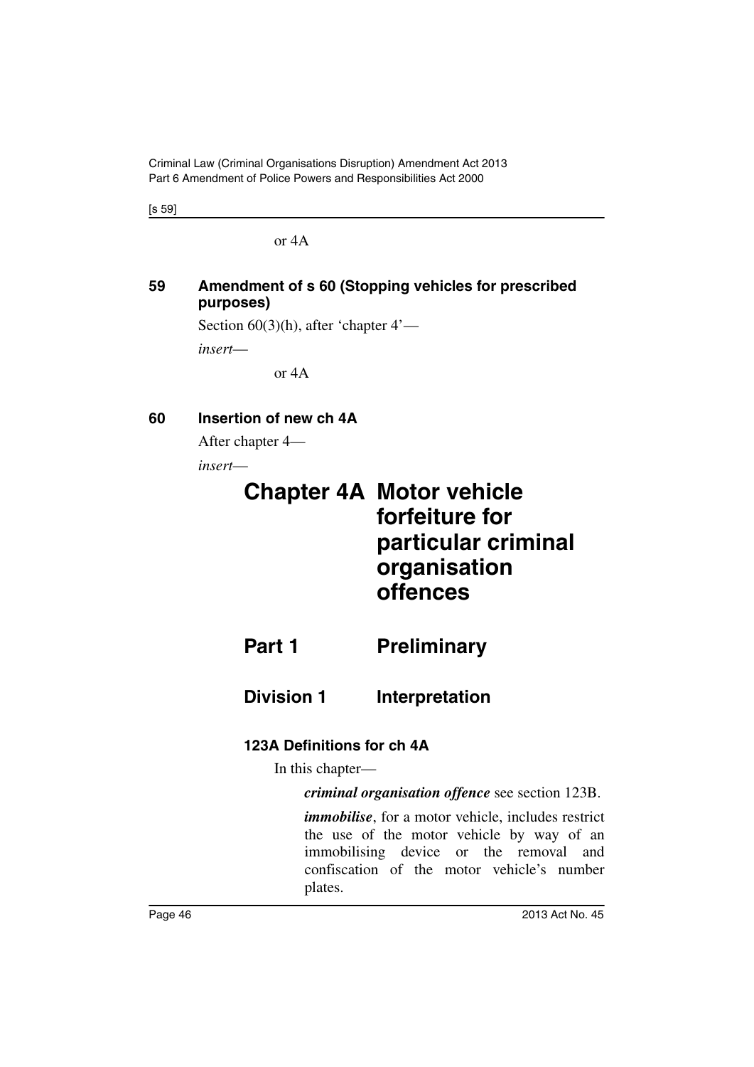or 4A

**59 Amendment of s 60 (Stopping vehicles for prescribed purposes)**

Section 60(3)(h), after 'chapter 4'—

*insert*—

or 4A

**60 Insertion of new ch 4A**

After chapter 4—

*insert*—

# Chapter 4A Motor vehicle forfeiture for particular criminal organisation offences

## Part 1 Preliminary

### Division 1 Interpretation

**123A Definitions for ch 4A**

In this chapter—

***criminal organisation offence*** see section 123B.

***immobilise***, for a motor vehicle, includes restrict the use of the motor vehicle by way of an immobilising device or the removal and confiscation of the motor vehicle's number plates.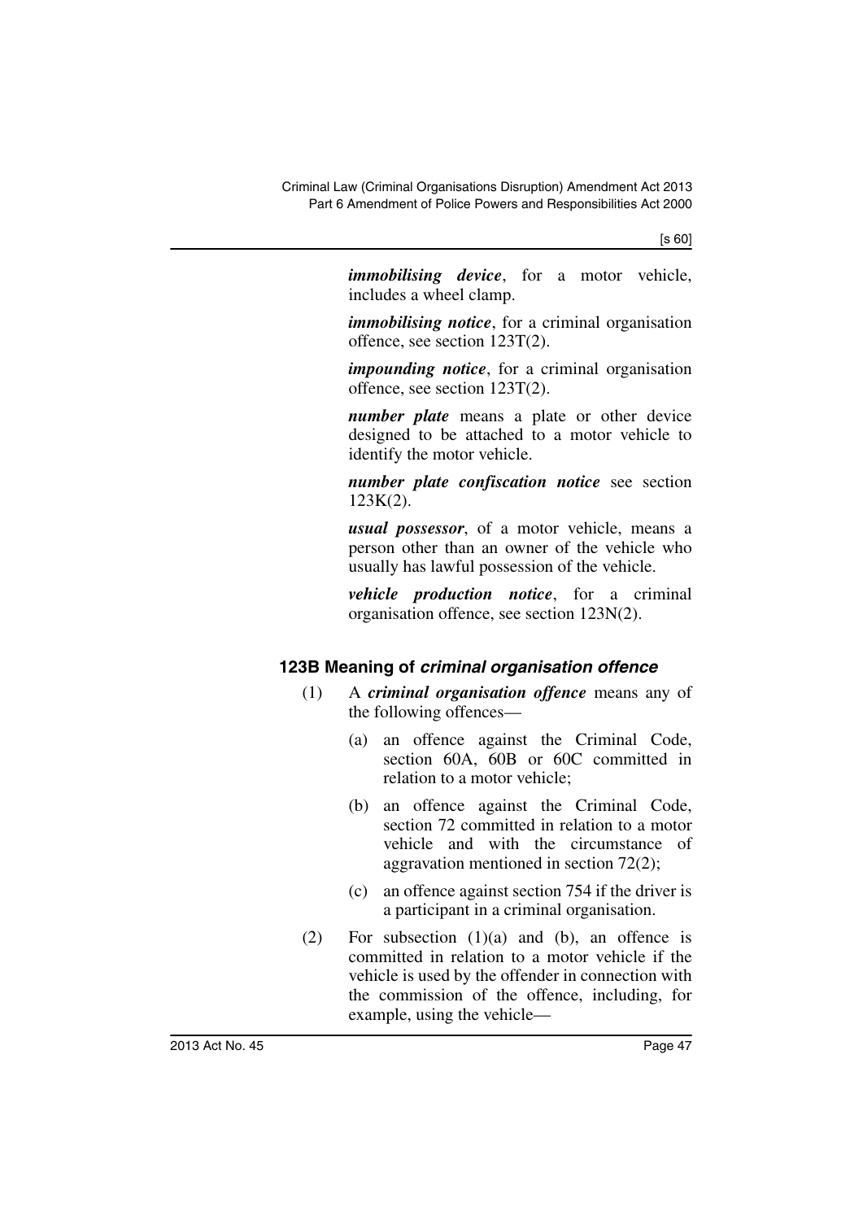***immobilising device***, for a motor vehicle, includes a wheel clamp.

***immobilising notice***, for a criminal organisation offence, see section 123T(2).

***impounding notice***, for a criminal organisation offence, see section 123T(2).

***number plate*** means a plate or other device designed to be attached to a motor vehicle to identify the motor vehicle.

***number plate confiscation notice*** see section 123K(2).

***usual possessor***, of a motor vehicle, means a person other than an owner of the vehicle who usually has lawful possession of the vehicle.

***vehicle production notice***, for a criminal organisation offence, see section 123N(2).

### 123B Meaning of *criminal organisation offence*

(1) A ***criminal organisation offence*** means any of the following offences—

(a) an offence against the Criminal Code, section 60A, 60B or 60C committed in relation to a motor vehicle;

(b) an offence against the Criminal Code, section 72 committed in relation to a motor vehicle and with the circumstance of aggravation mentioned in section 72(2);

(c) an offence against section 754 if the driver is a participant in a criminal organisation.

(2) For subsection (1)(a) and (b), an offence is committed in relation to a motor vehicle if the vehicle is used by the offender in connection with the commission of the offence, including, for example, using the vehicle—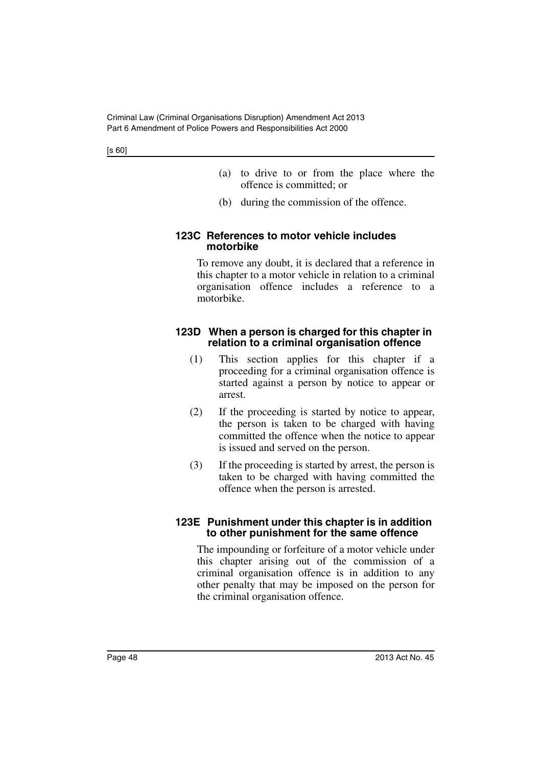(a) to drive to or from the place where the offence is committed; or

(b) during the commission of the offence.

### 123C References to motor vehicle includes motorbike

To remove any doubt, it is declared that a reference in this chapter to a motor vehicle in relation to a criminal organisation offence includes a reference to a motorbike.

### 123D When a person is charged for this chapter in relation to a criminal organisation offence

(1) This section applies for this chapter if a proceeding for a criminal organisation offence is started against a person by notice to appear or arrest.

(2) If the proceeding is started by notice to appear, the person is taken to be charged with having committed the offence when the notice to appear is issued and served on the person.

(3) If the proceeding is started by arrest, the person is taken to be charged with having committed the offence when the person is arrested.

### 123E Punishment under this chapter is in addition to other punishment for the same offence

The impounding or forfeiture of a motor vehicle under this chapter arising out of the commission of a criminal organisation offence is in addition to any other penalty that may be imposed on the person for the criminal organisation offence.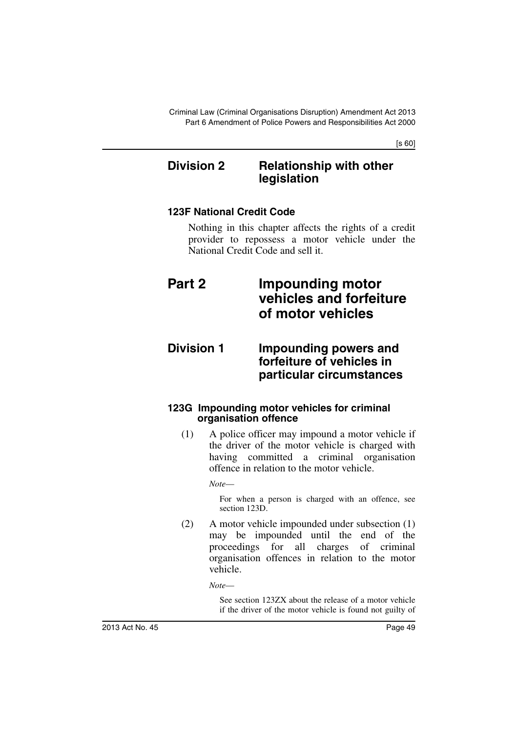## Division 2 Relationship with other legislation

### 123F National Credit Code

Nothing in this chapter affects the rights of a credit provider to repossess a motor vehicle under the National Credit Code and sell it.

# Part 2 Impounding motor vehicles and forfeiture of motor vehicles

## Division 1 Impounding powers and forfeiture of vehicles in particular circumstances

### 123G Impounding motor vehicles for criminal organisation offence

(1) A police officer may impound a motor vehicle if the driver of the motor vehicle is charged with having committed a criminal organisation offence in relation to the motor vehicle.

*Note*—

For when a person is charged with an offence, see section 123D.

(2) A motor vehicle impounded under subsection (1) may be impounded until the end of the proceedings for all charges of criminal organisation offences in relation to the motor vehicle.

*Note*—

See section 123ZX about the release of a motor vehicle if the driver of the motor vehicle is found not guilty of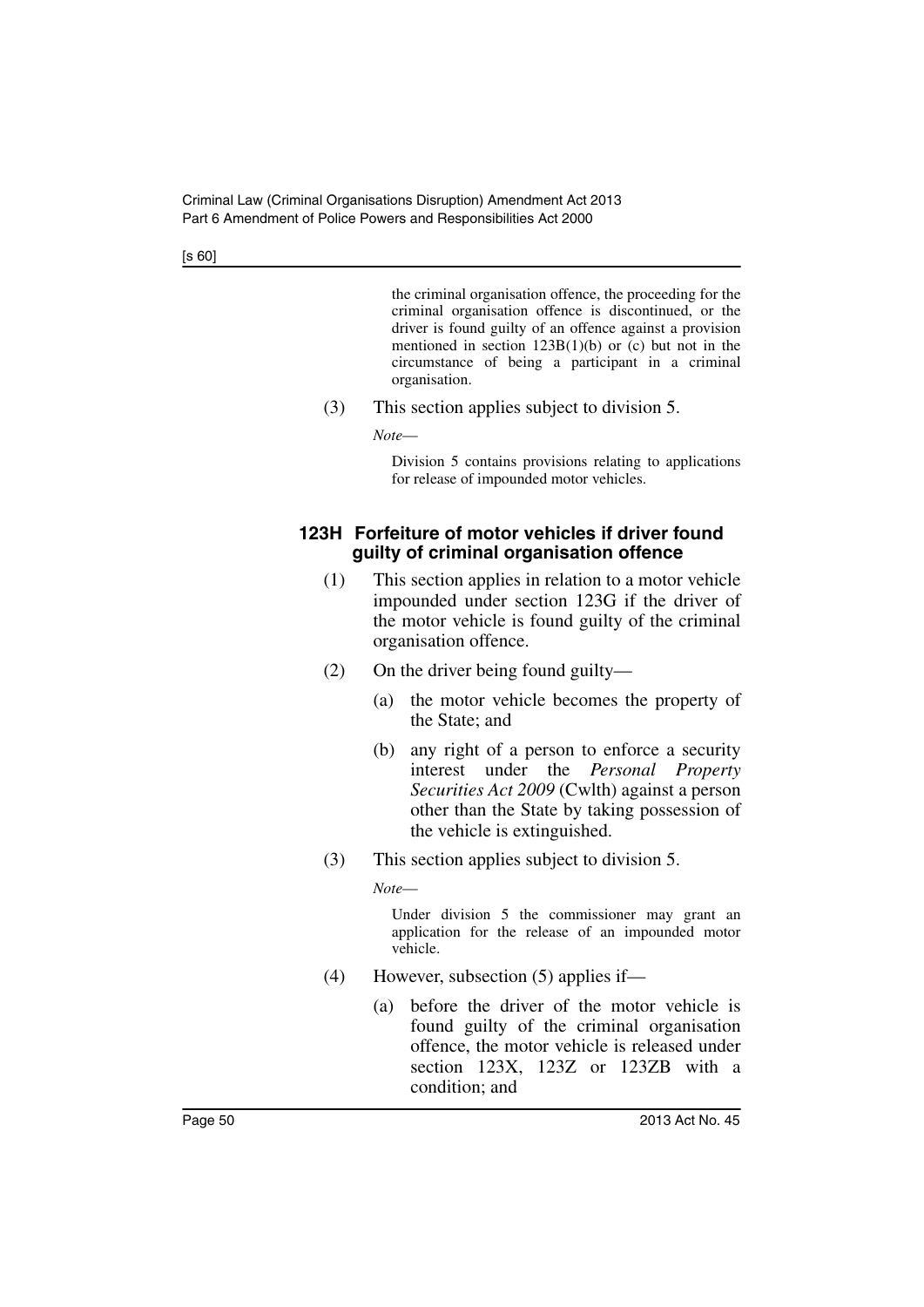the criminal organisation offence, the proceeding for the criminal organisation offence is discontinued, or the driver is found guilty of an offence against a provision mentioned in section 123B(1)(b) or (c) but not in the circumstance of being a participant in a criminal organisation.

(3) This section applies subject to division 5.

*Note*—

Division 5 contains provisions relating to applications for release of impounded motor vehicles.

### 123H Forfeiture of motor vehicles if driver found guilty of criminal organisation offence

(1) This section applies in relation to a motor vehicle impounded under section 123G if the driver of the motor vehicle is found guilty of the criminal organisation offence.

(2) On the driver being found guilty—

(a) the motor vehicle becomes the property of the State; and

(b) any right of a person to enforce a security interest under the *Personal Property Securities Act 2009* (Cwlth) against a person other than the State by taking possession of the vehicle is extinguished.

(3) This section applies subject to division 5.

*Note*—

Under division 5 the commissioner may grant an application for the release of an impounded motor vehicle.

(4) However, subsection (5) applies if—

(a) before the driver of the motor vehicle is found guilty of the criminal organisation offence, the motor vehicle is released under section 123X, 123Z or 123ZB with a condition; and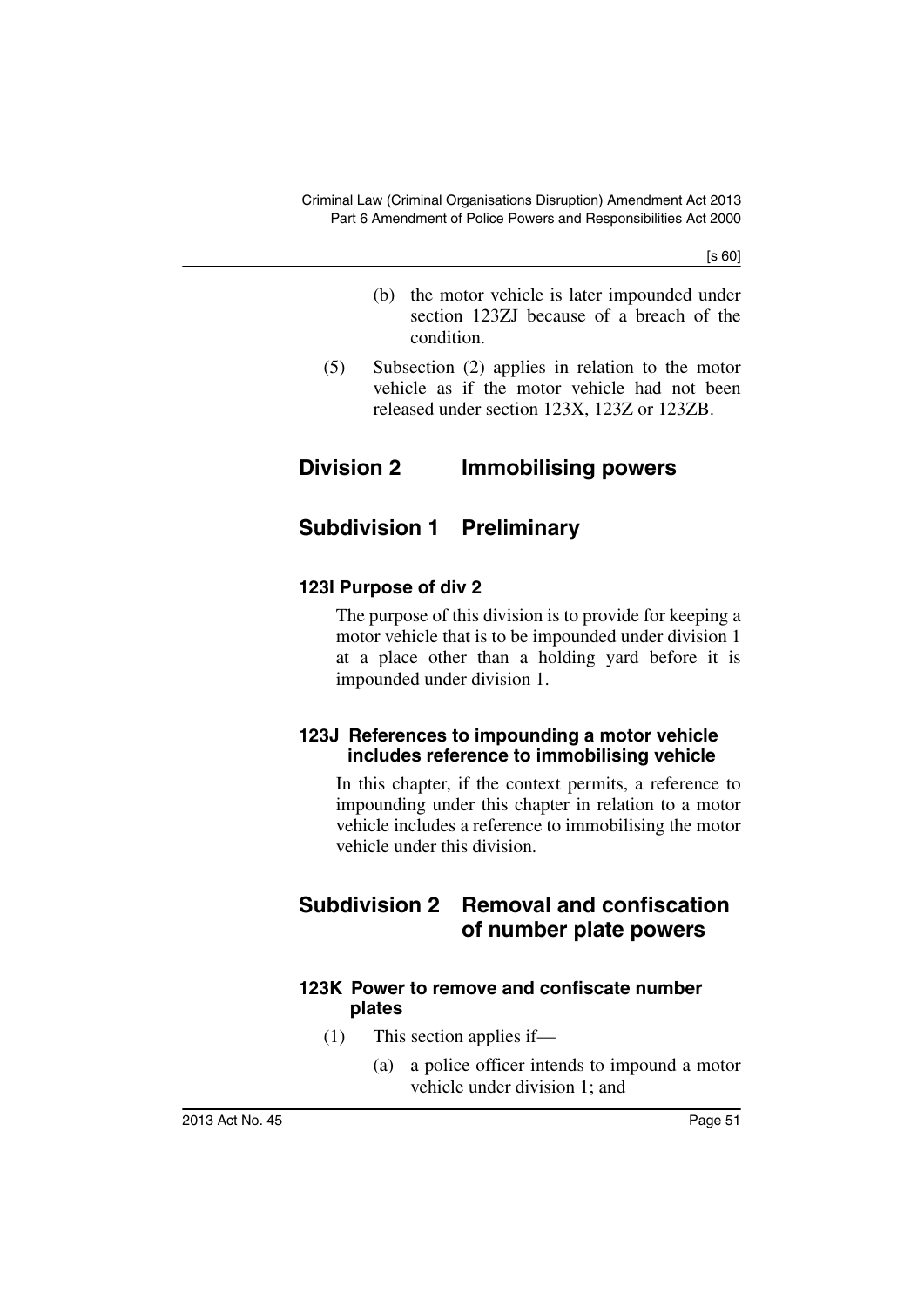(b) the motor vehicle is later impounded under section 123ZJ because of a breach of the condition.

(5) Subsection (2) applies in relation to the motor vehicle as if the motor vehicle had not been released under section 123X, 123Z or 123ZB.

## Division 2 Immobilising powers

## Subdivision 1 Preliminary

### 123I Purpose of div 2

The purpose of this division is to provide for keeping a motor vehicle that is to be impounded under division 1 at a place other than a holding yard before it is impounded under division 1.

### 123J References to impounding a motor vehicle includes reference to immobilising vehicle

In this chapter, if the context permits, a reference to impounding under this chapter in relation to a motor vehicle includes a reference to immobilising the motor vehicle under this division.

## Subdivision 2 Removal and confiscation of number plate powers

### 123K Power to remove and confiscate number plates

(1) This section applies if—

(a) a police officer intends to impound a motor vehicle under division 1; and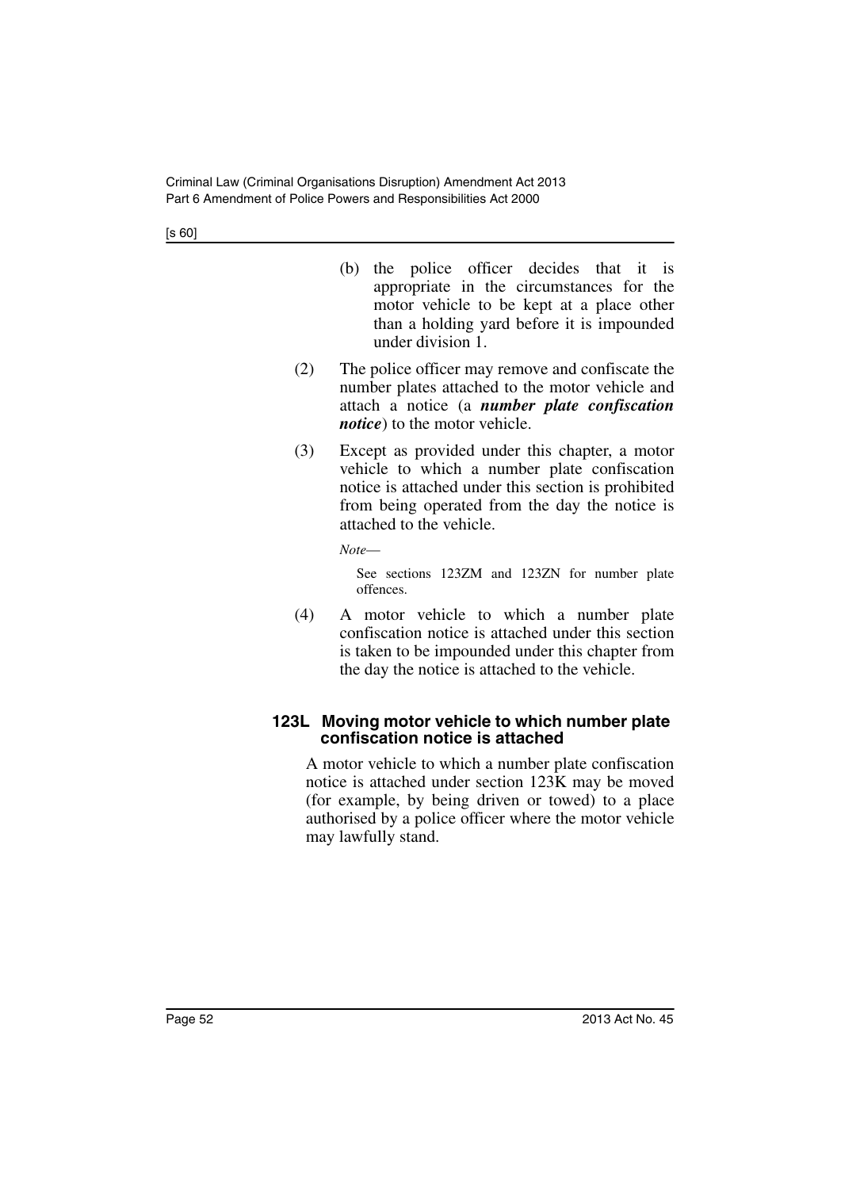(b) the police officer decides that it is appropriate in the circumstances for the motor vehicle to be kept at a place other than a holding yard before it is impounded under division 1.

(2) The police officer may remove and confiscate the number plates attached to the motor vehicle and attach a notice (a ***number plate confiscation notice***) to the motor vehicle.

(3) Except as provided under this chapter, a motor vehicle to which a number plate confiscation notice is attached under this section is prohibited from being operated from the day the notice is attached to the vehicle.

*Note*—

See sections 123ZM and 123ZN for number plate offences.

(4) A motor vehicle to which a number plate confiscation notice is attached under this section is taken to be impounded under this chapter from the day the notice is attached to the vehicle.

#### 123L Moving motor vehicle to which number plate confiscation notice is attached

A motor vehicle to which a number plate confiscation notice is attached under section 123K may be moved (for example, by being driven or towed) to a place authorised by a police officer where the motor vehicle may lawfully stand.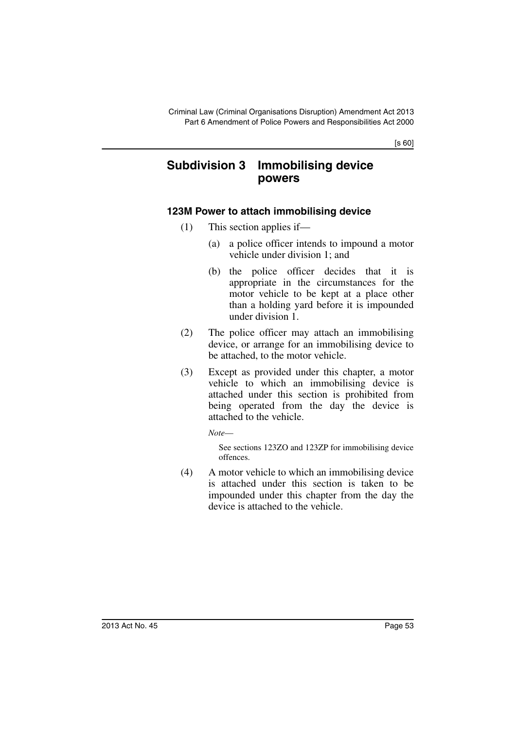## Subdivision 3 Immobilising device powers

### 123M Power to attach immobilising device

(1) This section applies if—

(a) a police officer intends to impound a motor vehicle under division 1; and

(b) the police officer decides that it is appropriate in the circumstances for the motor vehicle to be kept at a place other than a holding yard before it is impounded under division 1.

(2) The police officer may attach an immobilising device, or arrange for an immobilising device to be attached, to the motor vehicle.

(3) Except as provided under this chapter, a motor vehicle to which an immobilising device is attached under this section is prohibited from being operated from the day the device is attached to the vehicle.

*Note*—

See sections 123ZO and 123ZP for immobilising device offences.

(4) A motor vehicle to which an immobilising device is attached under this section is taken to be impounded under this chapter from the day the device is attached to the vehicle.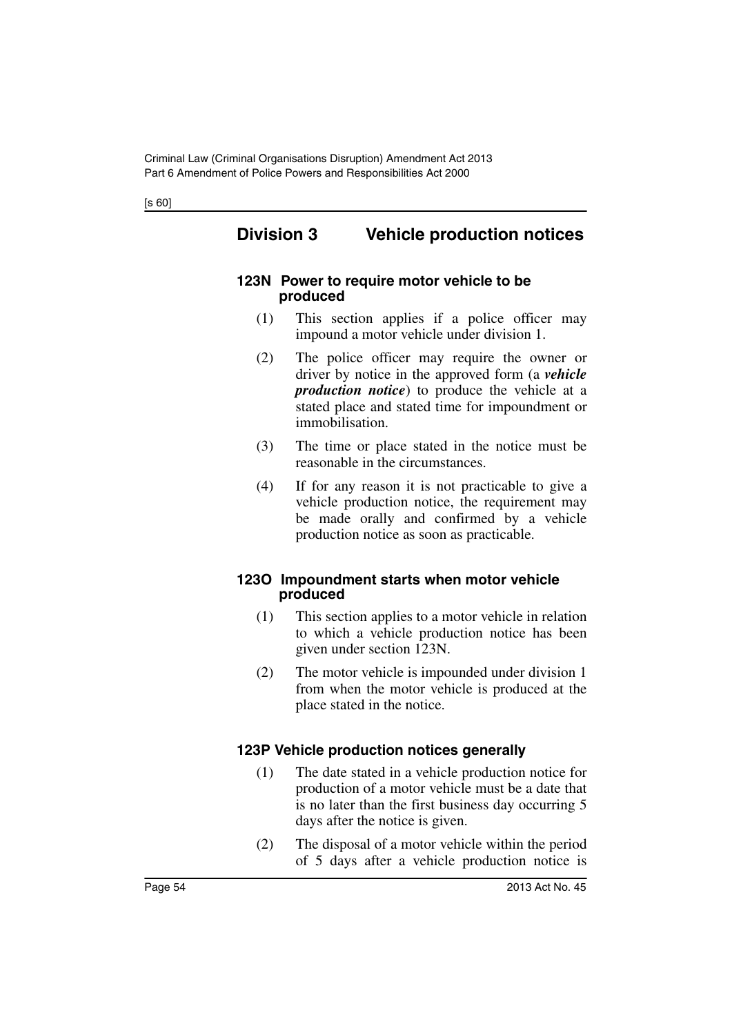## Division 3 Vehicle production notices

### 123N Power to require motor vehicle to be produced

(1) This section applies if a police officer may impound a motor vehicle under division 1.

(2) The police officer may require the owner or driver by notice in the approved form (a ***vehicle production notice***) to produce the vehicle at a stated place and stated time for impoundment or immobilisation.

(3) The time or place stated in the notice must be reasonable in the circumstances.

(4) If for any reason it is not practicable to give a vehicle production notice, the requirement may be made orally and confirmed by a vehicle production notice as soon as practicable.

### 123O Impoundment starts when motor vehicle produced

(1) This section applies to a motor vehicle in relation to which a vehicle production notice has been given under section 123N.

(2) The motor vehicle is impounded under division 1 from when the motor vehicle is produced at the place stated in the notice.

### 123P Vehicle production notices generally

(1) The date stated in a vehicle production notice for production of a motor vehicle must be a date that is no later than the first business day occurring 5 days after the notice is given.

(2) The disposal of a motor vehicle within the period of 5 days after a vehicle production notice is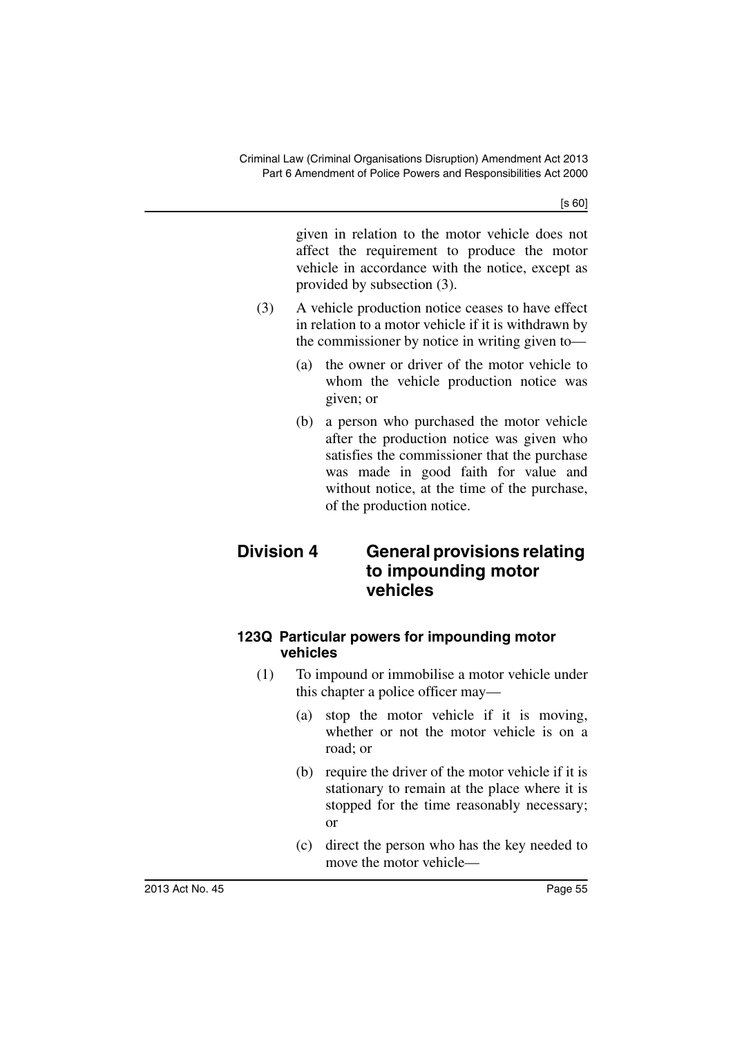given in relation to the motor vehicle does not affect the requirement to produce the motor vehicle in accordance with the notice, except as provided by subsection (3).

(3) A vehicle production notice ceases to have effect in relation to a motor vehicle if it is withdrawn by the commissioner by notice in writing given to—

(a) the owner or driver of the motor vehicle to whom the vehicle production notice was given; or

(b) a person who purchased the motor vehicle after the production notice was given who satisfies the commissioner that the purchase was made in good faith for value and without notice, at the time of the purchase, of the production notice.

## Division 4 General provisions relating to impounding motor vehicles

### 123Q Particular powers for impounding motor vehicles

(1) To impound or immobilise a motor vehicle under this chapter a police officer may—

(a) stop the motor vehicle if it is moving, whether or not the motor vehicle is on a road; or

(b) require the driver of the motor vehicle if it is stationary to remain at the place where it is stopped for the time reasonably necessary; or

(c) direct the person who has the key needed to move the motor vehicle—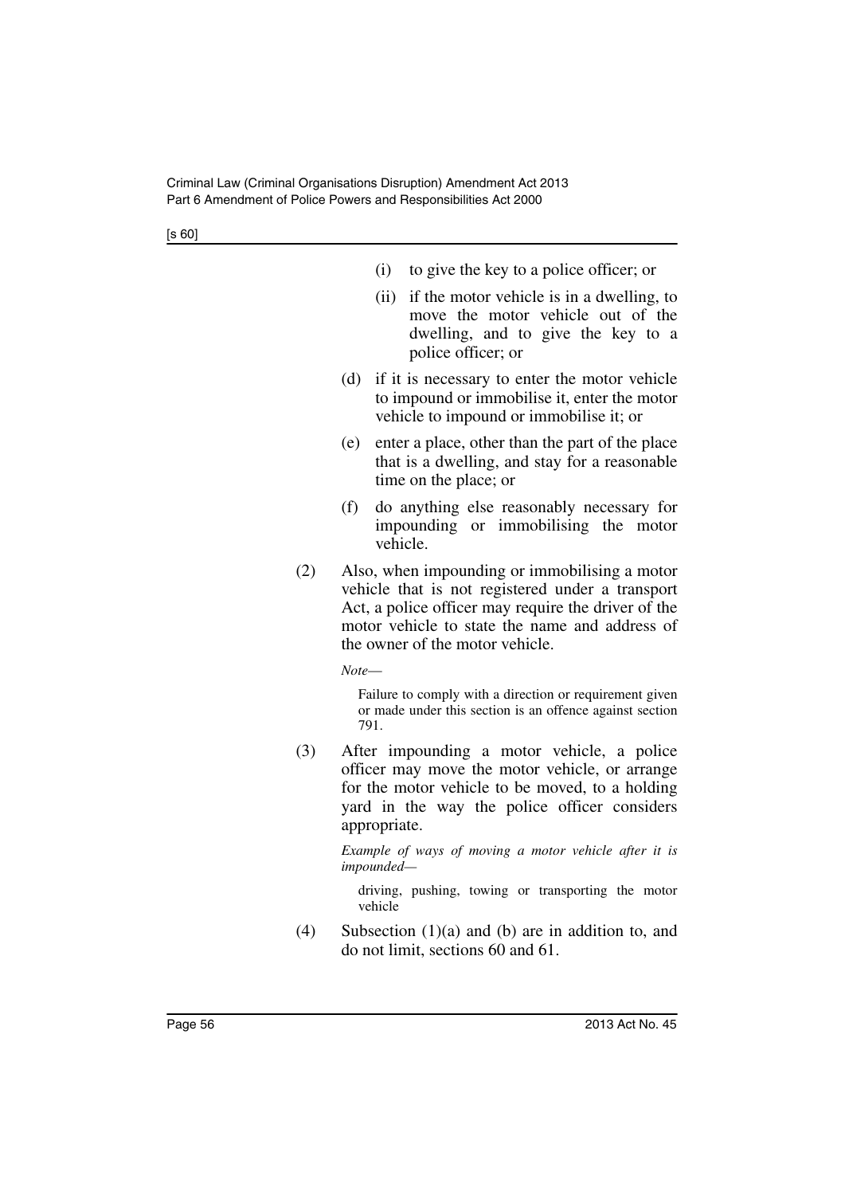(i) to give the key to a police officer; or

(ii) if the motor vehicle is in a dwelling, to move the motor vehicle out of the dwelling, and to give the key to a police officer; or

(d) if it is necessary to enter the motor vehicle to impound or immobilise it, enter the motor vehicle to impound or immobilise it; or

(e) enter a place, other than the part of the place that is a dwelling, and stay for a reasonable time on the place; or

(f) do anything else reasonably necessary for impounding or immobilising the motor vehicle.

(2) Also, when impounding or immobilising a motor vehicle that is not registered under a transport Act, a police officer may require the driver of the motor vehicle to state the name and address of the owner of the motor vehicle.

*Note—*

Failure to comply with a direction or requirement given or made under this section is an offence against section 791.

(3) After impounding a motor vehicle, a police officer may move the motor vehicle, or arrange for the motor vehicle to be moved, to a holding yard in the way the police officer considers appropriate.

*Example of ways of moving a motor vehicle after it is impounded—*

driving, pushing, towing or transporting the motor vehicle

(4) Subsection (1)(a) and (b) are in addition to, and do not limit, sections 60 and 61.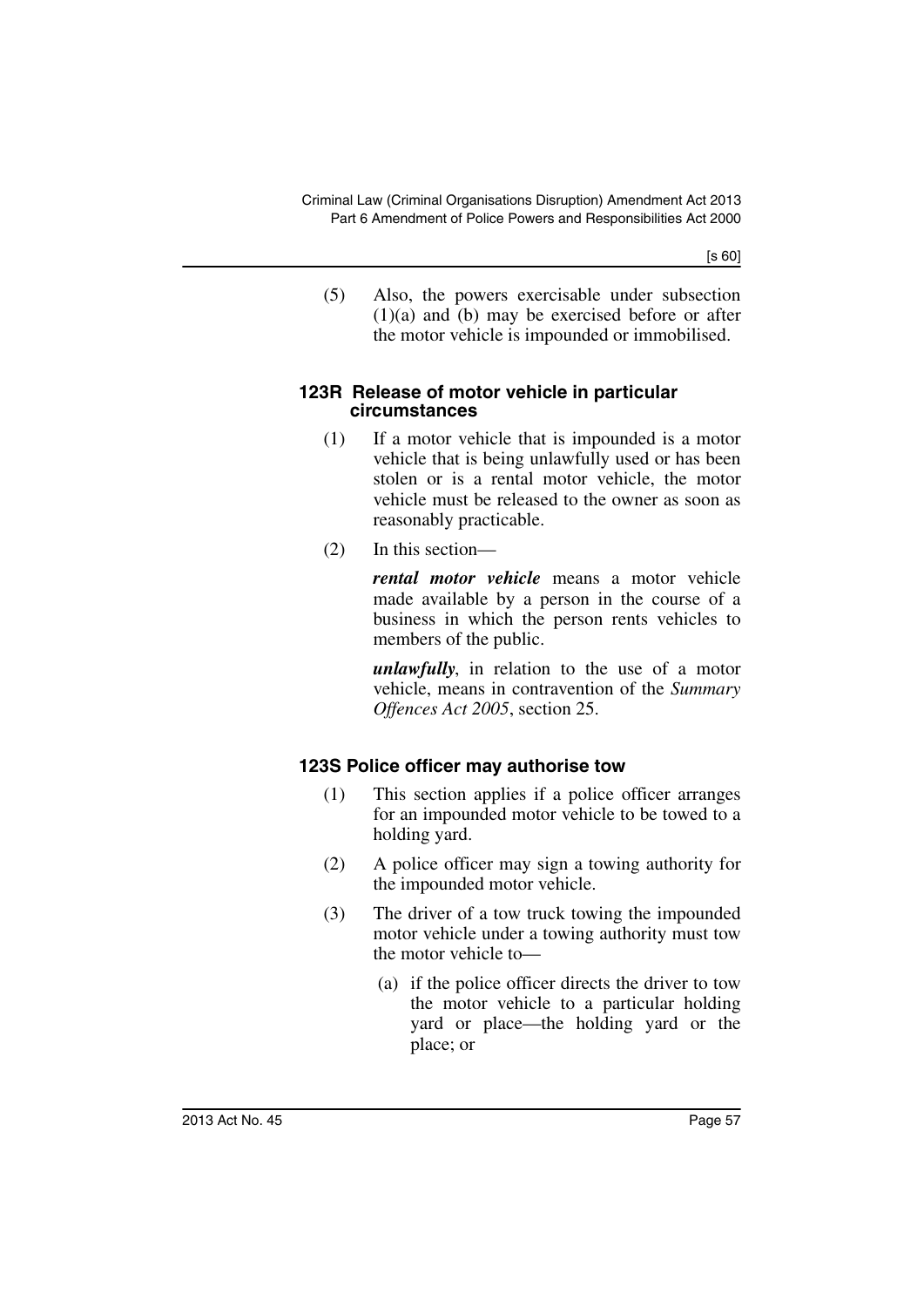(5) Also, the powers exercisable under subsection (1)(a) and (b) may be exercised before or after the motor vehicle is impounded or immobilised.

#### 123R Release of motor vehicle in particular circumstances

(1) If a motor vehicle that is impounded is a motor vehicle that is being unlawfully used or has been stolen or is a rental motor vehicle, the motor vehicle must be released to the owner as soon as reasonably practicable.

(2) In this section—

***rental motor vehicle*** means a motor vehicle made available by a person in the course of a business in which the person rents vehicles to members of the public.

***unlawfully***, in relation to the use of a motor vehicle, means in contravention of the *Summary Offences Act 2005*, section 25.

#### 123S Police officer may authorise tow

(1) This section applies if a police officer arranges for an impounded motor vehicle to be towed to a holding yard.

(2) A police officer may sign a towing authority for the impounded motor vehicle.

(3) The driver of a tow truck towing the impounded motor vehicle under a towing authority must tow the motor vehicle to—

(a) if the police officer directs the driver to tow the motor vehicle to a particular holding yard or place—the holding yard or the place; or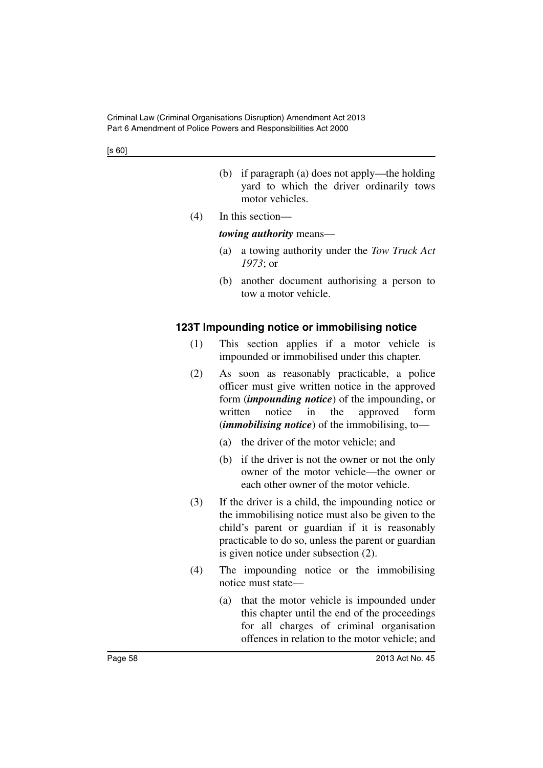(b) if paragraph (a) does not apply—the holding yard to which the driver ordinarily tows motor vehicles.

(4) In this section—

***towing authority*** means—

(a) a towing authority under the *Tow Truck Act 1973*; or

(b) another document authorising a person to tow a motor vehicle.

### 123T Impounding notice or immobilising notice

(1) This section applies if a motor vehicle is impounded or immobilised under this chapter.

(2) As soon as reasonably practicable, a police officer must give written notice in the approved form (***impounding notice***) of the impounding, or written notice in the approved form (***immobilising notice***) of the immobilising, to—

(a) the driver of the motor vehicle; and

(b) if the driver is not the owner or not the only owner of the motor vehicle—the owner or each other owner of the motor vehicle.

(3) If the driver is a child, the impounding notice or the immobilising notice must also be given to the child's parent or guardian if it is reasonably practicable to do so, unless the parent or guardian is given notice under subsection (2).

(4) The impounding notice or the immobilising notice must state—

(a) that the motor vehicle is impounded under this chapter until the end of the proceedings for all charges of criminal organisation offences in relation to the motor vehicle; and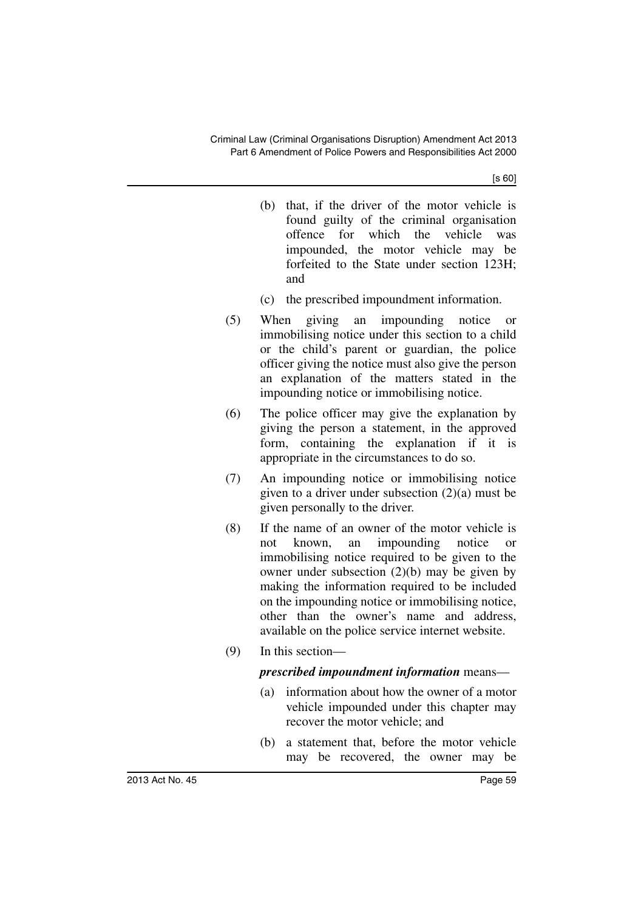(b) that, if the driver of the motor vehicle is found guilty of the criminal organisation offence for which the vehicle was impounded, the motor vehicle may be forfeited to the State under section 123H; and

(c) the prescribed impoundment information.

(5) When giving an impounding notice or immobilising notice under this section to a child or the child's parent or guardian, the police officer giving the notice must also give the person an explanation of the matters stated in the impounding notice or immobilising notice.

(6) The police officer may give the explanation by giving the person a statement, in the approved form, containing the explanation if it is appropriate in the circumstances to do so.

(7) An impounding notice or immobilising notice given to a driver under subsection (2)(a) must be given personally to the driver.

(8) If the name of an owner of the motor vehicle is not known, an impounding notice or immobilising notice required to be given to the owner under subsection (2)(b) may be given by making the information required to be included on the impounding notice or immobilising notice, other than the owner's name and address, available on the police service internet website.

(9) In this section—

***prescribed impoundment information*** means—

(a) information about how the owner of a motor vehicle impounded under this chapter may recover the motor vehicle; and

(b) a statement that, before the motor vehicle may be recovered, the owner may be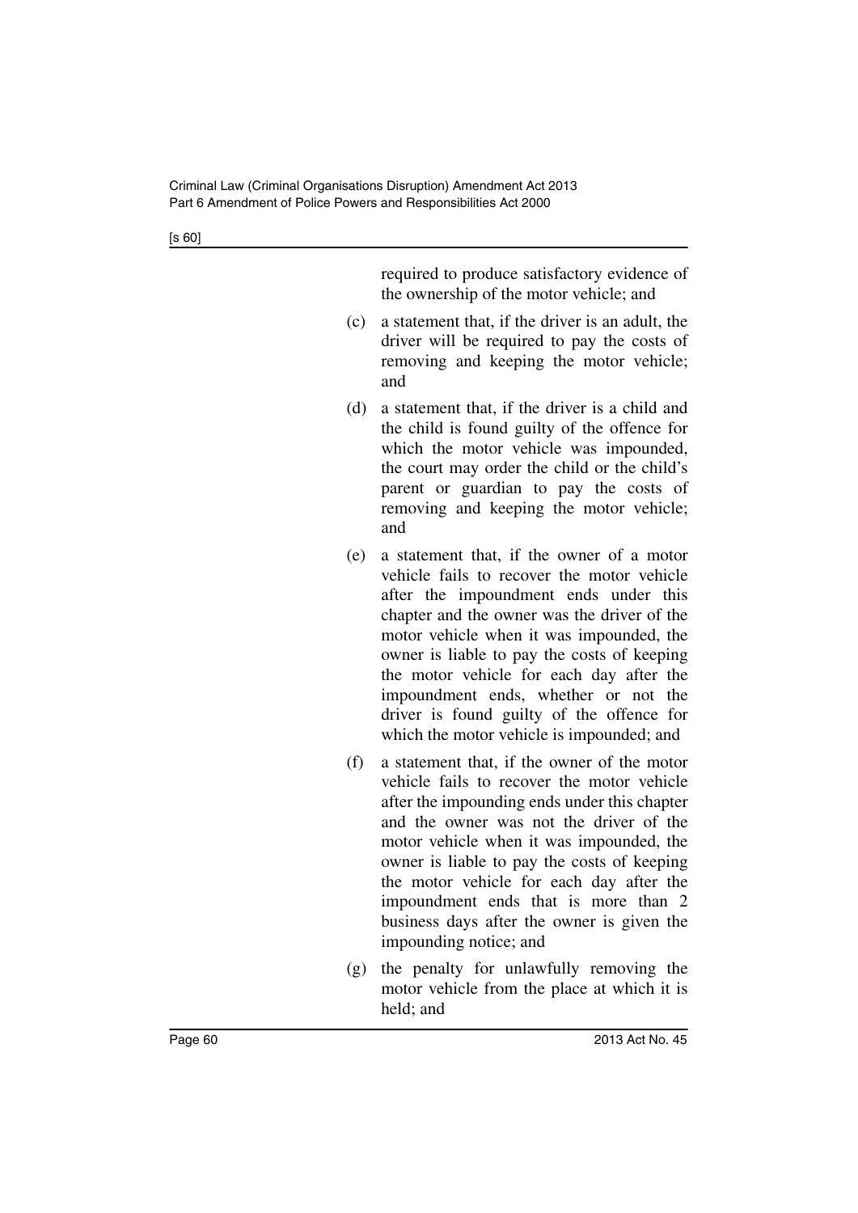required to produce satisfactory evidence of the ownership of the motor vehicle; and

(c) a statement that, if the driver is an adult, the driver will be required to pay the costs of removing and keeping the motor vehicle; and

(d) a statement that, if the driver is a child and the child is found guilty of the offence for which the motor vehicle was impounded, the court may order the child or the child's parent or guardian to pay the costs of removing and keeping the motor vehicle; and

(e) a statement that, if the owner of a motor vehicle fails to recover the motor vehicle after the impoundment ends under this chapter and the owner was the driver of the motor vehicle when it was impounded, the owner is liable to pay the costs of keeping the motor vehicle for each day after the impoundment ends, whether or not the driver is found guilty of the offence for which the motor vehicle is impounded; and

(f) a statement that, if the owner of the motor vehicle fails to recover the motor vehicle after the impounding ends under this chapter and the owner was not the driver of the motor vehicle when it was impounded, the owner is liable to pay the costs of keeping the motor vehicle for each day after the impoundment ends that is more than 2 business days after the owner is given the impounding notice; and

(g) the penalty for unlawfully removing the motor vehicle from the place at which it is held; and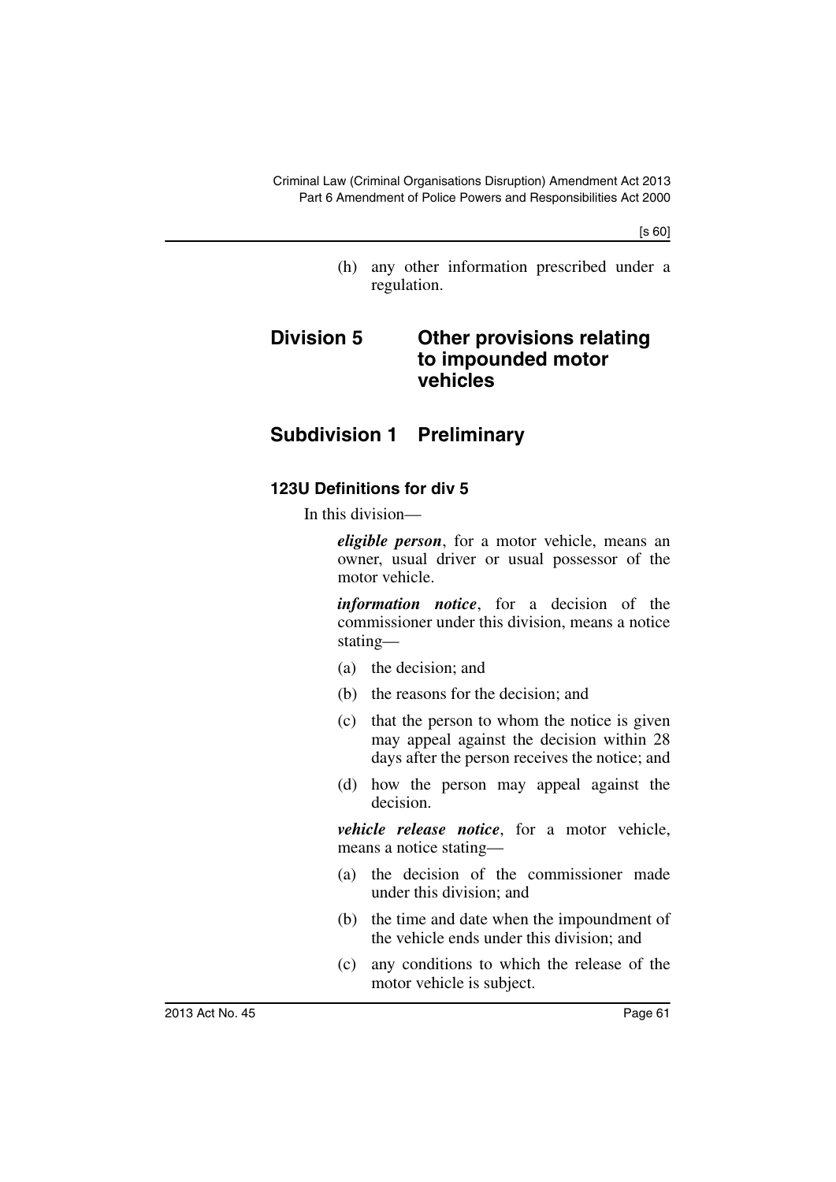(h) any other information prescribed under a regulation.

## Division 5 Other provisions relating to impounded motor vehicles

## Subdivision 1 Preliminary

### 123U Definitions for div 5

In this division—

***eligible person***, for a motor vehicle, means an owner, usual driver or usual possessor of the motor vehicle.

***information notice***, for a decision of the commissioner under this division, means a notice stating—

(a) the decision; and

(b) the reasons for the decision; and

(c) that the person to whom the notice is given may appeal against the decision within 28 days after the person receives the notice; and

(d) how the person may appeal against the decision.

***vehicle release notice***, for a motor vehicle, means a notice stating—

(a) the decision of the commissioner made under this division; and

(b) the time and date when the impoundment of the vehicle ends under this division; and

(c) any conditions to which the release of the motor vehicle is subject.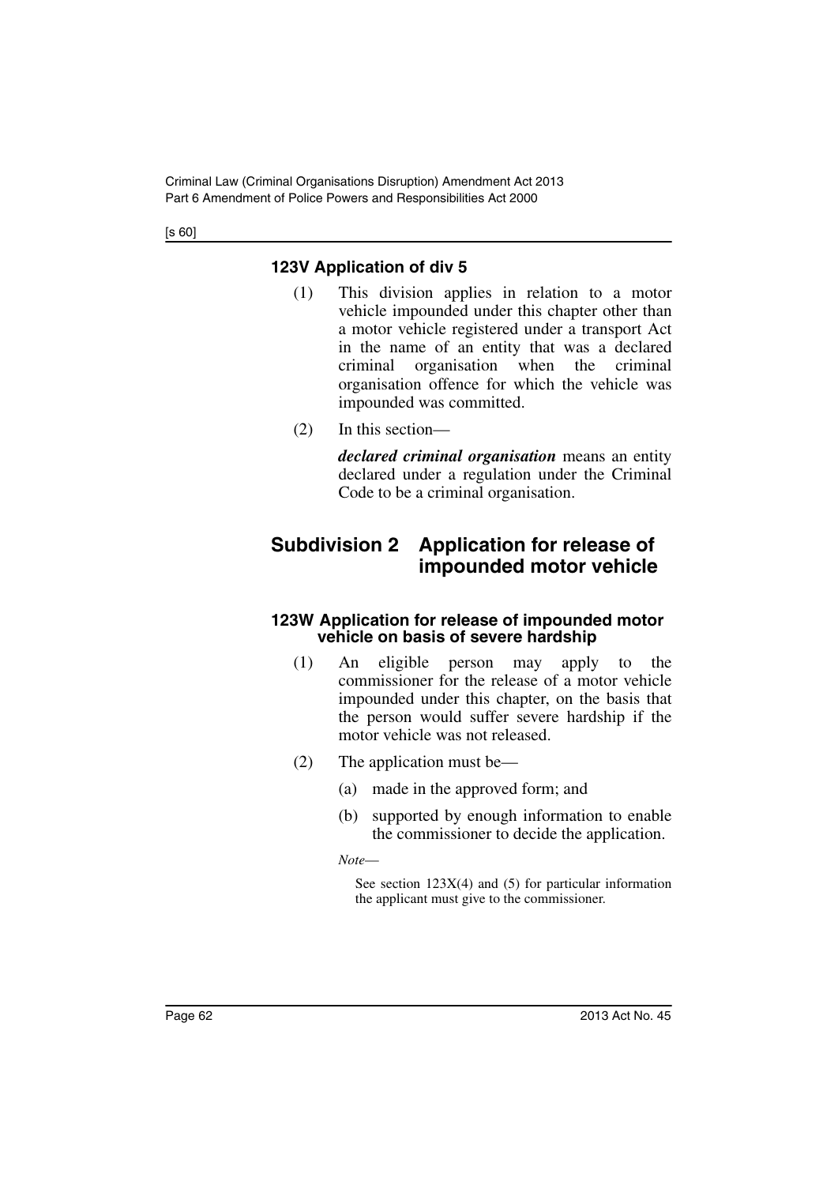### 123V Application of div 5

(1) This division applies in relation to a motor vehicle impounded under this chapter other than a motor vehicle registered under a transport Act in the name of an entity that was a declared criminal organisation when the criminal organisation offence for which the vehicle was impounded was committed.

(2) In this section—

***declared criminal organisation*** means an entity declared under a regulation under the Criminal Code to be a criminal organisation.

## Subdivision 2 Application for release of impounded motor vehicle

### 123W Application for release of impounded motor vehicle on basis of severe hardship

(1) An eligible person may apply to the commissioner for the release of a motor vehicle impounded under this chapter, on the basis that the person would suffer severe hardship if the motor vehicle was not released.

(2) The application must be—

(a) made in the approved form; and

(b) supported by enough information to enable the commissioner to decide the application.

*Note*—

See section 123X(4) and (5) for particular information the applicant must give to the commissioner.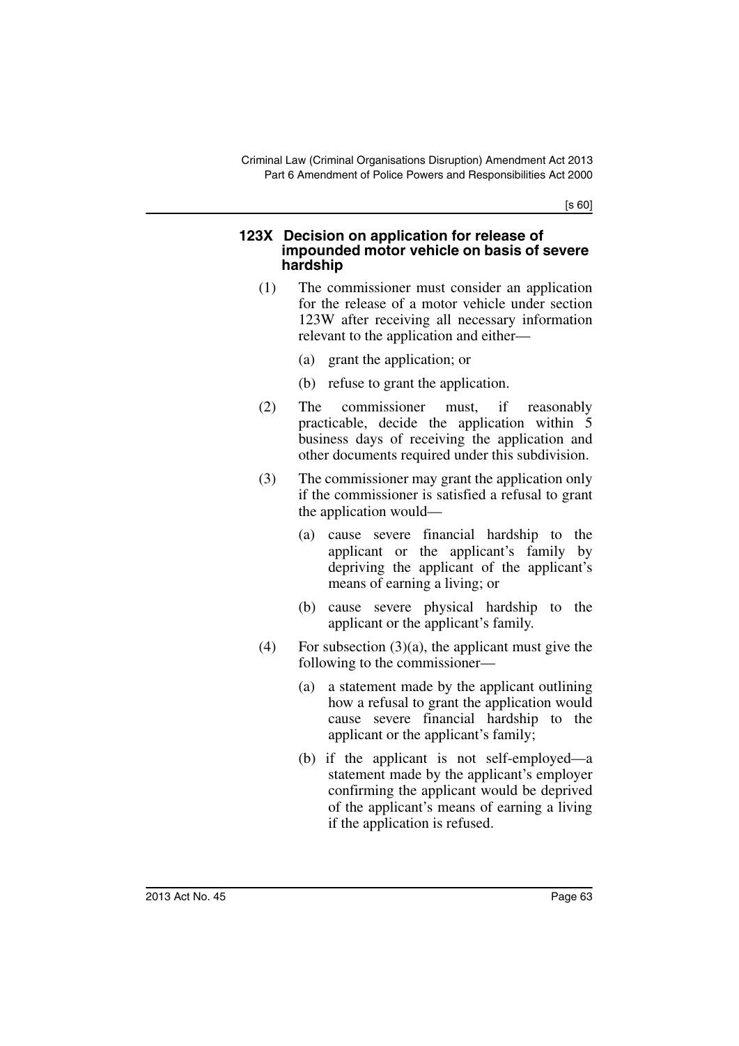#### 123X Decision on application for release of impounded motor vehicle on basis of severe hardship

(1) The commissioner must consider an application for the release of a motor vehicle under section 123W after receiving all necessary information relevant to the application and either—

(a) grant the application; or

(b) refuse to grant the application.

(2) The commissioner must, if reasonably practicable, decide the application within 5 business days of receiving the application and other documents required under this subdivision.

(3) The commissioner may grant the application only if the commissioner is satisfied a refusal to grant the application would—

(a) cause severe financial hardship to the applicant or the applicant's family by depriving the applicant of the applicant's means of earning a living; or

(b) cause severe physical hardship to the applicant or the applicant's family.

(4) For subsection (3)(a), the applicant must give the following to the commissioner—

(a) a statement made by the applicant outlining how a refusal to grant the application would cause severe financial hardship to the applicant or the applicant's family;

(b) if the applicant is not self-employed—a statement made by the applicant's employer confirming the applicant would be deprived of the applicant's means of earning a living if the application is refused.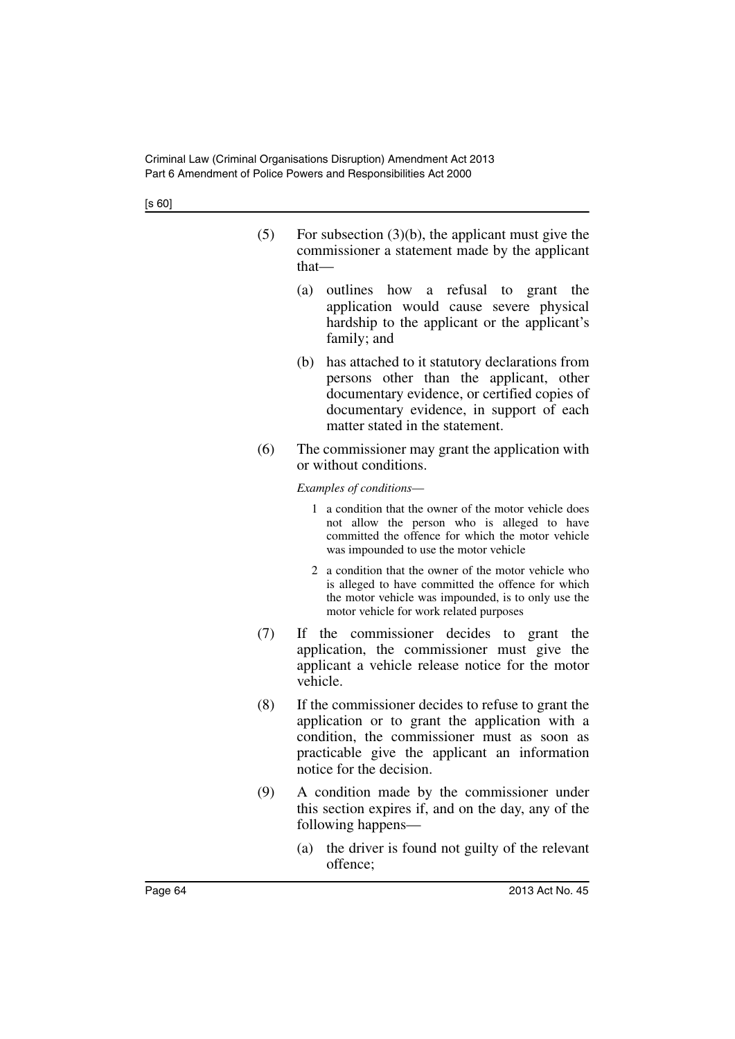(5) For subsection (3)(b), the applicant must give the commissioner a statement made by the applicant that—

(a) outlines how a refusal to grant the application would cause severe physical hardship to the applicant or the applicant's family; and

(b) has attached to it statutory declarations from persons other than the applicant, other documentary evidence, or certified copies of documentary evidence, in support of each matter stated in the statement.

(6) The commissioner may grant the application with or without conditions.

*Examples of conditions—*

1 a condition that the owner of the motor vehicle does not allow the person who is alleged to have committed the offence for which the motor vehicle was impounded to use the motor vehicle

2 a condition that the owner of the motor vehicle who is alleged to have committed the offence for which the motor vehicle was impounded, is to only use the motor vehicle for work related purposes

(7) If the commissioner decides to grant the application, the commissioner must give the applicant a vehicle release notice for the motor vehicle.

(8) If the commissioner decides to refuse to grant the application or to grant the application with a condition, the commissioner must as soon as practicable give the applicant an information notice for the decision.

(9) A condition made by the commissioner under this section expires if, and on the day, any of the following happens—

(a) the driver is found not guilty of the relevant offence;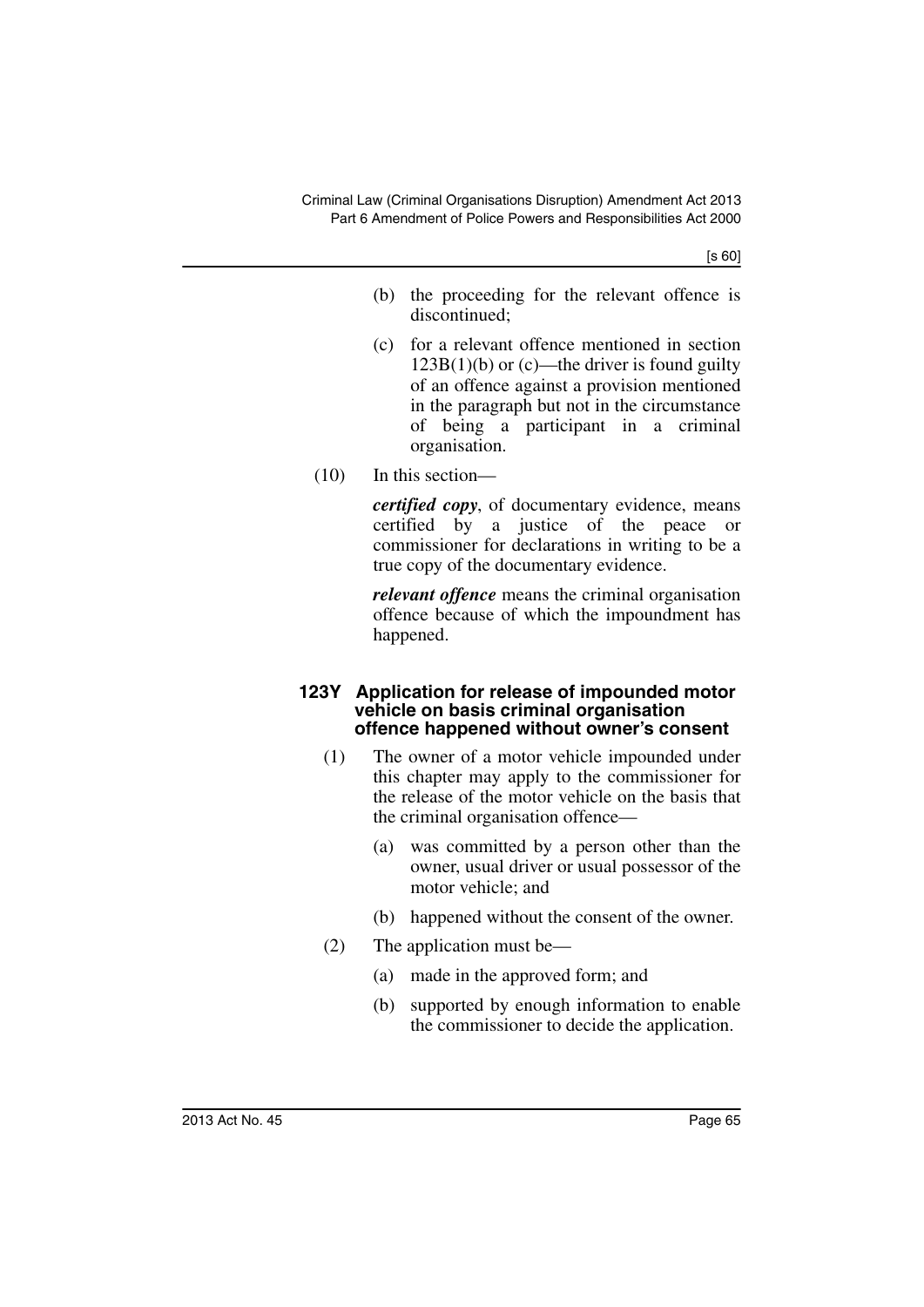(b) the proceeding for the relevant offence is discontinued;

(c) for a relevant offence mentioned in section 123B(1)(b) or (c)—the driver is found guilty of an offence against a provision mentioned in the paragraph but not in the circumstance of being a participant in a criminal organisation.

(10) In this section—

***certified copy***, of documentary evidence, means certified by a justice of the peace or commissioner for declarations in writing to be a true copy of the documentary evidence.

***relevant offence*** means the criminal organisation offence because of which the impoundment has happened.

#### 123Y Application for release of impounded motor vehicle on basis criminal organisation offence happened without owner's consent

(1) The owner of a motor vehicle impounded under this chapter may apply to the commissioner for the release of the motor vehicle on the basis that the criminal organisation offence—

(a) was committed by a person other than the owner, usual driver or usual possessor of the motor vehicle; and

(b) happened without the consent of the owner.

(2) The application must be—

(a) made in the approved form; and

(b) supported by enough information to enable the commissioner to decide the application.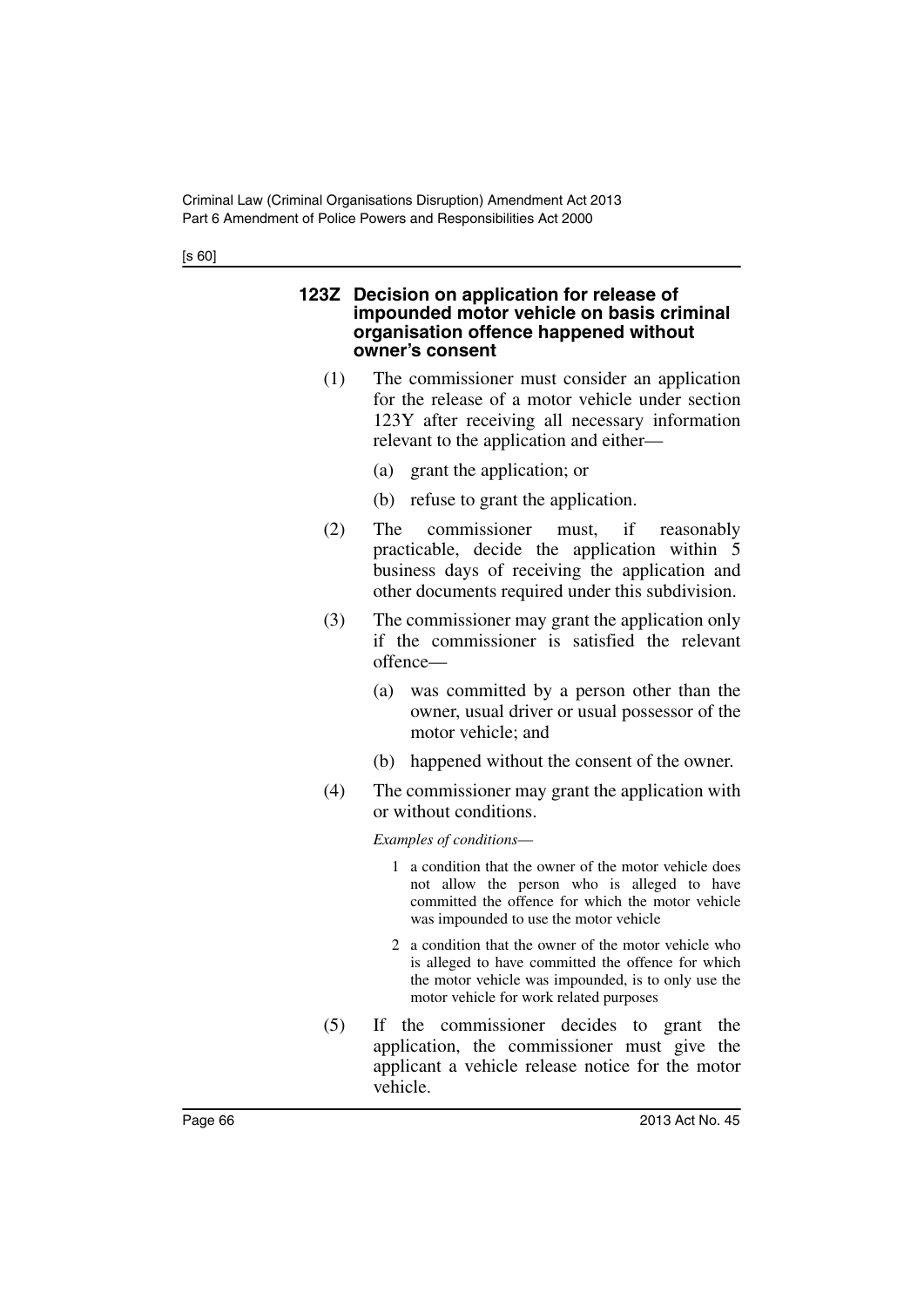### 123Z Decision on application for release of impounded motor vehicle on basis criminal organisation offence happened without owner's consent

(1) The commissioner must consider an application for the release of a motor vehicle under section 123Y after receiving all necessary information relevant to the application and either—

(a) grant the application; or

(b) refuse to grant the application.

(2) The commissioner must, if reasonably practicable, decide the application within 5 business days of receiving the application and other documents required under this subdivision.

(3) The commissioner may grant the application only if the commissioner is satisfied the relevant offence—

(a) was committed by a person other than the owner, usual driver or usual possessor of the motor vehicle; and

(b) happened without the consent of the owner.

(4) The commissioner may grant the application with or without conditions.

*Examples of conditions—*

1 a condition that the owner of the motor vehicle does not allow the person who is alleged to have committed the offence for which the motor vehicle was impounded to use the motor vehicle

2 a condition that the owner of the motor vehicle who is alleged to have committed the offence for which the motor vehicle was impounded, is to only use the motor vehicle for work related purposes

(5) If the commissioner decides to grant the application, the commissioner must give the applicant a vehicle release notice for the motor vehicle.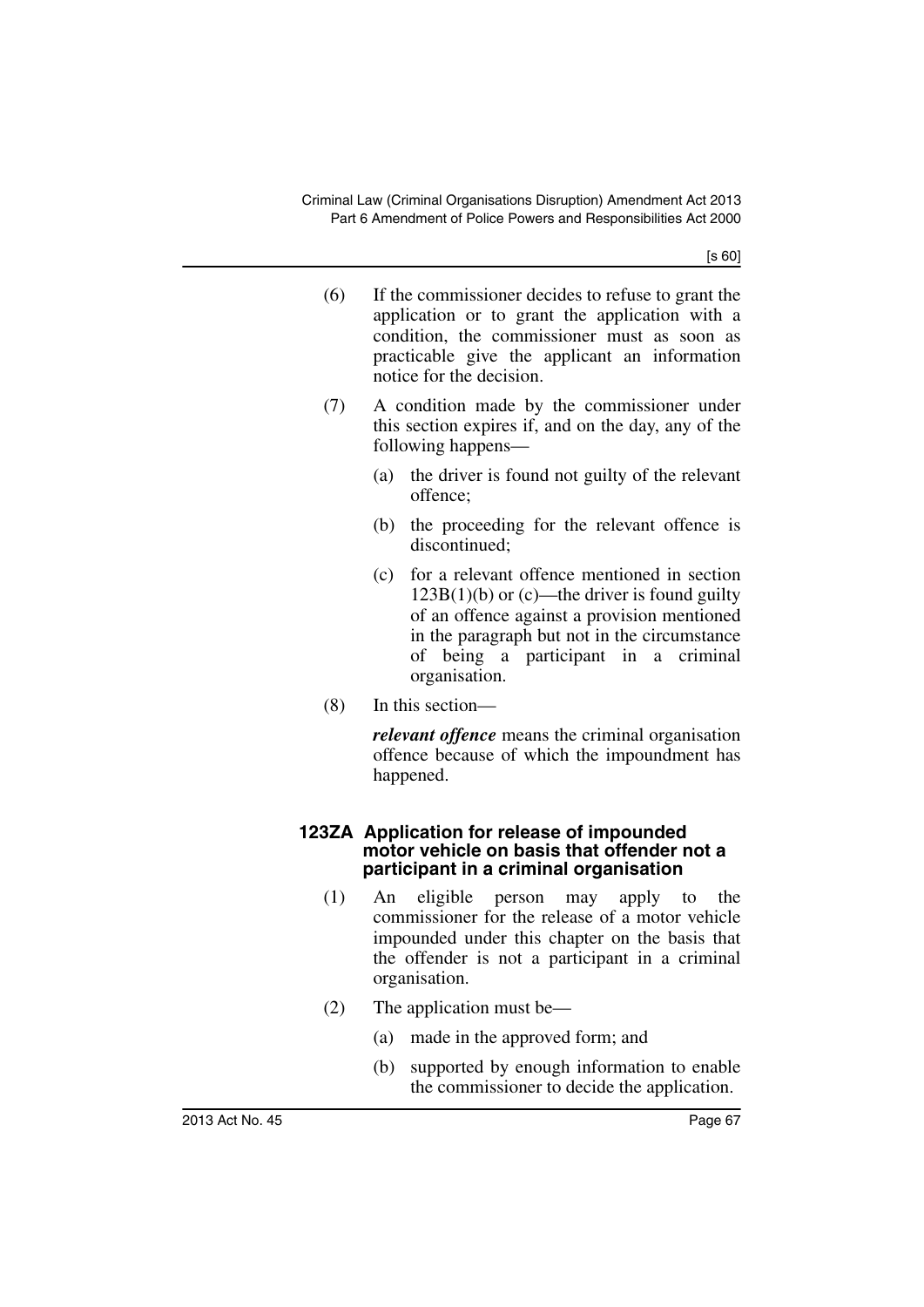(6) If the commissioner decides to refuse to grant the application or to grant the application with a condition, the commissioner must as soon as practicable give the applicant an information notice for the decision.

(7) A condition made by the commissioner under this section expires if, and on the day, any of the following happens—

(a) the driver is found not guilty of the relevant offence;

(b) the proceeding for the relevant offence is discontinued;

(c) for a relevant offence mentioned in section 123B(1)(b) or (c)—the driver is found guilty of an offence against a provision mentioned in the paragraph but not in the circumstance of being a participant in a criminal organisation.

(8) In this section—

***relevant offence*** means the criminal organisation offence because of which the impoundment has happened.

### 123ZA Application for release of impounded motor vehicle on basis that offender not a participant in a criminal organisation

(1) An eligible person may apply to the commissioner for the release of a motor vehicle impounded under this chapter on the basis that the offender is not a participant in a criminal organisation.

(2) The application must be—

(a) made in the approved form; and

(b) supported by enough information to enable the commissioner to decide the application.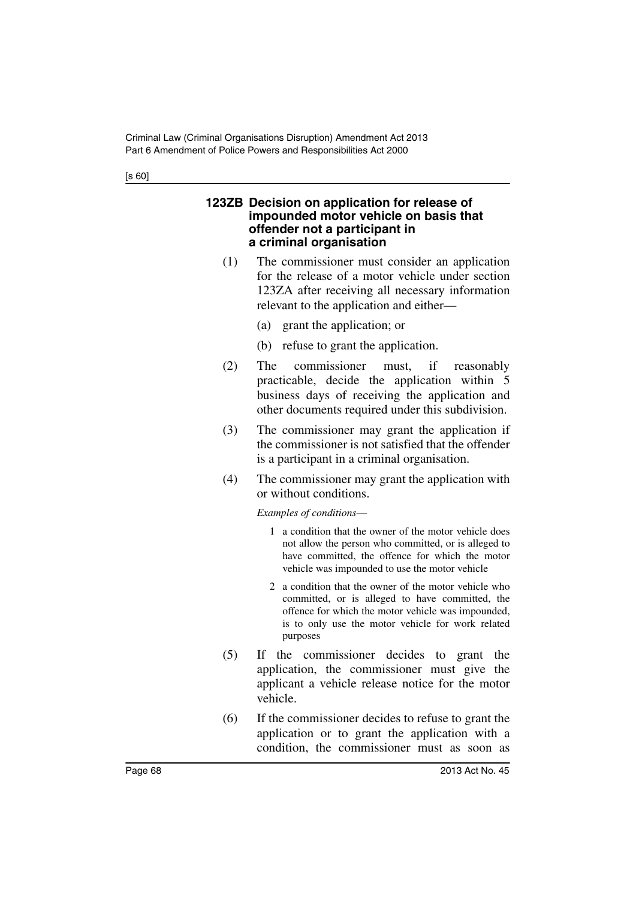### 123ZB Decision on application for release of impounded motor vehicle on basis that offender not a participant in a criminal organisation

(1) The commissioner must consider an application for the release of a motor vehicle under section 123ZA after receiving all necessary information relevant to the application and either—

(a) grant the application; or

(b) refuse to grant the application.

(2) The commissioner must, if reasonably practicable, decide the application within 5 business days of receiving the application and other documents required under this subdivision.

(3) The commissioner may grant the application if the commissioner is not satisfied that the offender is a participant in a criminal organisation.

(4) The commissioner may grant the application with or without conditions.

*Examples of conditions*—

1 a condition that the owner of the motor vehicle does not allow the person who committed, or is alleged to have committed, the offence for which the motor vehicle was impounded to use the motor vehicle

2 a condition that the owner of the motor vehicle who committed, or is alleged to have committed, the offence for which the motor vehicle was impounded, is to only use the motor vehicle for work related purposes

(5) If the commissioner decides to grant the application, the commissioner must give the applicant a vehicle release notice for the motor vehicle.

(6) If the commissioner decides to refuse to grant the application or to grant the application with a condition, the commissioner must as soon as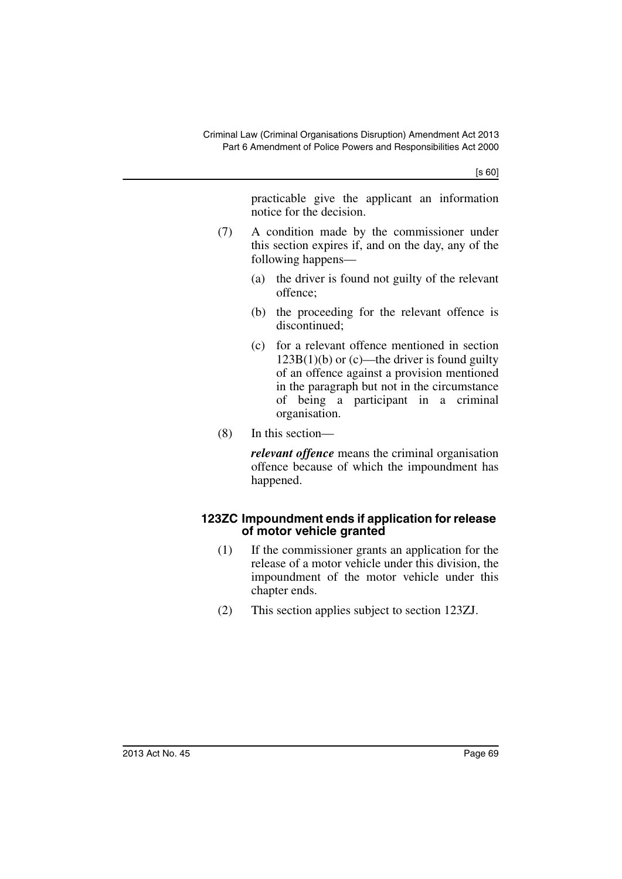practicable give the applicant an information notice for the decision.

(7) A condition made by the commissioner under this section expires if, and on the day, any of the following happens—

(a) the driver is found not guilty of the relevant offence;

(b) the proceeding for the relevant offence is discontinued;

(c) for a relevant offence mentioned in section 123B(1)(b) or (c)—the driver is found guilty of an offence against a provision mentioned in the paragraph but not in the circumstance of being a participant in a criminal organisation.

(8) In this section—

***relevant offence*** means the criminal organisation offence because of which the impoundment has happened.

### 123ZC Impoundment ends if application for release of motor vehicle granted

(1) If the commissioner grants an application for the release of a motor vehicle under this division, the impoundment of the motor vehicle under this chapter ends.

(2) This section applies subject to section 123ZJ.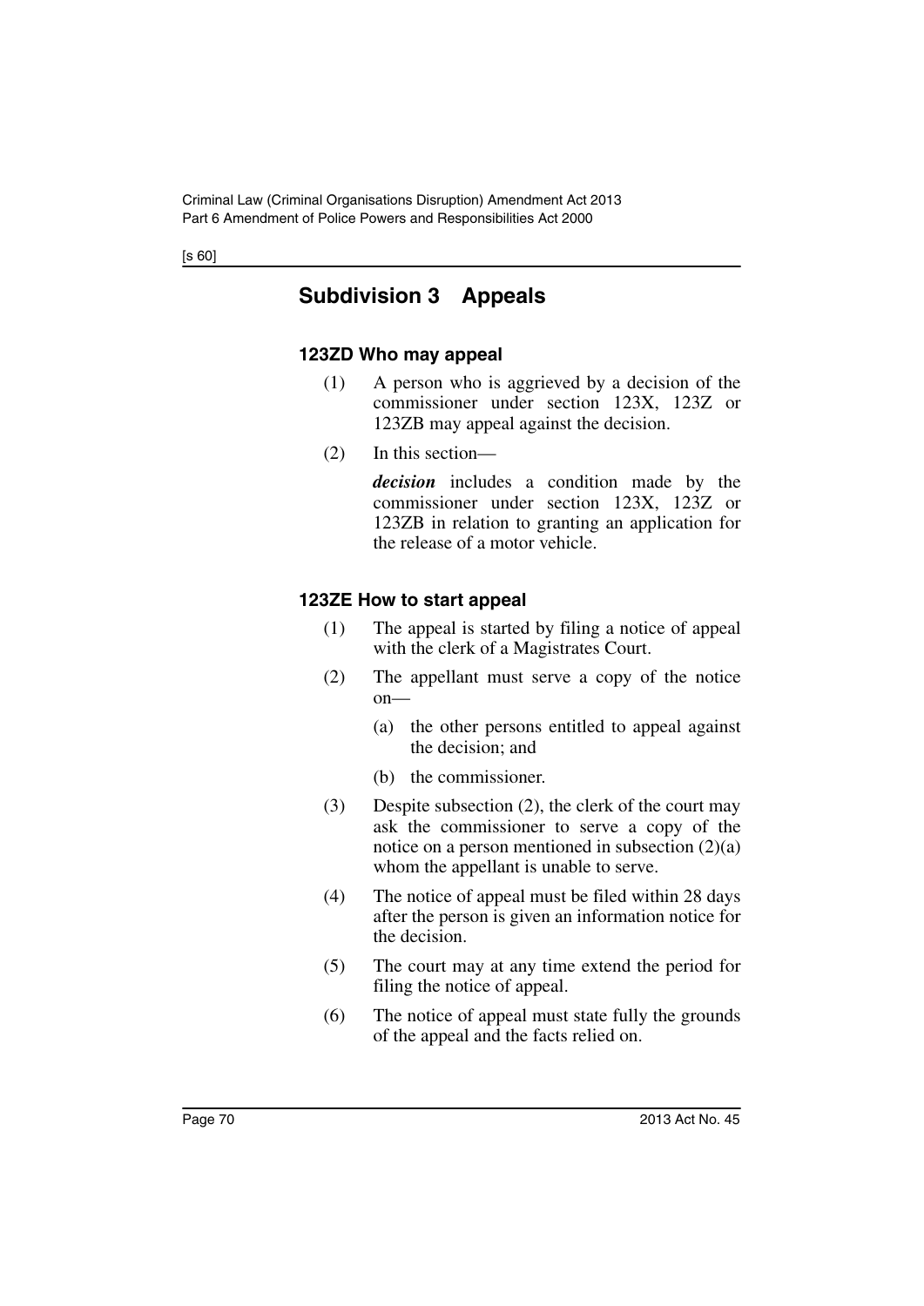## Subdivision 3 Appeals

### 123ZD Who may appeal

(1) A person who is aggrieved by a decision of the commissioner under section 123X, 123Z or 123ZB may appeal against the decision.

(2) In this section—

***decision*** includes a condition made by the commissioner under section 123X, 123Z or 123ZB in relation to granting an application for the release of a motor vehicle.

### 123ZE How to start appeal

(1) The appeal is started by filing a notice of appeal with the clerk of a Magistrates Court.

(2) The appellant must serve a copy of the notice on—

(a) the other persons entitled to appeal against the decision; and

(b) the commissioner.

(3) Despite subsection (2), the clerk of the court may ask the commissioner to serve a copy of the notice on a person mentioned in subsection (2)(a) whom the appellant is unable to serve.

(4) The notice of appeal must be filed within 28 days after the person is given an information notice for the decision.

(5) The court may at any time extend the period for filing the notice of appeal.

(6) The notice of appeal must state fully the grounds of the appeal and the facts relied on.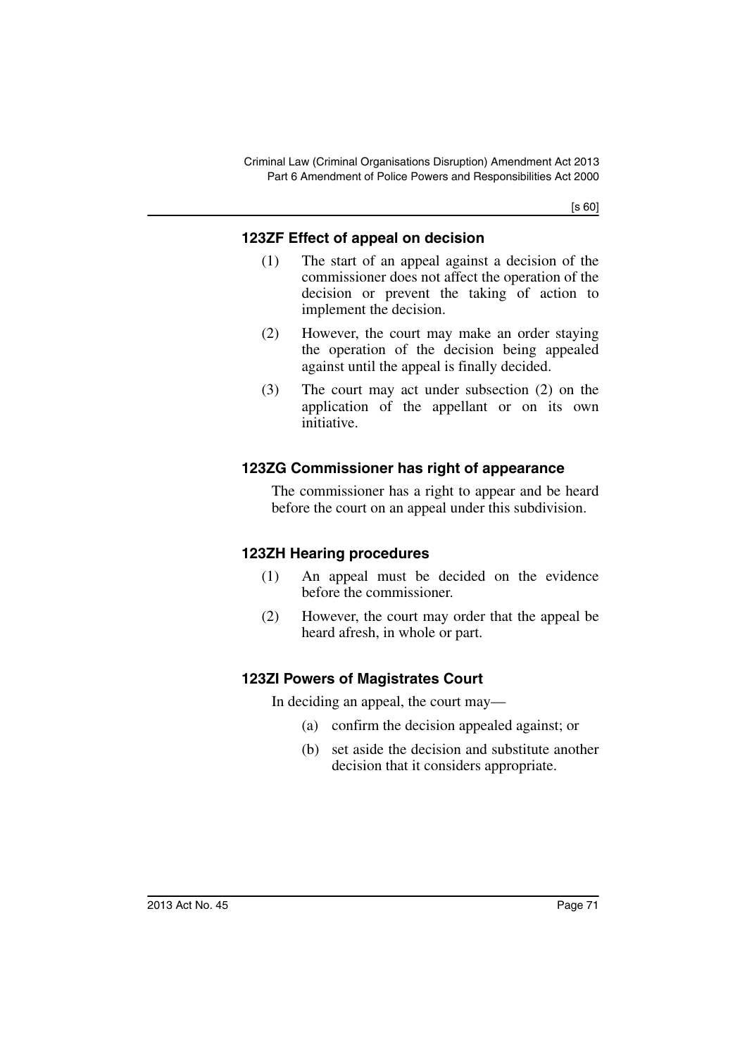#### 123ZF Effect of appeal on decision

(1) The start of an appeal against a decision of the commissioner does not affect the operation of the decision or prevent the taking of action to implement the decision.

(2) However, the court may make an order staying the operation of the decision being appealed against until the appeal is finally decided.

(3) The court may act under subsection (2) on the application of the appellant or on its own initiative.

#### 123ZG Commissioner has right of appearance

The commissioner has a right to appear and be heard before the court on an appeal under this subdivision.

#### 123ZH Hearing procedures

(1) An appeal must be decided on the evidence before the commissioner.

(2) However, the court may order that the appeal be heard afresh, in whole or part.

#### 123ZI Powers of Magistrates Court

In deciding an appeal, the court may—

(a) confirm the decision appealed against; or

(b) set aside the decision and substitute another decision that it considers appropriate.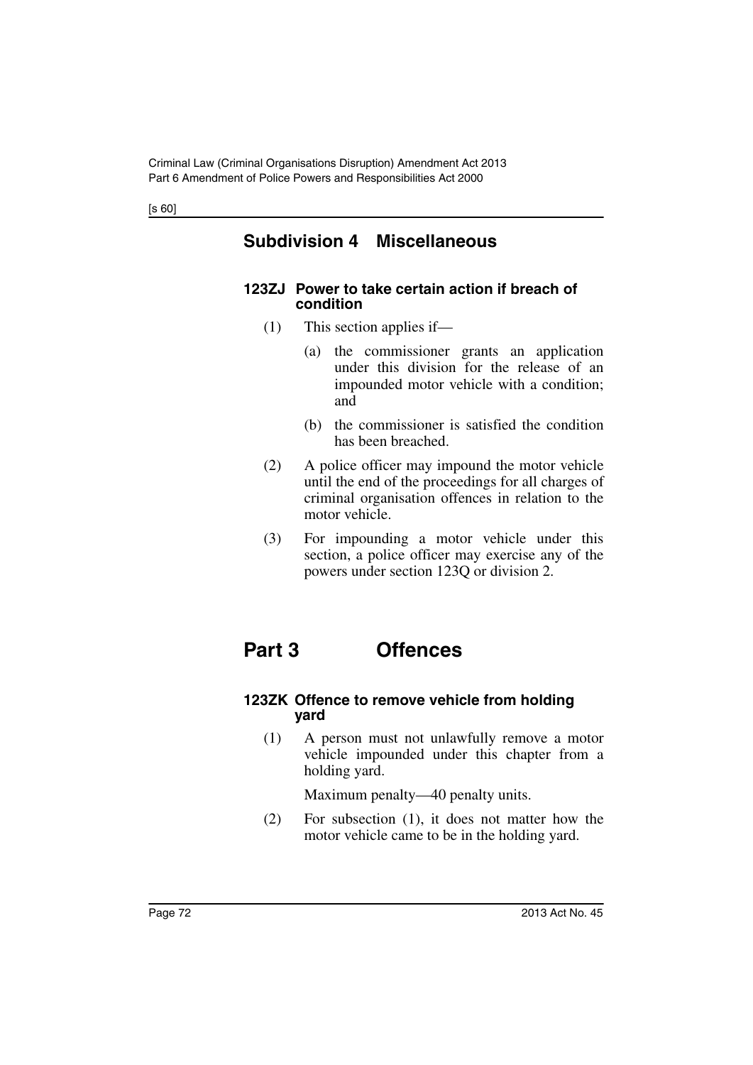## Subdivision 4 Miscellaneous

### 123ZJ Power to take certain action if breach of condition

(1) This section applies if—

(a) the commissioner grants an application under this division for the release of an impounded motor vehicle with a condition; and

(b) the commissioner is satisfied the condition has been breached.

(2) A police officer may impound the motor vehicle until the end of the proceedings for all charges of criminal organisation offences in relation to the motor vehicle.

(3) For impounding a motor vehicle under this section, a police officer may exercise any of the powers under section 123Q or division 2.

# Part 3 Offences

### 123ZK Offence to remove vehicle from holding yard

(1) A person must not unlawfully remove a motor vehicle impounded under this chapter from a holding yard.

Maximum penalty—40 penalty units.

(2) For subsection (1), it does not matter how the motor vehicle came to be in the holding yard.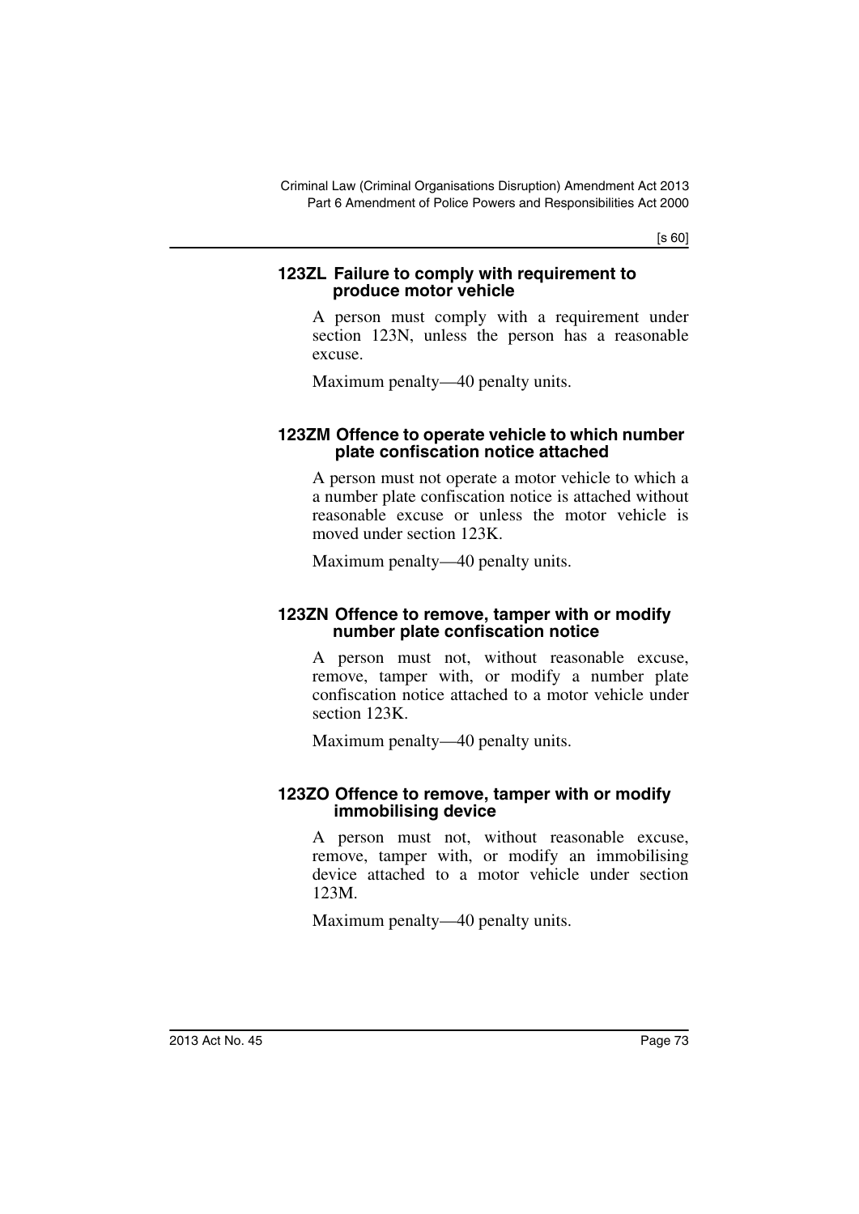#### 123ZL Failure to comply with requirement to produce motor vehicle

A person must comply with a requirement under section 123N, unless the person has a reasonable excuse.

Maximum penalty—40 penalty units.

#### 123ZM Offence to operate vehicle to which number plate confiscation notice attached

A person must not operate a motor vehicle to which a a number plate confiscation notice is attached without reasonable excuse or unless the motor vehicle is moved under section 123K.

Maximum penalty—40 penalty units.

#### 123ZN Offence to remove, tamper with or modify number plate confiscation notice

A person must not, without reasonable excuse, remove, tamper with, or modify a number plate confiscation notice attached to a motor vehicle under section 123K.

Maximum penalty—40 penalty units.

#### 123ZO Offence to remove, tamper with or modify immobilising device

A person must not, without reasonable excuse, remove, tamper with, or modify an immobilising device attached to a motor vehicle under section 123M.

Maximum penalty—40 penalty units.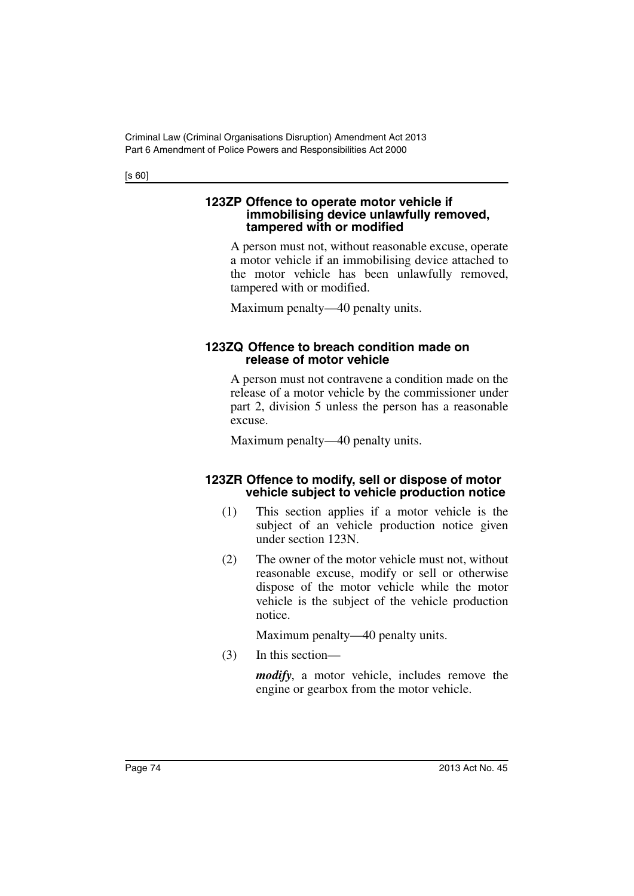#### 123ZP Offence to operate motor vehicle if immobilising device unlawfully removed, tampered with or modified

A person must not, without reasonable excuse, operate a motor vehicle if an immobilising device attached to the motor vehicle has been unlawfully removed, tampered with or modified.

Maximum penalty—40 penalty units.

#### 123ZQ Offence to breach condition made on release of motor vehicle

A person must not contravene a condition made on the release of a motor vehicle by the commissioner under part 2, division 5 unless the person has a reasonable excuse.

Maximum penalty—40 penalty units.

#### 123ZR Offence to modify, sell or dispose of motor vehicle subject to vehicle production notice

(1) This section applies if a motor vehicle is the subject of an vehicle production notice given under section 123N.

(2) The owner of the motor vehicle must not, without reasonable excuse, modify or sell or otherwise dispose of the motor vehicle while the motor vehicle is the subject of the vehicle production notice.

Maximum penalty—40 penalty units.

(3) In this section—

***modify***, a motor vehicle, includes remove the engine or gearbox from the motor vehicle.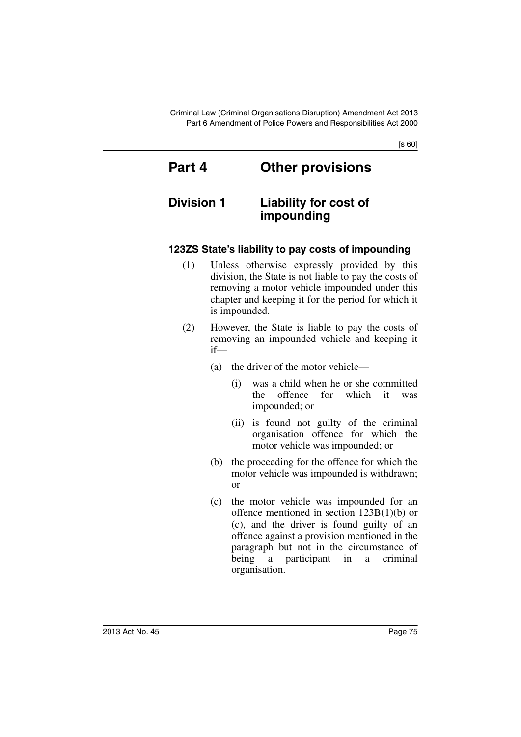# Part 4 Other provisions

## Division 1 Liability for cost of impounding

### 123ZS State's liability to pay costs of impounding

(1) Unless otherwise expressly provided by this division, the State is not liable to pay the costs of removing a motor vehicle impounded under this chapter and keeping it for the period for which it is impounded.

(2) However, the State is liable to pay the costs of removing an impounded vehicle and keeping it if—

- (a) the driver of the motor vehicle—
  - (i) was a child when he or she committed the offence for which it was impounded; or
  - (ii) is found not guilty of the criminal organisation offence for which the motor vehicle was impounded; or
- (b) the proceeding for the offence for which the motor vehicle was impounded is withdrawn; or
- (c) the motor vehicle was impounded for an offence mentioned in section 123B(1)(b) or (c), and the driver is found guilty of an offence against a provision mentioned in the paragraph but not in the circumstance of being a participant in a criminal organisation.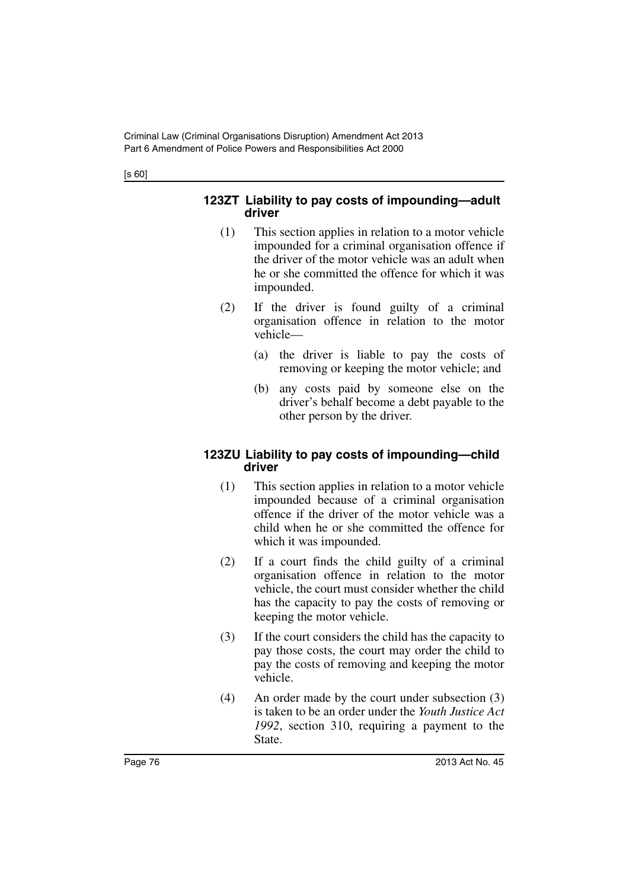### 123ZT Liability to pay costs of impounding—adult driver

(1) This section applies in relation to a motor vehicle impounded for a criminal organisation offence if the driver of the motor vehicle was an adult when he or she committed the offence for which it was impounded.

(2) If the driver is found guilty of a criminal organisation offence in relation to the motor vehicle—

(a) the driver is liable to pay the costs of removing or keeping the motor vehicle; and

(b) any costs paid by someone else on the driver's behalf become a debt payable to the other person by the driver.

### 123ZU Liability to pay costs of impounding—child driver

(1) This section applies in relation to a motor vehicle impounded because of a criminal organisation offence if the driver of the motor vehicle was a child when he or she committed the offence for which it was impounded.

(2) If a court finds the child guilty of a criminal organisation offence in relation to the motor vehicle, the court must consider whether the child has the capacity to pay the costs of removing or keeping the motor vehicle.

(3) If the court considers the child has the capacity to pay those costs, the court may order the child to pay the costs of removing and keeping the motor vehicle.

(4) An order made by the court under subsection (3) is taken to be an order under the *Youth Justice Act 1992*, section 310, requiring a payment to the State.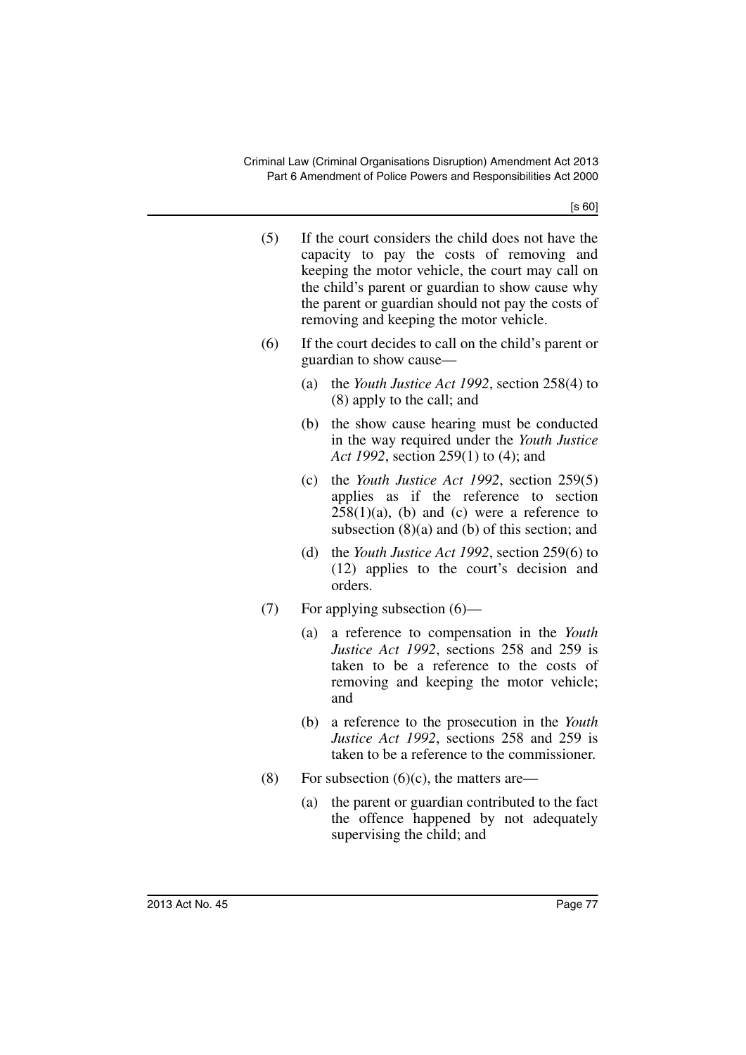(5) If the court considers the child does not have the capacity to pay the costs of removing and keeping the motor vehicle, the court may call on the child's parent or guardian to show cause why the parent or guardian should not pay the costs of removing and keeping the motor vehicle.

(6) If the court decides to call on the child's parent or guardian to show cause—

(a) the *Youth Justice Act 1992*, section 258(4) to (8) apply to the call; and

(b) the show cause hearing must be conducted in the way required under the *Youth Justice Act 1992*, section 259(1) to (4); and

(c) the *Youth Justice Act 1992*, section 259(5) applies as if the reference to section 258(1)(a), (b) and (c) were a reference to subsection (8)(a) and (b) of this section; and

(d) the *Youth Justice Act 1992*, section 259(6) to (12) applies to the court's decision and orders.

(7) For applying subsection (6)—

(a) a reference to compensation in the *Youth Justice Act 1992*, sections 258 and 259 is taken to be a reference to the costs of removing and keeping the motor vehicle; and

(b) a reference to the prosecution in the *Youth Justice Act 1992*, sections 258 and 259 is taken to be a reference to the commissioner.

(8) For subsection (6)(c), the matters are—

(a) the parent or guardian contributed to the fact the offence happened by not adequately supervising the child; and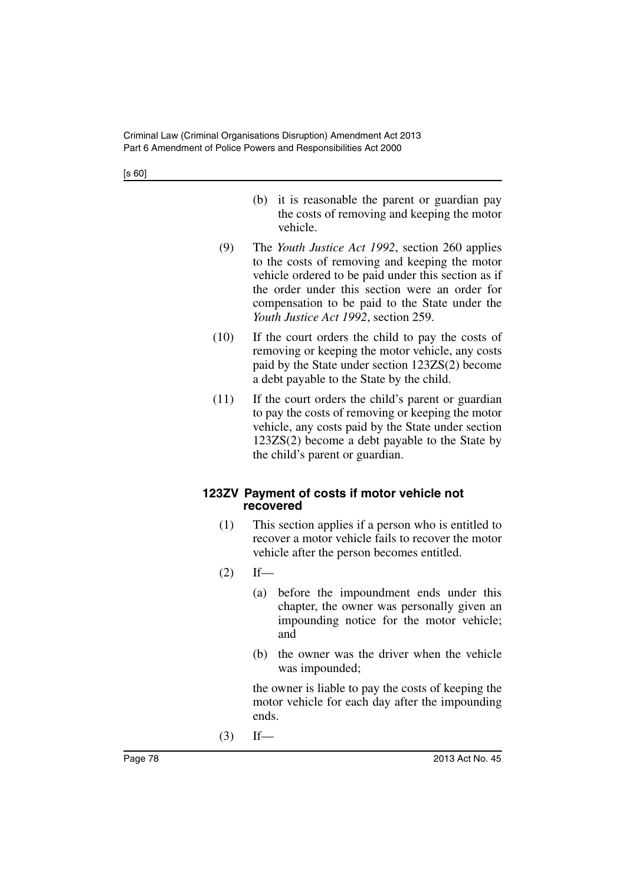(b) it is reasonable the parent or guardian pay the costs of removing and keeping the motor vehicle.

(9) The *Youth Justice Act 1992*, section 260 applies to the costs of removing and keeping the motor vehicle ordered to be paid under this section as if the order under this section were an order for compensation to be paid to the State under the *Youth Justice Act 1992*, section 259.

(10) If the court orders the child to pay the costs of removing or keeping the motor vehicle, any costs paid by the State under section 123ZS(2) become a debt payable to the State by the child.

(11) If the court orders the child's parent or guardian to pay the costs of removing or keeping the motor vehicle, any costs paid by the State under section 123ZS(2) become a debt payable to the State by the child's parent or guardian.

#### 123ZV Payment of costs if motor vehicle not recovered

(1) This section applies if a person who is entitled to recover a motor vehicle fails to recover the motor vehicle after the person becomes entitled.

(2) If—

(a) before the impoundment ends under this chapter, the owner was personally given an impounding notice for the motor vehicle; and

(b) the owner was the driver when the vehicle was impounded;

the owner is liable to pay the costs of keeping the motor vehicle for each day after the impounding ends.

(3) If—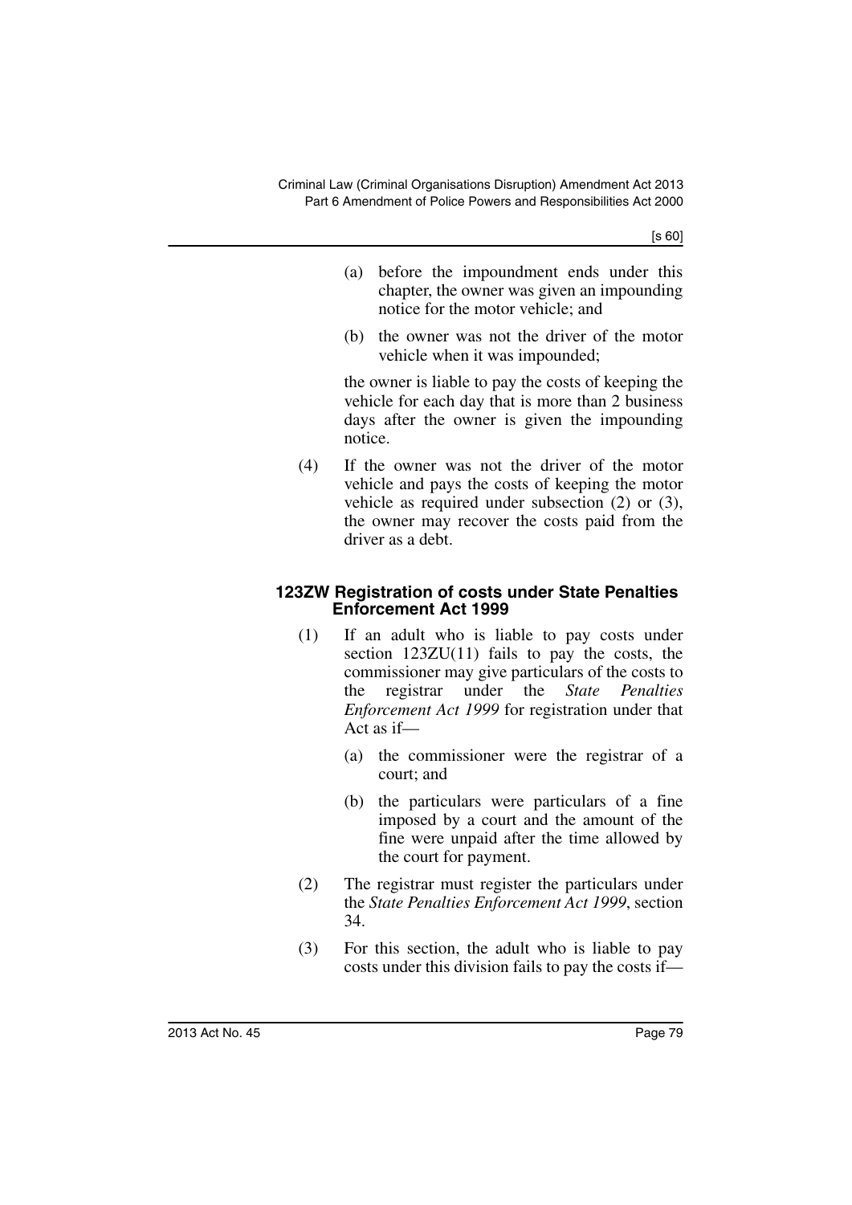(a) before the impoundment ends under this chapter, the owner was given an impounding notice for the motor vehicle; and

(b) the owner was not the driver of the motor vehicle when it was impounded;

the owner is liable to pay the costs of keeping the vehicle for each day that is more than 2 business days after the owner is given the impounding notice.

(4) If the owner was not the driver of the motor vehicle and pays the costs of keeping the motor vehicle as required under subsection (2) or (3), the owner may recover the costs paid from the driver as a debt.

#### 123ZW Registration of costs under State Penalties Enforcement Act 1999

(1) If an adult who is liable to pay costs under section 123ZU(11) fails to pay the costs, the commissioner may give particulars of the costs to the registrar under the *State Penalties Enforcement Act 1999* for registration under that Act as if—

(a) the commissioner were the registrar of a court; and

(b) the particulars were particulars of a fine imposed by a court and the amount of the fine were unpaid after the time allowed by the court for payment.

(2) The registrar must register the particulars under the *State Penalties Enforcement Act 1999*, section 34.

(3) For this section, the adult who is liable to pay costs under this division fails to pay the costs if—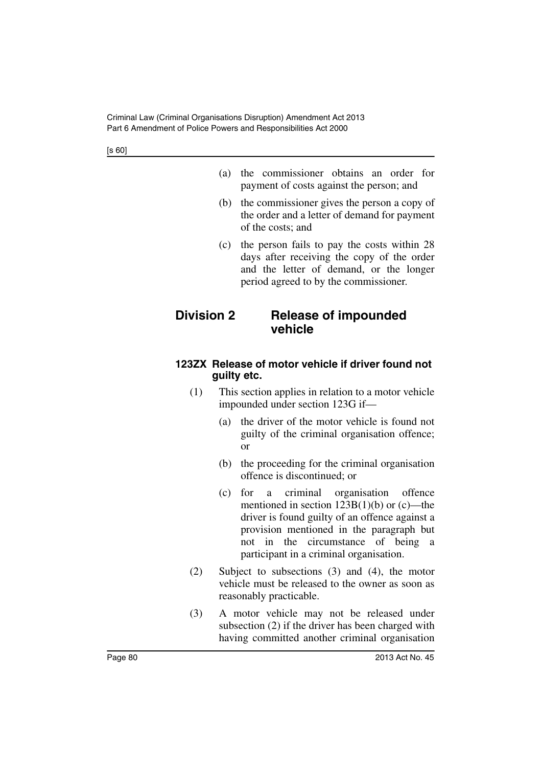(a) the commissioner obtains an order for payment of costs against the person; and

(b) the commissioner gives the person a copy of the order and a letter of demand for payment of the costs; and

(c) the person fails to pay the costs within 28 days after receiving the copy of the order and the letter of demand, or the longer period agreed to by the commissioner.

## Division 2 Release of impounded vehicle

### 123ZX Release of motor vehicle if driver found not guilty etc.

(1) This section applies in relation to a motor vehicle impounded under section 123G if—

(a) the driver of the motor vehicle is found not guilty of the criminal organisation offence; or

(b) the proceeding for the criminal organisation offence is discontinued; or

(c) for a criminal organisation offence mentioned in section 123B(1)(b) or (c)—the driver is found guilty of an offence against a provision mentioned in the paragraph but not in the circumstance of being a participant in a criminal organisation.

(2) Subject to subsections (3) and (4), the motor vehicle must be released to the owner as soon as reasonably practicable.

(3) A motor vehicle may not be released under subsection (2) if the driver has been charged with having committed another criminal organisation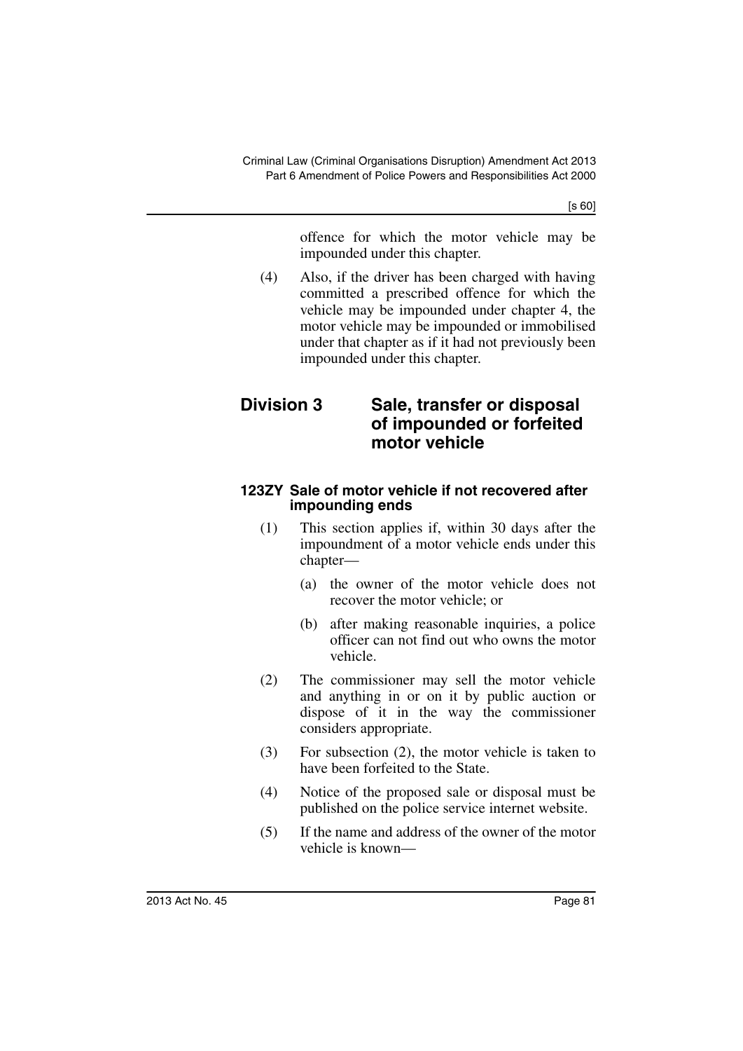offence for which the motor vehicle may be impounded under this chapter.

(4) Also, if the driver has been charged with having committed a prescribed offence for which the vehicle may be impounded under chapter 4, the motor vehicle may be impounded or immobilised under that chapter as if it had not previously been impounded under this chapter.

## Division 3 Sale, transfer or disposal of impounded or forfeited motor vehicle

### 123ZY Sale of motor vehicle if not recovered after impounding ends

(1) This section applies if, within 30 days after the impoundment of a motor vehicle ends under this chapter—

(a) the owner of the motor vehicle does not recover the motor vehicle; or

(b) after making reasonable inquiries, a police officer can not find out who owns the motor vehicle.

(2) The commissioner may sell the motor vehicle and anything in or on it by public auction or dispose of it in the way the commissioner considers appropriate.

(3) For subsection (2), the motor vehicle is taken to have been forfeited to the State.

(4) Notice of the proposed sale or disposal must be published on the police service internet website.

(5) If the name and address of the owner of the motor vehicle is known—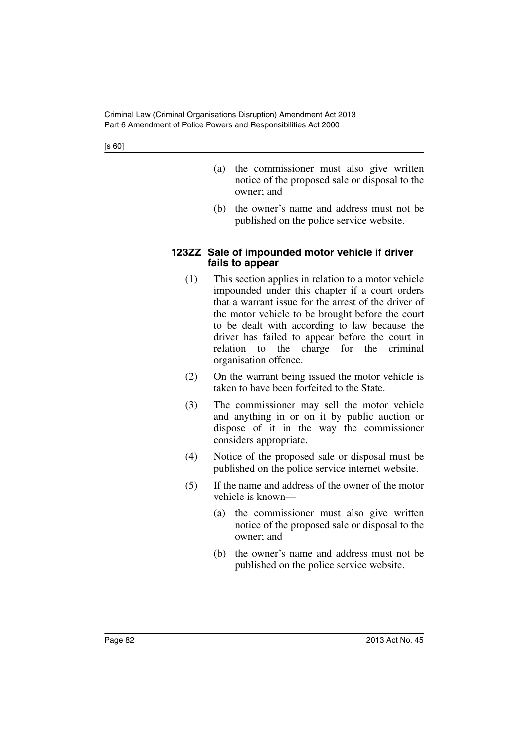(a) the commissioner must also give written notice of the proposed sale or disposal to the owner; and

(b) the owner's name and address must not be published on the police service website.

#### 123ZZ Sale of impounded motor vehicle if driver fails to appear

(1) This section applies in relation to a motor vehicle impounded under this chapter if a court orders that a warrant issue for the arrest of the driver of the motor vehicle to be brought before the court to be dealt with according to law because the driver has failed to appear before the court in relation to the charge for the criminal organisation offence.

(2) On the warrant being issued the motor vehicle is taken to have been forfeited to the State.

(3) The commissioner may sell the motor vehicle and anything in or on it by public auction or dispose of it in the way the commissioner considers appropriate.

(4) Notice of the proposed sale or disposal must be published on the police service internet website.

(5) If the name and address of the owner of the motor vehicle is known—

(a) the commissioner must also give written notice of the proposed sale or disposal to the owner; and

(b) the owner's name and address must not be published on the police service website.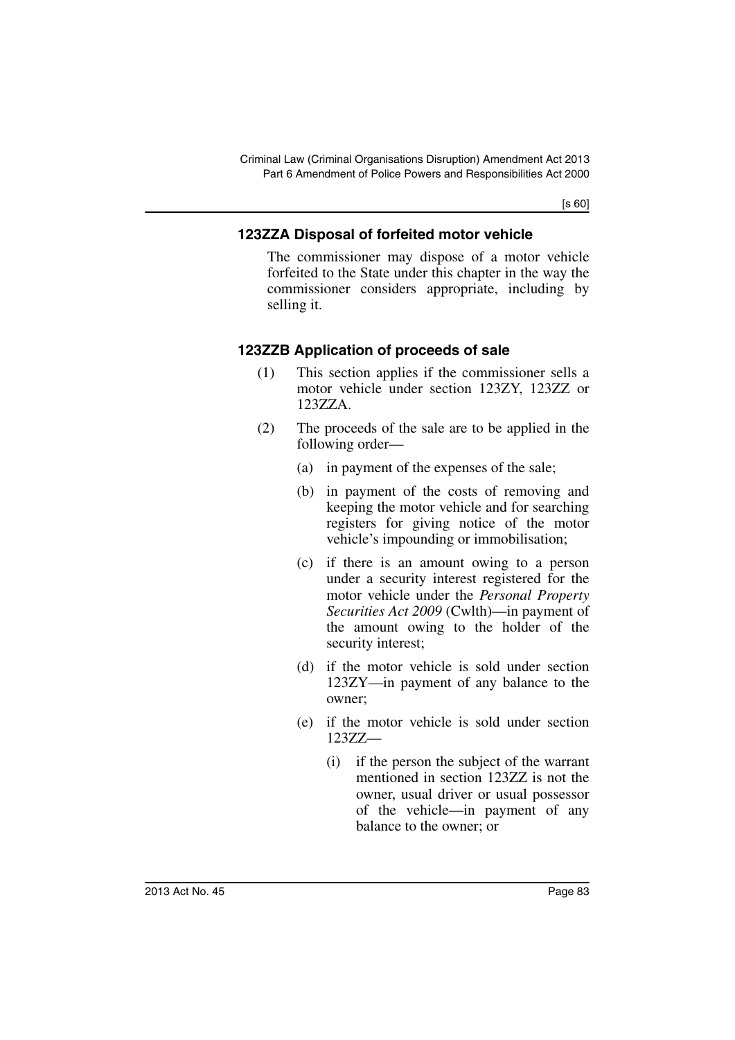#### 123ZZA Disposal of forfeited motor vehicle

The commissioner may dispose of a motor vehicle forfeited to the State under this chapter in the way the commissioner considers appropriate, including by selling it.

#### 123ZZB Application of proceeds of sale

(1) This section applies if the commissioner sells a motor vehicle under section 123ZY, 123ZZ or 123ZZA.

(2) The proceeds of the sale are to be applied in the following order—

(a) in payment of the expenses of the sale;

(b) in payment of the costs of removing and keeping the motor vehicle and for searching registers for giving notice of the motor vehicle's impounding or immobilisation;

(c) if there is an amount owing to a person under a security interest registered for the motor vehicle under the *Personal Property Securities Act 2009* (Cwlth)—in payment of the amount owing to the holder of the security interest;

(d) if the motor vehicle is sold under section 123ZY—in payment of any balance to the owner;

(e) if the motor vehicle is sold under section 123ZZ—

(i) if the person the subject of the warrant mentioned in section 123ZZ is not the owner, usual driver or usual possessor of the vehicle—in payment of any balance to the owner; or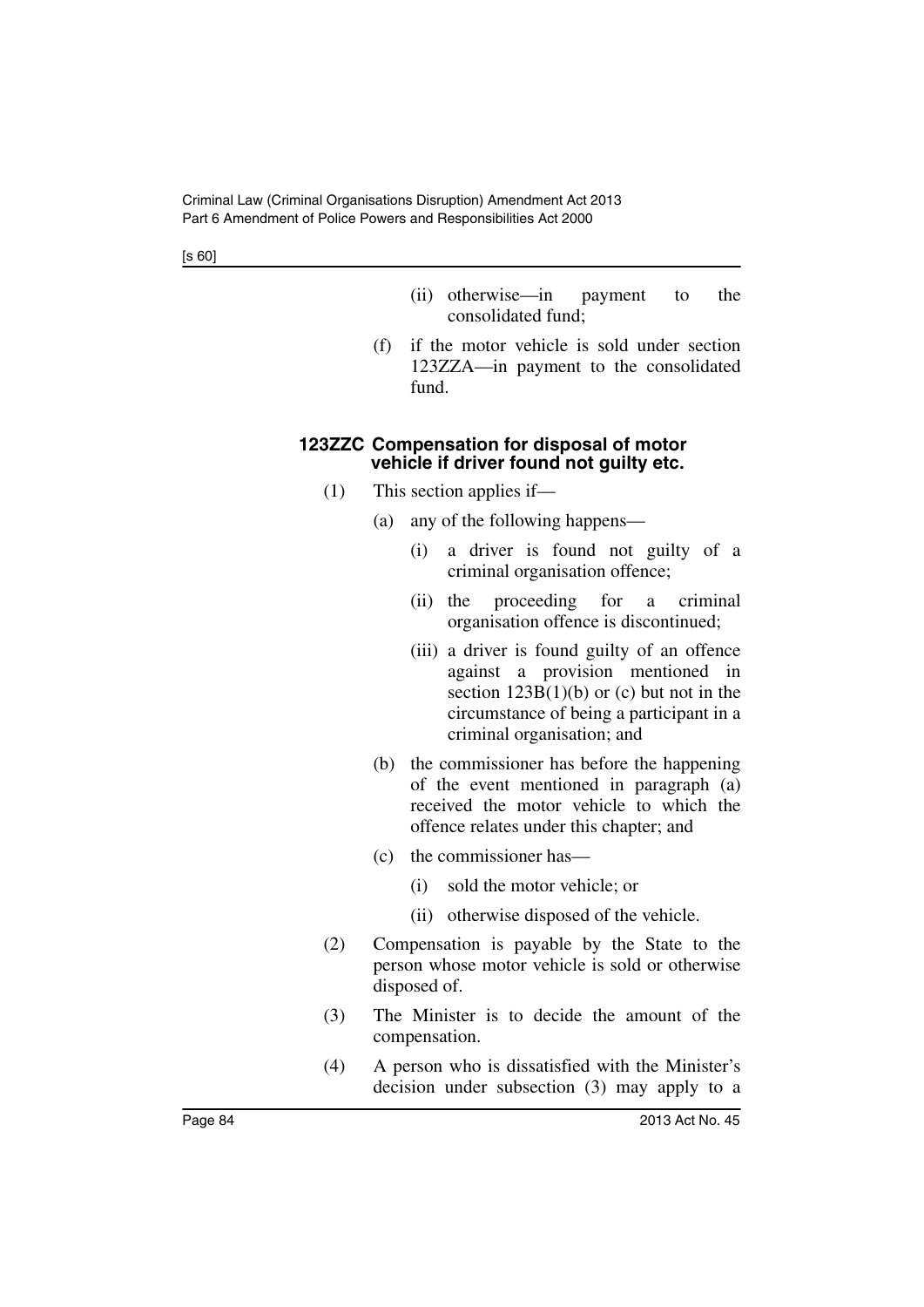(ii) otherwise—in payment to the consolidated fund;

(f) if the motor vehicle is sold under section 123ZZA—in payment to the consolidated fund.

#### 123ZZC Compensation for disposal of motor vehicle if driver found not guilty etc.

(1) This section applies if—

(a) any of the following happens—

(i) a driver is found not guilty of a criminal organisation offence;

(ii) the proceeding for a criminal organisation offence is discontinued;

(iii) a driver is found guilty of an offence against a provision mentioned in section 123B(1)(b) or (c) but not in the circumstance of being a participant in a criminal organisation; and

(b) the commissioner has before the happening of the event mentioned in paragraph (a) received the motor vehicle to which the offence relates under this chapter; and

(c) the commissioner has—

(i) sold the motor vehicle; or

(ii) otherwise disposed of the vehicle.

(2) Compensation is payable by the State to the person whose motor vehicle is sold or otherwise disposed of.

(3) The Minister is to decide the amount of the compensation.

(4) A person who is dissatisfied with the Minister's decision under subsection (3) may apply to a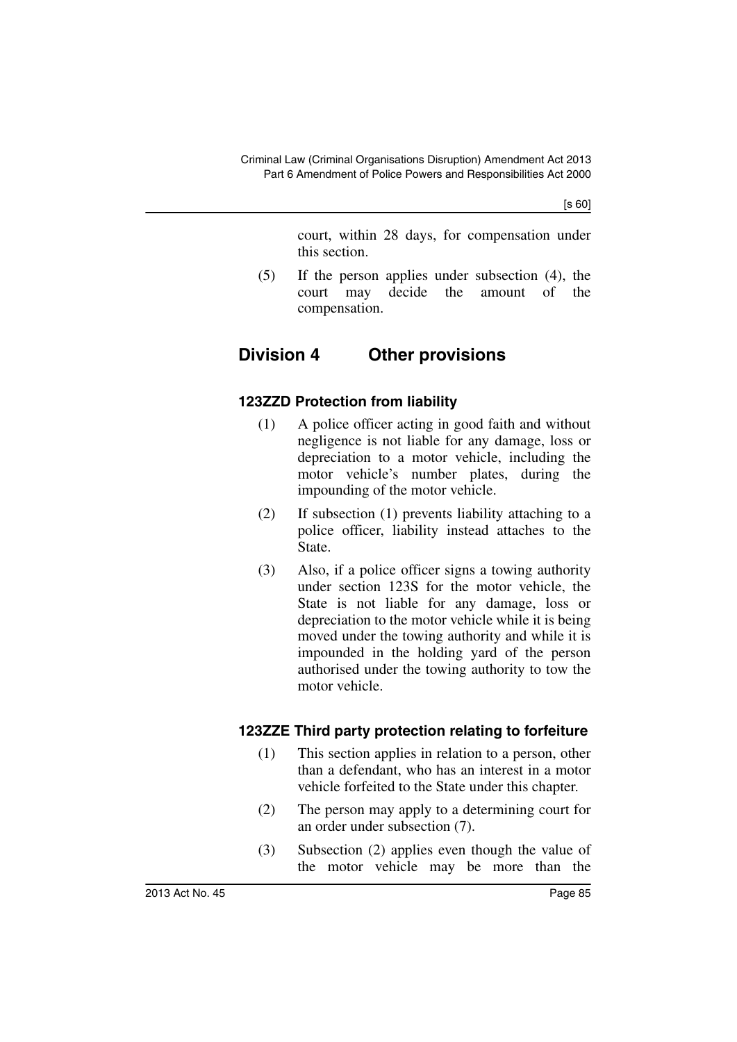court, within 28 days, for compensation under this section.

(5) If the person applies under subsection (4), the court may decide the amount of the compensation.

## Division 4 Other provisions

### 123ZZD Protection from liability

(1) A police officer acting in good faith and without negligence is not liable for any damage, loss or depreciation to a motor vehicle, including the motor vehicle's number plates, during the impounding of the motor vehicle.

(2) If subsection (1) prevents liability attaching to a police officer, liability instead attaches to the State.

(3) Also, if a police officer signs a towing authority under section 123S for the motor vehicle, the State is not liable for any damage, loss or depreciation to the motor vehicle while it is being moved under the towing authority and while it is impounded in the holding yard of the person authorised under the towing authority to tow the motor vehicle.

### 123ZZE Third party protection relating to forfeiture

(1) This section applies in relation to a person, other than a defendant, who has an interest in a motor vehicle forfeited to the State under this chapter.

(2) The person may apply to a determining court for an order under subsection (7).

(3) Subsection (2) applies even though the value of the motor vehicle may be more than the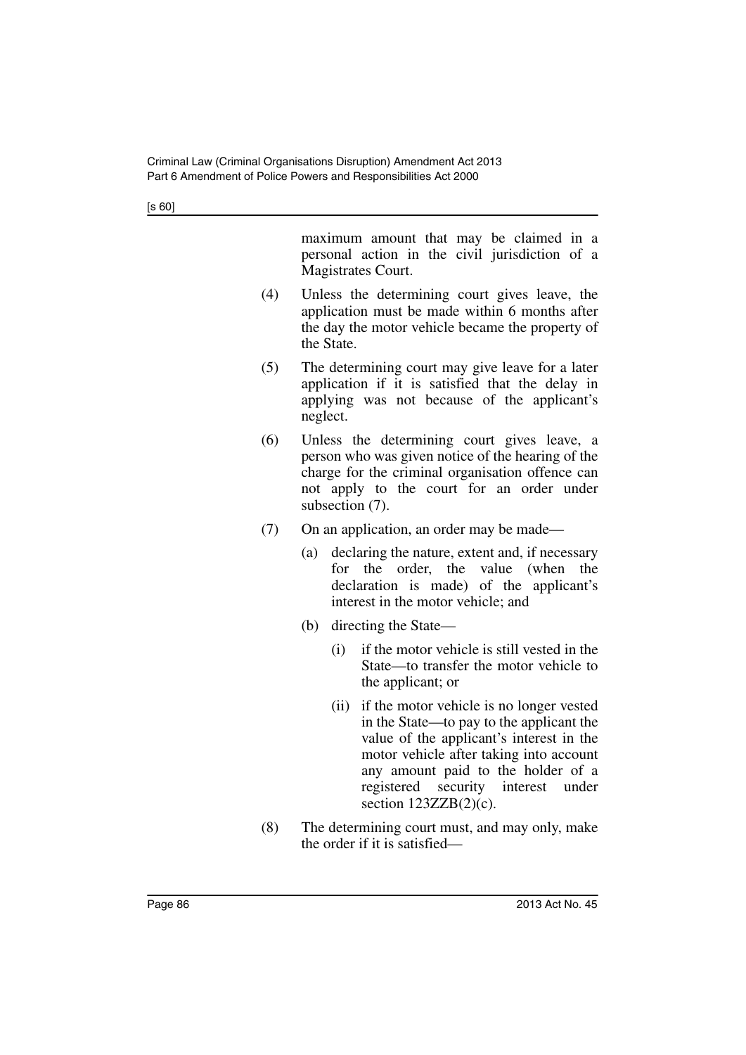maximum amount that may be claimed in a personal action in the civil jurisdiction of a Magistrates Court.

(4) Unless the determining court gives leave, the application must be made within 6 months after the day the motor vehicle became the property of the State.

(5) The determining court may give leave for a later application if it is satisfied that the delay in applying was not because of the applicant's neglect.

(6) Unless the determining court gives leave, a person who was given notice of the hearing of the charge for the criminal organisation offence can not apply to the court for an order under subsection (7).

(7) On an application, an order may be made—

  (a) declaring the nature, extent and, if necessary for the order, the value (when the declaration is made) of the applicant's interest in the motor vehicle; and

  (b) directing the State—

    (i) if the motor vehicle is still vested in the State—to transfer the motor vehicle to the applicant; or

    (ii) if the motor vehicle is no longer vested in the State—to pay to the applicant the value of the applicant's interest in the motor vehicle after taking into account any amount paid to the holder of a registered security interest under section 123ZZB(2)(c).

(8) The determining court must, and may only, make the order if it is satisfied—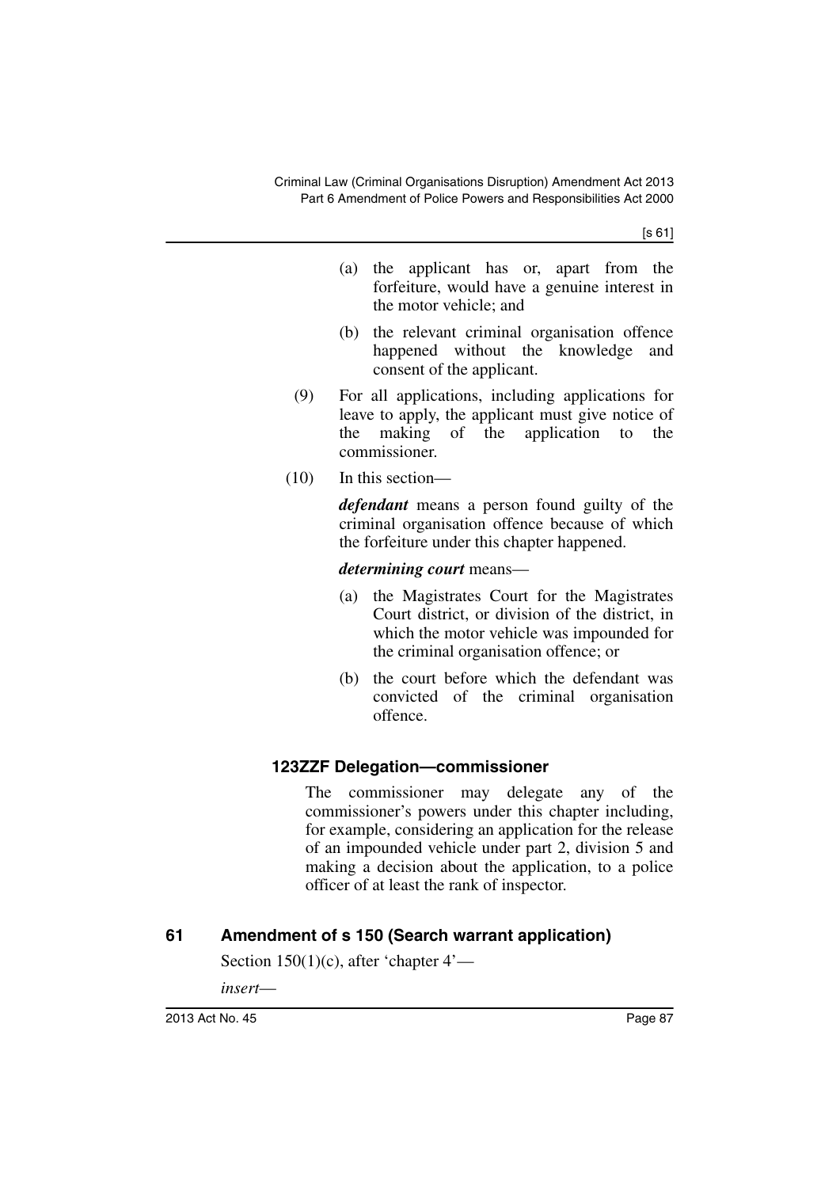(a) the applicant has or, apart from the forfeiture, would have a genuine interest in the motor vehicle; and

(b) the relevant criminal organisation offence happened without the knowledge and consent of the applicant.

(9) For all applications, including applications for leave to apply, the applicant must give notice of the making of the application to the commissioner.

(10) In this section—

***defendant*** means a person found guilty of the criminal organisation offence because of which the forfeiture under this chapter happened.

***determining court*** means—

(a) the Magistrates Court for the Magistrates Court district, or division of the district, in which the motor vehicle was impounded for the criminal organisation offence; or

(b) the court before which the defendant was convicted of the criminal organisation offence.

### 123ZZF Delegation—commissioner

The commissioner may delegate any of the commissioner's powers under this chapter including, for example, considering an application for the release of an impounded vehicle under part 2, division 5 and making a decision about the application, to a police officer of at least the rank of inspector.

## 61 Amendment of s 150 (Search warrant application)

Section 150(1)(c), after 'chapter 4'—

*insert*—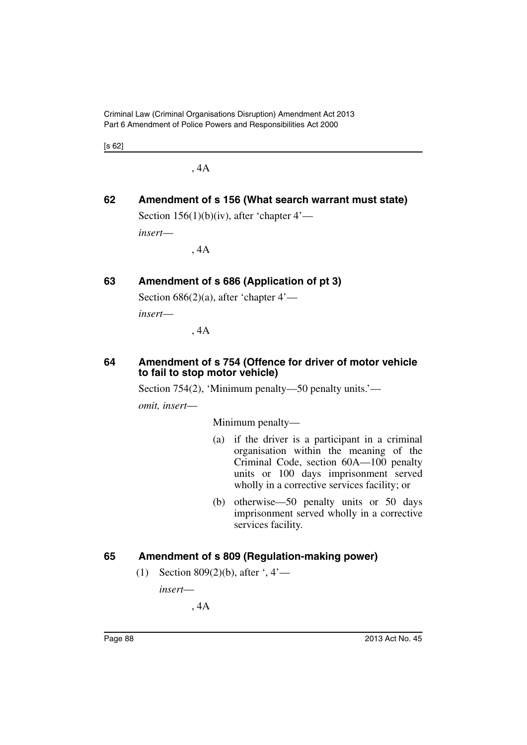, 4A

## 62 Amendment of s 156 (What search warrant must state)

Section 156(1)(b)(iv), after 'chapter 4'—

*insert*—

, 4A

## 63 Amendment of s 686 (Application of pt 3)

Section 686(2)(a), after 'chapter 4'—

*insert*—

, 4A

## 64 Amendment of s 754 (Offence for driver of motor vehicle to fail to stop motor vehicle)

Section 754(2), 'Minimum penalty—50 penalty units.'—

*omit, insert*—

Minimum penalty—

(a) if the driver is a participant in a criminal organisation within the meaning of the Criminal Code, section 60A—100 penalty units or 100 days imprisonment served wholly in a corrective services facility; or

(b) otherwise—50 penalty units or 50 days imprisonment served wholly in a corrective services facility.

## 65 Amendment of s 809 (Regulation-making power)

(1) Section 809(2)(b), after ', 4'—

*insert*—

, 4A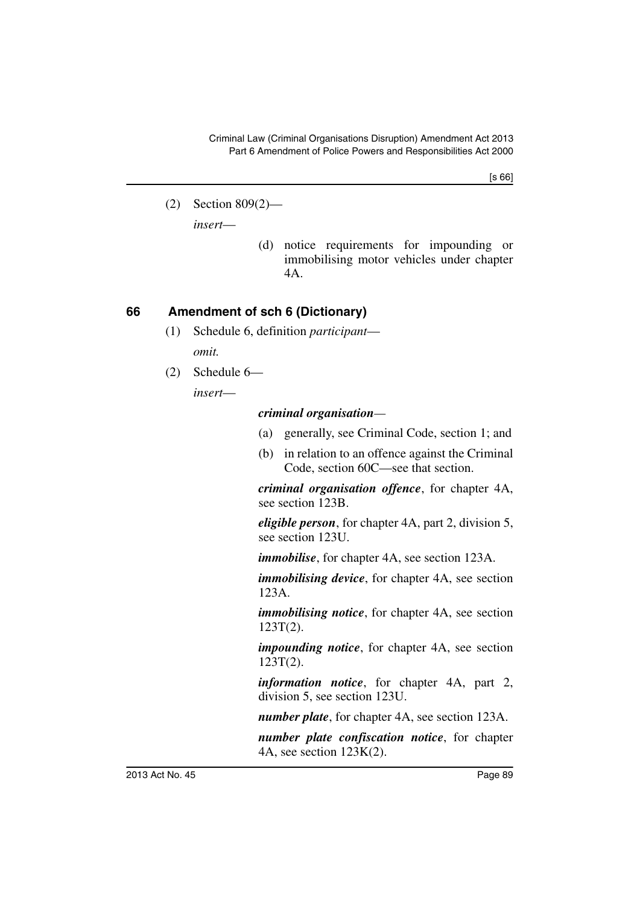(2) Section 809(2)—

*insert*—

(d) notice requirements for impounding or immobilising motor vehicles under chapter 4A.

## 66 Amendment of sch 6 (Dictionary)

(1) Schedule 6, definition *participant*—

*omit.*

(2) Schedule 6—

*insert*—

***criminal organisation***—

(a) generally, see Criminal Code, section 1; and

(b) in relation to an offence against the Criminal Code, section 60C—see that section.

***criminal organisation offence***, for chapter 4A, see section 123B.

***eligible person***, for chapter 4A, part 2, division 5, see section 123U.

***immobilise***, for chapter 4A, see section 123A.

***immobilising device***, for chapter 4A, see section 123A.

***immobilising notice***, for chapter 4A, see section 123T(2).

***impounding notice***, for chapter 4A, see section 123T(2).

***information notice***, for chapter 4A, part 2, division 5, see section 123U.

***number plate***, for chapter 4A, see section 123A.

***number plate confiscation notice***, for chapter 4A, see section 123K(2).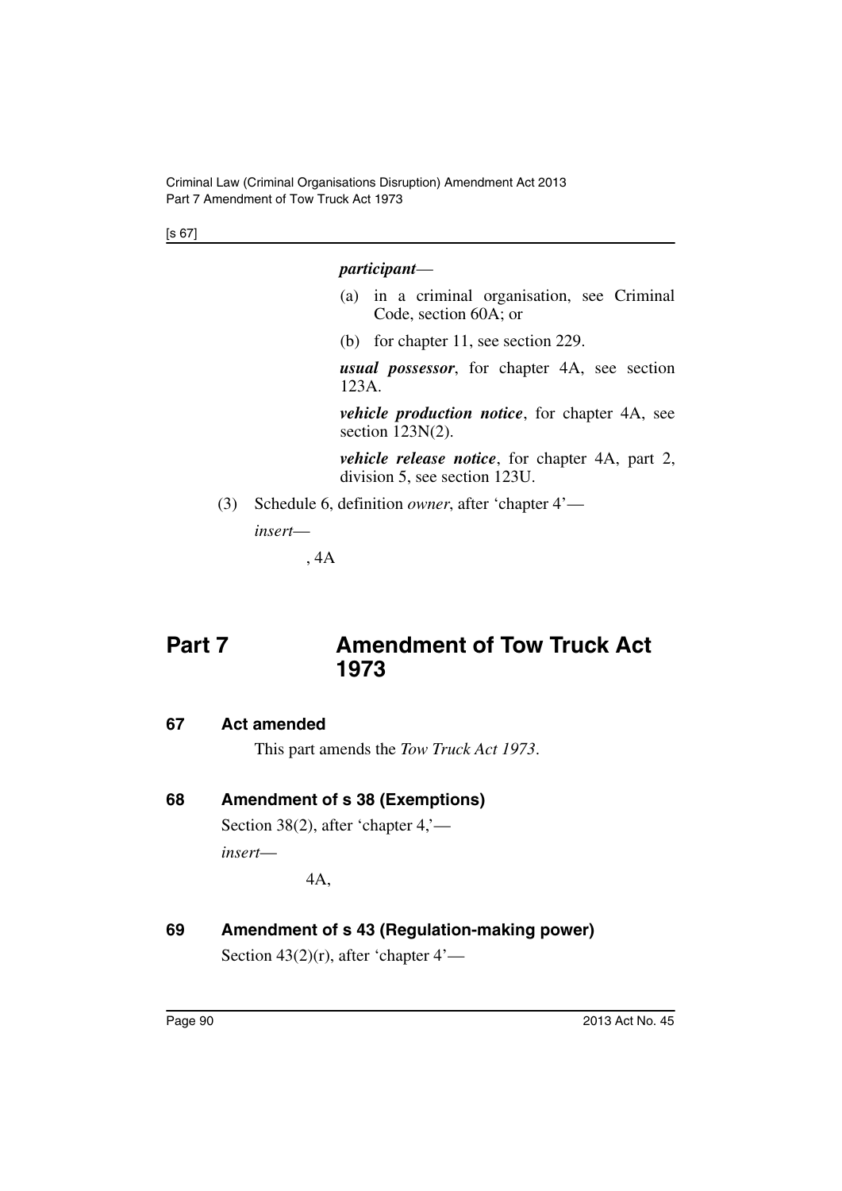***participant***—

(a) in a criminal organisation, see Criminal Code, section 60A; or

(b) for chapter 11, see section 229.

***usual possessor***, for chapter 4A, see section 123A.

***vehicle production notice***, for chapter 4A, see section 123N(2).

***vehicle release notice***, for chapter 4A, part 2, division 5, see section 123U.

(3) Schedule 6, definition *owner*, after 'chapter 4'—

*insert*—

, 4A

# Part 7 Amendment of Tow Truck Act 1973

## 67 Act amended

This part amends the *Tow Truck Act 1973*.

## 68 Amendment of s 38 (Exemptions)

Section 38(2), after 'chapter 4,'—

*insert*—

4A,

## 69 Amendment of s 43 (Regulation-making power)

Section 43(2)(r), after 'chapter 4'—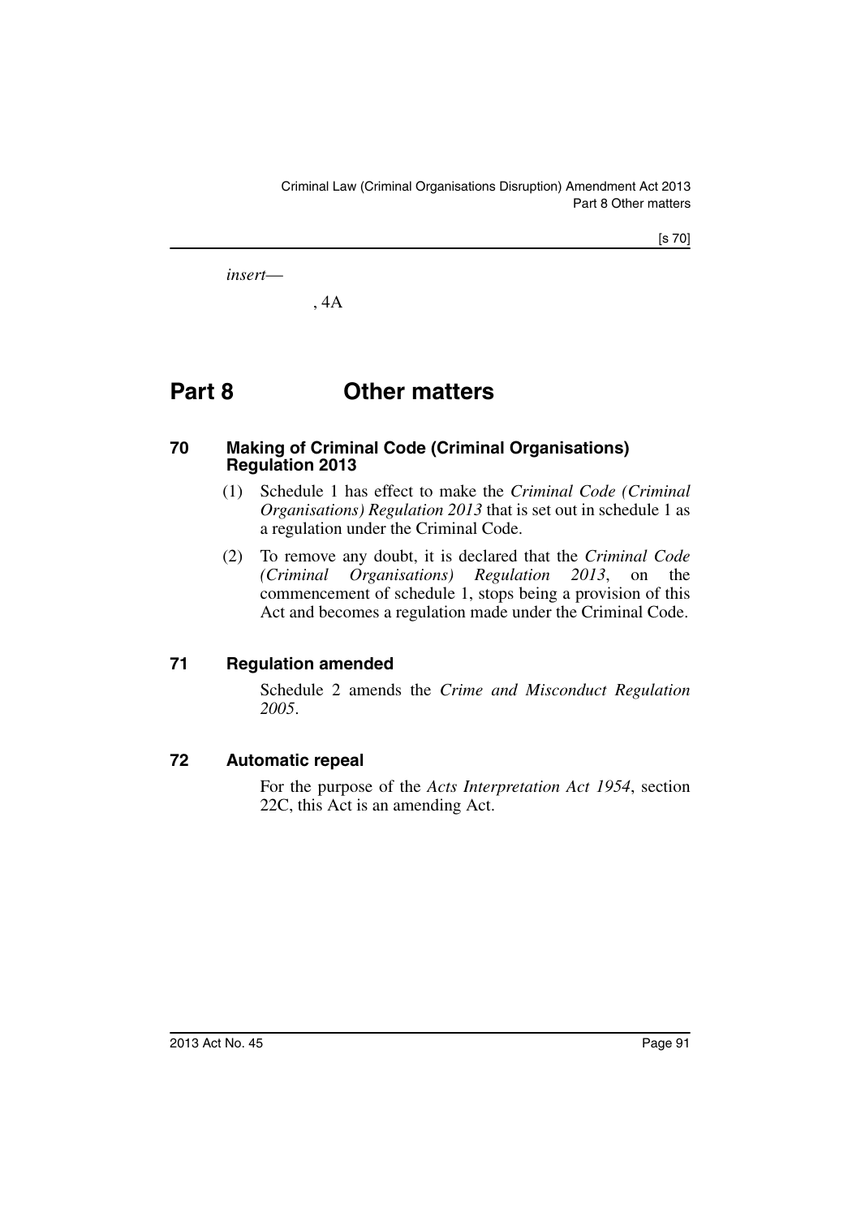*insert*—

, 4A

# Part 8 Other matters

### 70 Making of Criminal Code (Criminal Organisations) Regulation 2013

(1) Schedule 1 has effect to make the *Criminal Code (Criminal Organisations) Regulation 2013* that is set out in schedule 1 as a regulation under the Criminal Code.

(2) To remove any doubt, it is declared that the *Criminal Code (Criminal Organisations) Regulation 2013*, on the commencement of schedule 1, stops being a provision of this Act and becomes a regulation made under the Criminal Code.

### 71 Regulation amended

Schedule 2 amends the *Crime and Misconduct Regulation 2005*.

### 72 Automatic repeal

For the purpose of the *Acts Interpretation Act 1954*, section 22C, this Act is an amending Act.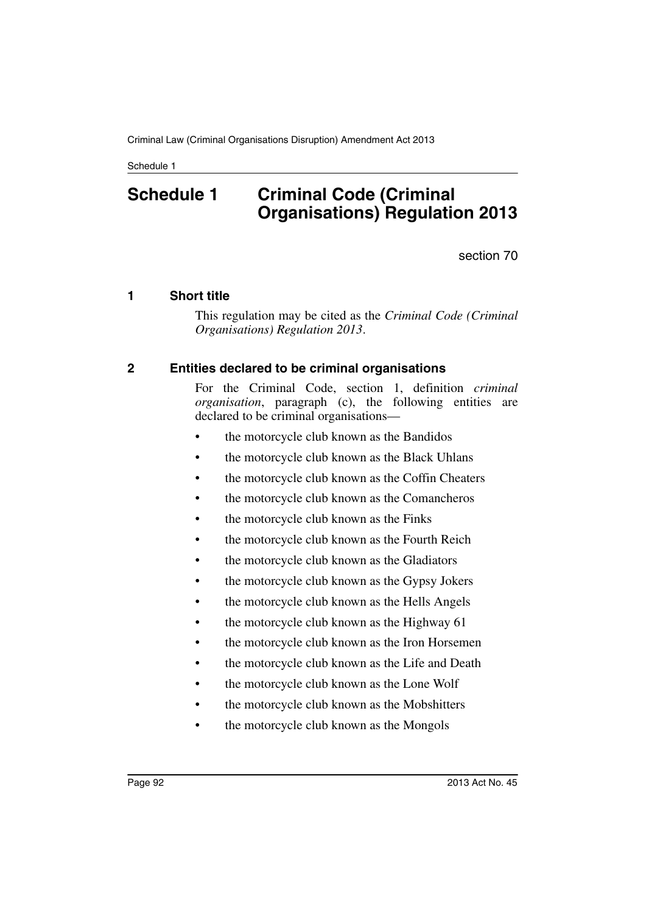# Schedule 1 Criminal Code (Criminal Organisations) Regulation 2013

section 70

## 1 Short title

This regulation may be cited as the *Criminal Code (Criminal Organisations) Regulation 2013*.

## 2 Entities declared to be criminal organisations

For the Criminal Code, section 1, definition *criminal organisation*, paragraph (c), the following entities are declared to be criminal organisations—

- the motorcycle club known as the Bandidos
- the motorcycle club known as the Black Uhlans
- the motorcycle club known as the Coffin Cheaters
- the motorcycle club known as the Comancheros
- the motorcycle club known as the Finks
- the motorcycle club known as the Fourth Reich
- the motorcycle club known as the Gladiators
- the motorcycle club known as the Gypsy Jokers
- the motorcycle club known as the Hells Angels
- the motorcycle club known as the Highway 61
- the motorcycle club known as the Iron Horsemen
- the motorcycle club known as the Life and Death
- the motorcycle club known as the Lone Wolf
- the motorcycle club known as the Mobshitters
- the motorcycle club known as the Mongols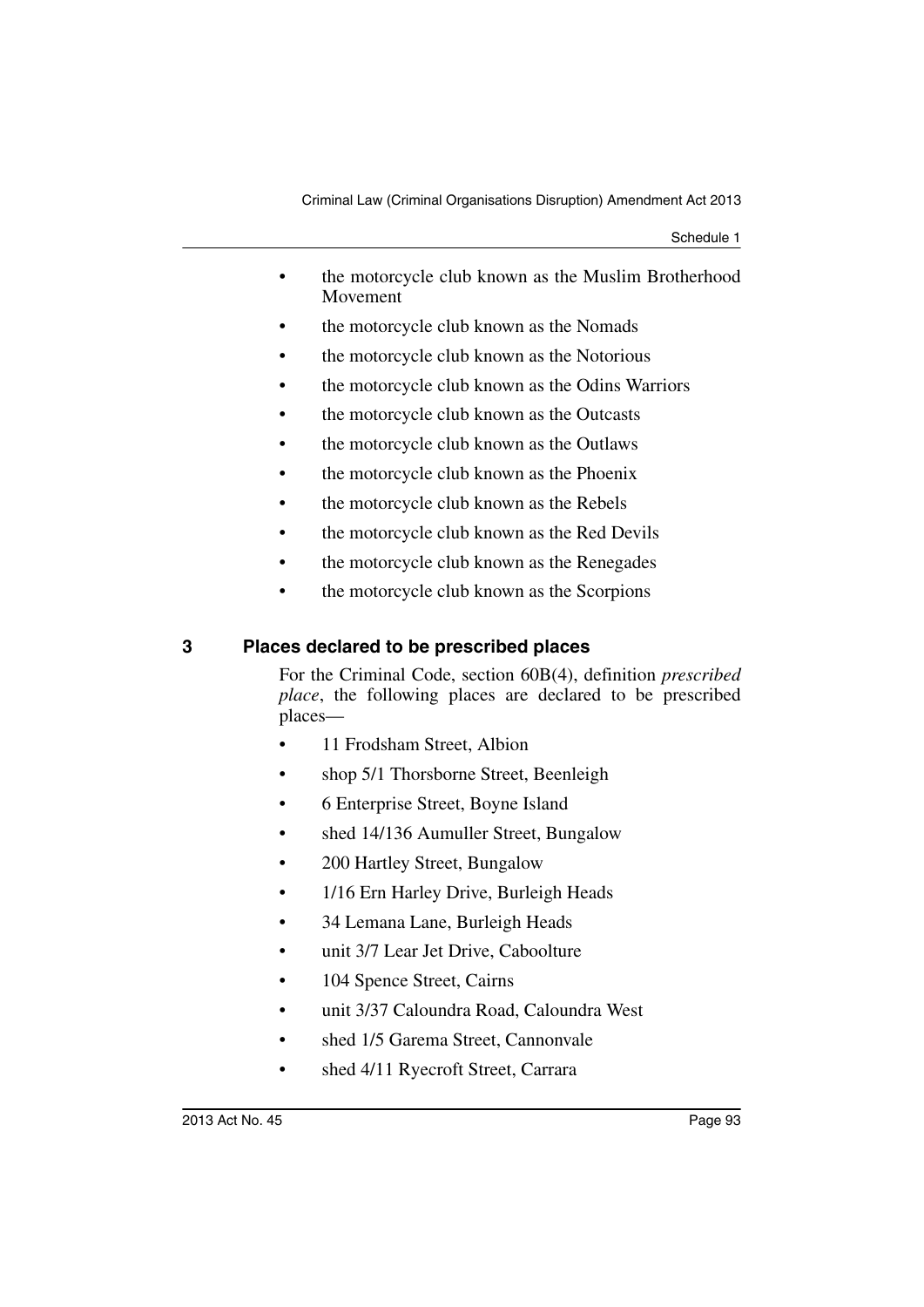- the motorcycle club known as the Muslim Brotherhood Movement
- the motorcycle club known as the Nomads
- the motorcycle club known as the Notorious
- the motorcycle club known as the Odins Warriors
- the motorcycle club known as the Outcasts
- the motorcycle club known as the Outlaws
- the motorcycle club known as the Phoenix
- the motorcycle club known as the Rebels
- the motorcycle club known as the Red Devils
- the motorcycle club known as the Renegades
- the motorcycle club known as the Scorpions

### 3 Places declared to be prescribed places

For the Criminal Code, section 60B(4), definition *prescribed place*, the following places are declared to be prescribed places—

- 11 Frodsham Street, Albion
- shop 5/1 Thorsborne Street, Beenleigh
- 6 Enterprise Street, Boyne Island
- shed 14/136 Aumuller Street, Bungalow
- 200 Hartley Street, Bungalow
- 1/16 Ern Harley Drive, Burleigh Heads
- 34 Lemana Lane, Burleigh Heads
- unit 3/7 Lear Jet Drive, Caboolture
- 104 Spence Street, Cairns
- unit 3/37 Caloundra Road, Caloundra West
- shed 1/5 Garema Street, Cannonvale
- shed 4/11 Ryecroft Street, Carrara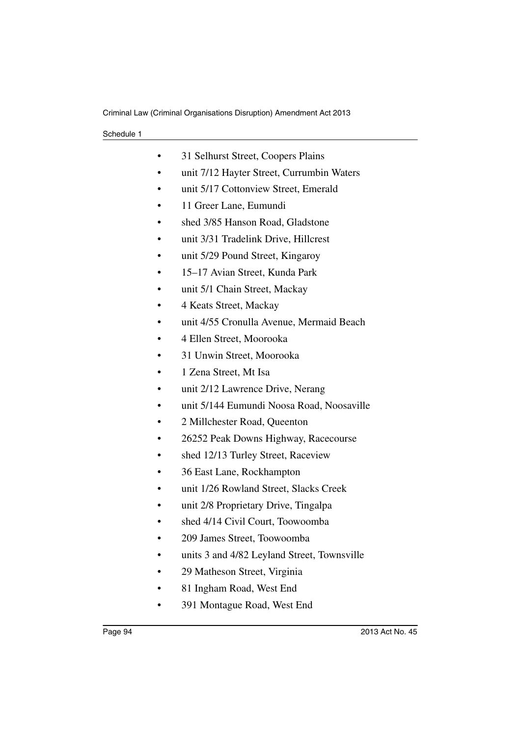- 31 Selhurst Street, Coopers Plains
- unit 7/12 Hayter Street, Currumbin Waters
- unit 5/17 Cottonview Street, Emerald
- 11 Greer Lane, Eumundi
- shed 3/85 Hanson Road, Gladstone
- unit 3/31 Tradelink Drive, Hillcrest
- unit 5/29 Pound Street, Kingaroy
- 15–17 Avian Street, Kunda Park
- unit 5/1 Chain Street, Mackay
- 4 Keats Street, Mackay
- unit 4/55 Cronulla Avenue, Mermaid Beach
- 4 Ellen Street, Moorooka
- 31 Unwin Street, Moorooka
- 1 Zena Street, Mt Isa
- unit 2/12 Lawrence Drive, Nerang
- unit 5/144 Eumundi Noosa Road, Noosaville
- 2 Millchester Road, Queenton
- 26252 Peak Downs Highway, Racecourse
- shed 12/13 Turley Street, Raceview
- 36 East Lane, Rockhampton
- unit 1/26 Rowland Street, Slacks Creek
- unit 2/8 Proprietary Drive, Tingalpa
- shed 4/14 Civil Court, Toowoomba
- 209 James Street, Toowoomba
- units 3 and 4/82 Leyland Street, Townsville
- 29 Matheson Street, Virginia
- 81 Ingham Road, West End
- 391 Montague Road, West End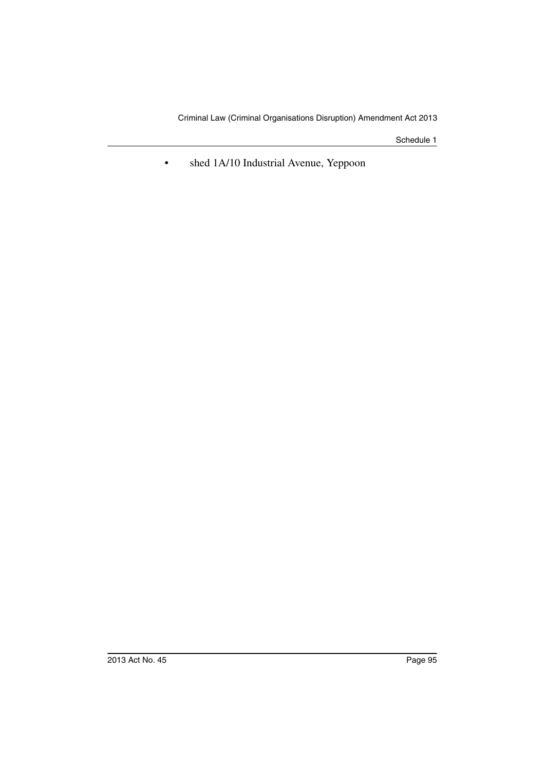- shed 1A/10 Industrial Avenue, Yeppoon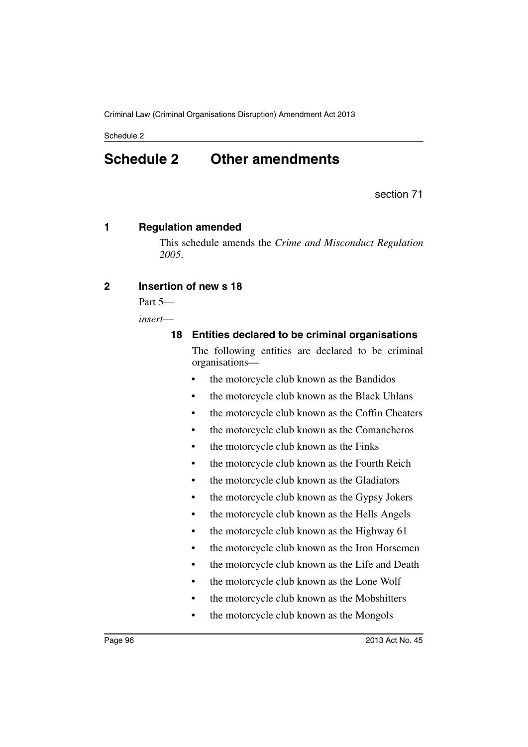# Schedule 2 Other amendments

section 71

## 1 Regulation amended

This schedule amends the *Crime and Misconduct Regulation 2005*.

## 2 Insertion of new s 18

Part 5—

*insert*—

### 18 Entities declared to be criminal organisations

The following entities are declared to be criminal organisations—

- the motorcycle club known as the Bandidos
- the motorcycle club known as the Black Uhlans
- the motorcycle club known as the Coffin Cheaters
- the motorcycle club known as the Comancheros
- the motorcycle club known as the Finks
- the motorcycle club known as the Fourth Reich
- the motorcycle club known as the Gladiators
- the motorcycle club known as the Gypsy Jokers
- the motorcycle club known as the Hells Angels
- the motorcycle club known as the Highway 61
- the motorcycle club known as the Iron Horsemen
- the motorcycle club known as the Life and Death
- the motorcycle club known as the Lone Wolf
- the motorcycle club known as the Mobshitters
- the motorcycle club known as the Mongols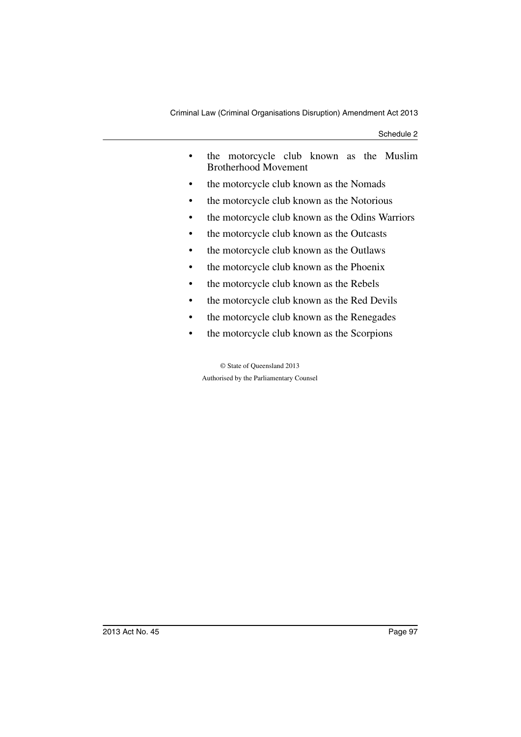- the motorcycle club known as the Muslim Brotherhood Movement
- the motorcycle club known as the Nomads
- the motorcycle club known as the Notorious
- the motorcycle club known as the Odins Warriors
- the motorcycle club known as the Outcasts
- the motorcycle club known as the Outlaws
- the motorcycle club known as the Phoenix
- the motorcycle club known as the Rebels
- the motorcycle club known as the Red Devils
- the motorcycle club known as the Renegades
- the motorcycle club known as the Scorpions

© State of Queensland 2013

Authorised by the Parliamentary Counsel